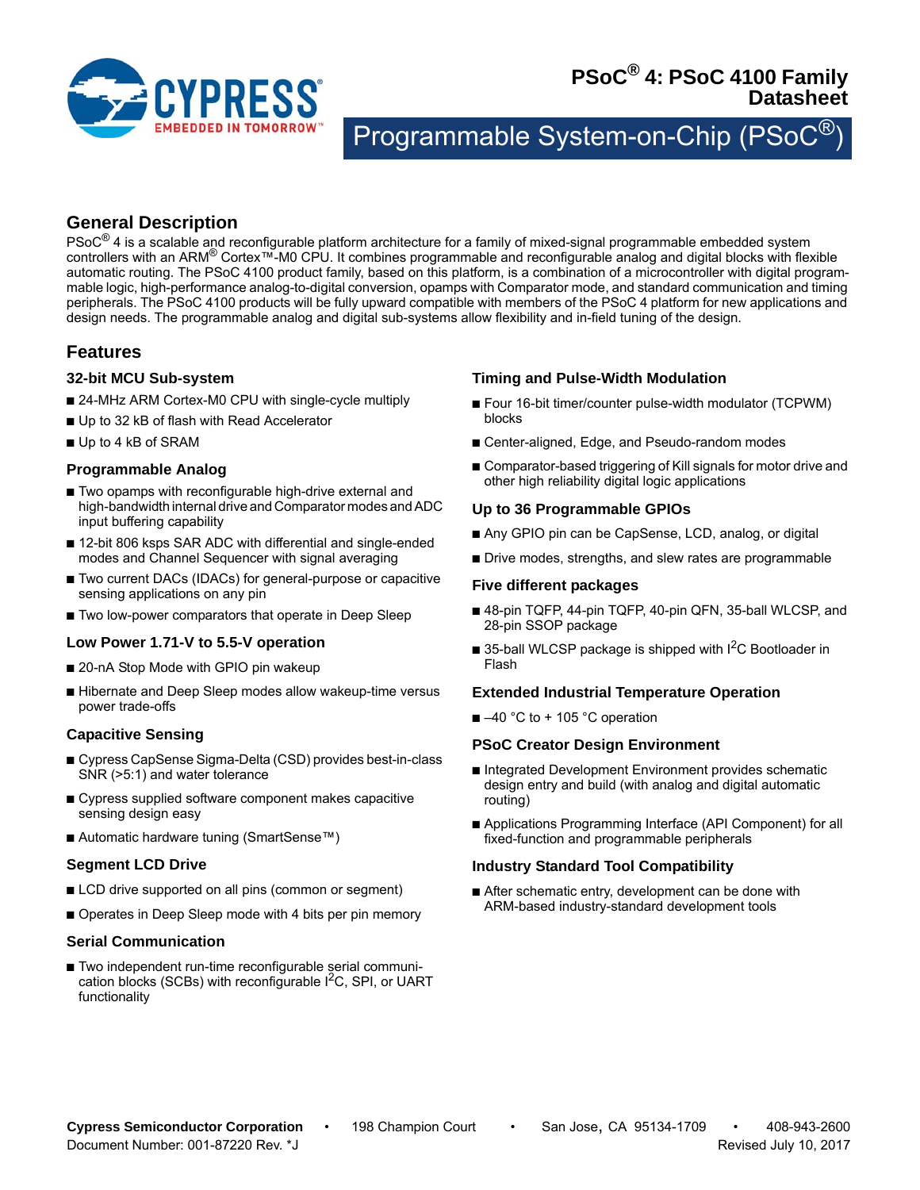# PSoC® 4: PSoC 4100 Family Datasheet

## Programmable System-on-Chip (PSoC®)

## General Description

PSoC® 4 is a scalable and reconfigurable platform architecture for a family of mixed-signal programmable embedded system controllers with an ARM® Cortex™-M0 CPU. It combines programmable and reconfigurable analog and digital blocks with flexible automatic routing. The PSoC 4100 product family, based on this platform, is a combination of a microcontroller with digital programmable logic, high-performance analog-to-digital conversion, opamps with Comparator mode, and standard communication and timing peripherals. The PSoC 4100 products will be fully upward compatible with members of the PSoC 4 platform for new applications and design needs. The programmable analog and digital sub-systems allow flexibility and in-field tuning of the design.

## Features

### 32-bit MCU Sub-system

- 24-MHz ARM Cortex-M0 CPU with single-cycle multiply
- Up to 32 kB of flash with Read Accelerator
- Up to 4 kB of SRAM

### Programmable Analog

- Two opamps with reconfigurable high-drive external and high-bandwidth internal drive and Comparator modes and ADC input buffering capability
- 12-bit 806 ksps SAR ADC with differential and single-ended modes and Channel Sequencer with signal averaging
- Two current DACs (IDACs) for general-purpose or capacitive sensing applications on any pin
- Two low-power comparators that operate in Deep Sleep

### Low Power 1.71-V to 5.5-V operation

- 20-nA Stop Mode with GPIO pin wakeup
- Hibernate and Deep Sleep modes allow wakeup-time versus power trade-offs

### Capacitive Sensing

- Cypress CapSense Sigma-Delta (CSD) provides best-in-class SNR (>5:1) and water tolerance
- Cypress supplied software component makes capacitive sensing design easy
- Automatic hardware tuning (SmartSense™)

### Segment LCD Drive

- LCD drive supported on all pins (common or segment)
- Operates in Deep Sleep mode with 4 bits per pin memory

### Serial Communication

- Two independent run-time reconfigurable serial communication blocks (SCBs) with reconfigurable I$^2$C, SPI, or UART functionality

### Timing and Pulse-Width Modulation

- Four 16-bit timer/counter pulse-width modulator (TCPWM) blocks
- Center-aligned, Edge, and Pseudo-random modes
- Comparator-based triggering of Kill signals for motor drive and other high reliability digital logic applications

### Up to 36 Programmable GPIOs

- Any GPIO pin can be CapSense, LCD, analog, or digital
- Drive modes, strengths, and slew rates are programmable

### Five different packages

- 48-pin TQFP, 44-pin TQFP, 40-pin QFN, 35-ball WLCSP, and 28-pin SSOP package
- 35-ball WLCSP package is shipped with I$^2$C Bootloader in Flash

### Extended Industrial Temperature Operation

- –40 °C to + 105 °C operation

### PSoC Creator Design Environment

- Integrated Development Environment provides schematic design entry and build (with analog and digital automatic routing)
- Applications Programming Interface (API Component) for all fixed-function and programmable peripherals

### Industry Standard Tool Compatibility

- After schematic entry, development can be done with ARM-based industry-standard development tools

**Cypress Semiconductor Corporation** • 198 Champion Court • San Jose, CA 95134-1709 • 408-943-2600
Document Number: 001-87220 Rev. *J    Revised July 10, 2017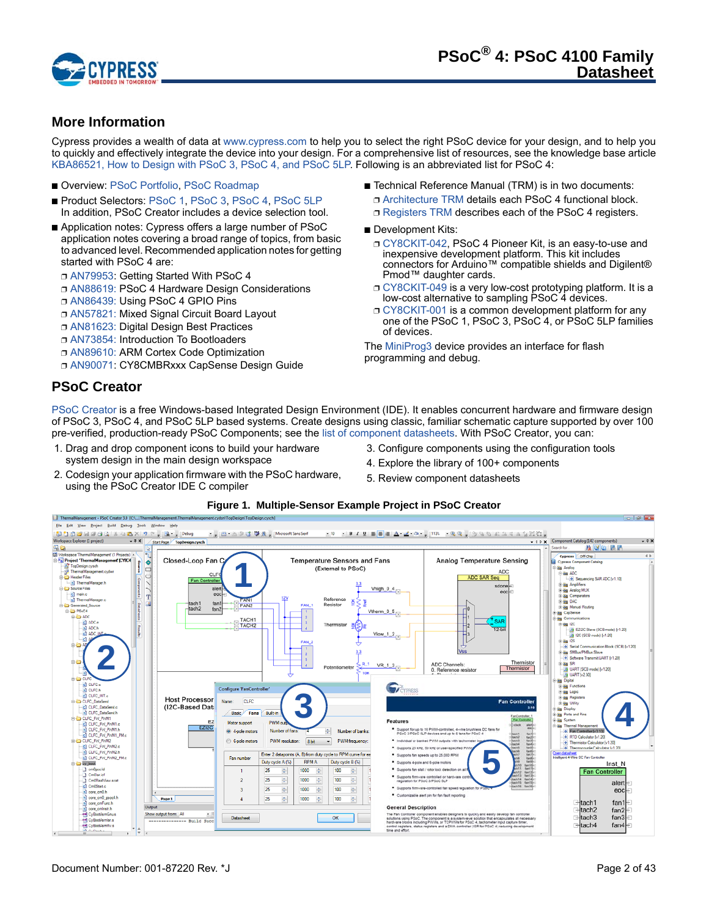## More Information

Cypress provides a wealth of data at www.cypress.com to help you to select the right PSoC device for your design, and to help you to quickly and effectively integrate the device into your design. For a comprehensive list of resources, see the knowledge base article KBA86521, How to Design with PSoC 3, PSoC 4, and PSoC 5LP. Following is an abbreviated list for PSoC 4:

- Overview: PSoC Portfolio, PSoC Roadmap
- Product Selectors: PSoC 1, PSoC 3, PSoC 4, PSoC 5LP
  In addition, PSoC Creator includes a device selection tool.
- Application notes: Cypress offers a large number of PSoC application notes covering a broad range of topics, from basic to advanced level. Recommended application notes for getting started with PSoC 4 are:
  - AN79953: Getting Started With PSoC 4
  - AN88619: PSoC 4 Hardware Design Considerations
  - AN86439: Using PSoC 4 GPIO Pins
  - AN57821: Mixed Signal Circuit Board Layout
  - AN81623: Digital Design Best Practices
  - AN73854: Introduction To Bootloaders
  - AN89610: ARM Cortex Code Optimization
  - AN90071: CY8CMBRxxx CapSense Design Guide
- Technical Reference Manual (TRM) is in two documents:
  - Architecture TRM details each PSoC 4 functional block.
  - Registers TRM describes each of the PSoC 4 registers.
- Development Kits:
  - CY8CKIT-042, PSoC 4 Pioneer Kit, is an easy-to-use and inexpensive development platform. This kit includes connectors for Arduino™ compatible shields and Digilent® Pmod™ daughter cards.
  - CY8CKIT-049 is a very low-cost prototyping platform. It is a low-cost alternative to sampling PSoC 4 devices.
  - CY8CKIT-001 is a common development platform for any one of the PSoC 1, PSoC 3, PSoC 4, or PSoC 5LP families of devices.

The MiniProg3 device provides an interface for flash programming and debug.

## PSoC Creator

PSoC Creator is a free Windows-based Integrated Design Environment (IDE). It enables concurrent hardware and firmware design of PSoC 3, PSoC 4, and PSoC 5LP based systems. Create designs using classic, familiar schematic capture supported by over 100 pre-verified, production-ready PSoC Components; see the list of component datasheets. With PSoC Creator, you can:

1. Drag and drop component icons to build your hardware system design in the main design workspace
2. Codesign your application firmware with the PSoC hardware, using the PSoC Creator IDE C compiler
3. Configure components using the configuration tools
4. Explore the library of 100+ components
5. Review component datasheets

**Figure 1. Multiple-Sensor Example Project in PSoC Creator**

Document Number: 001-87220 Rev. *J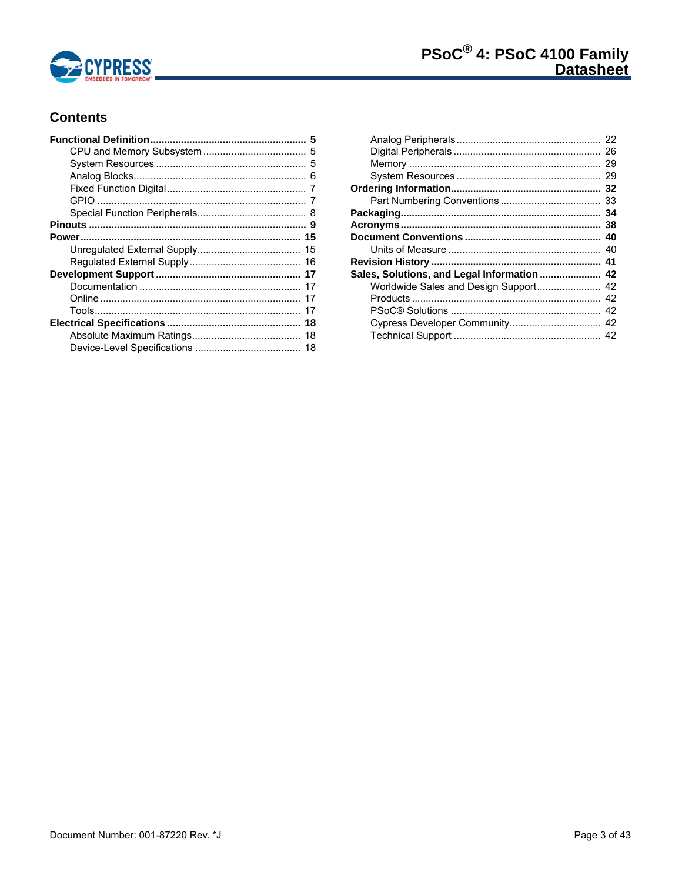## Contents

- **Functional Definition** ........ **5**
  - CPU and Memory Subsystem ........ 5
  - System Resources ........ 5
  - Analog Blocks ........ 6
  - Fixed Function Digital ........ 7
  - GPIO ........ 7
  - Special Function Peripherals ........ 8
- **Pinouts** ........ **9**
- **Power** ........ **15**
  - Unregulated External Supply ........ 15
  - Regulated External Supply ........ 16
- **Development Support** ........ **17**
  - Documentation ........ 17
  - Online ........ 17
  - Tools ........ 17
- **Electrical Specifications** ........ **18**
  - Absolute Maximum Ratings ........ 18
  - Device-Level Specifications ........ 18
  - Analog Peripherals ........ 22
  - Digital Peripherals ........ 26
  - Memory ........ 29
  - System Resources ........ 29
- **Ordering Information** ........ **32**
  - Part Numbering Conventions ........ 33
- **Packaging** ........ **34**
- **Acronyms** ........ **38**
- **Document Conventions** ........ **40**
  - Units of Measure ........ 40
- **Revision History** ........ **41**
- **Sales, Solutions, and Legal Information** ........ **42**
  - Worldwide Sales and Design Support ........ 42
  - Products ........ 42
  - PSoC® Solutions ........ 42
  - Cypress Developer Community ........ 42
  - Technical Support ........ 42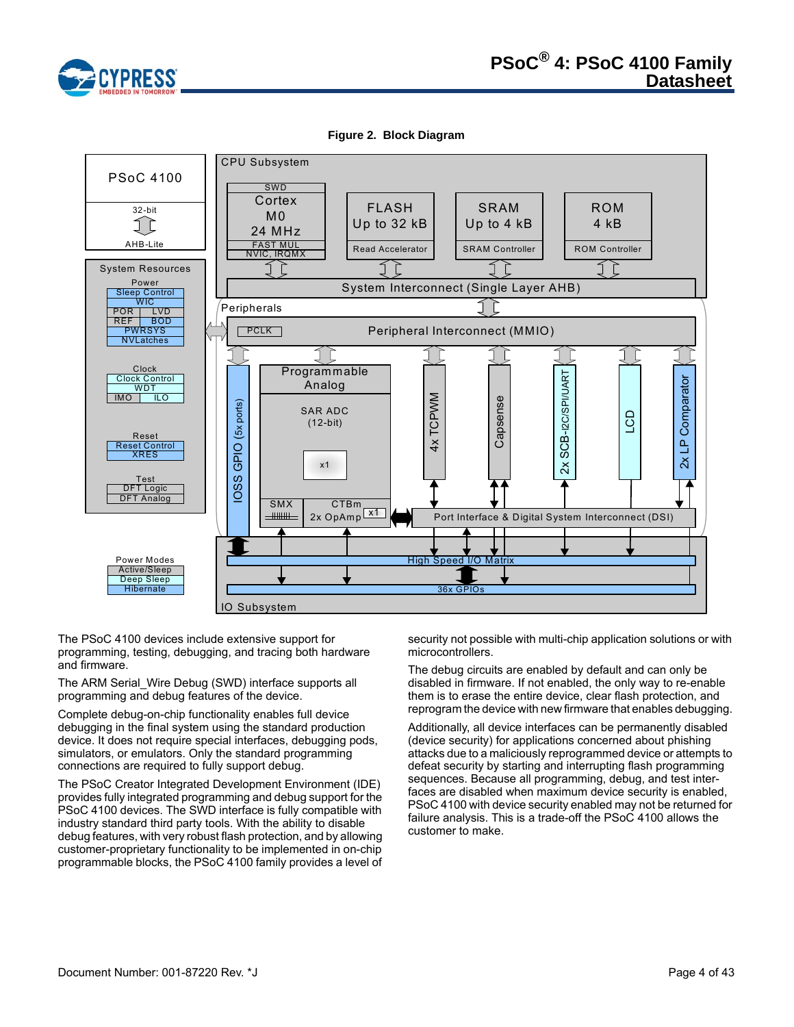Figure 2. Block Diagram

The PSoC 4100 devices include extensive support for programming, testing, debugging, and tracing both hardware and firmware.

The ARM Serial_Wire Debug (SWD) interface supports all programming and debug features of the device.

Complete debug-on-chip functionality enables full device debugging in the final system using the standard production device. It does not require special interfaces, debugging pods, simulators, or emulators. Only the standard programming connections are required to fully support debug.

The PSoC Creator Integrated Development Environment (IDE) provides fully integrated programming and debug support for the PSoC 4100 devices. The SWD interface is fully compatible with industry standard third party tools. With the ability to disable debug features, with very robust flash protection, and by allowing customer-proprietary functionality to be implemented in on-chip programmable blocks, the PSoC 4100 family provides a level of security not possible with multi-chip application solutions or with microcontrollers.

The debug circuits are enabled by default and can only be disabled in firmware. If not enabled, the only way to re-enable them is to erase the entire device, clear flash protection, and reprogram the device with new firmware that enables debugging.

Additionally, all device interfaces can be permanently disabled (device security) for applications concerned about phishing attacks due to a maliciously reprogrammed device or attempts to defeat security by starting and interrupting flash programming sequences. Because all programming, debug, and test interfaces are disabled when maximum device security is enabled, PSoC 4100 with device security enabled may not be returned for failure analysis. This is a trade-off the PSoC 4100 allows the customer to make.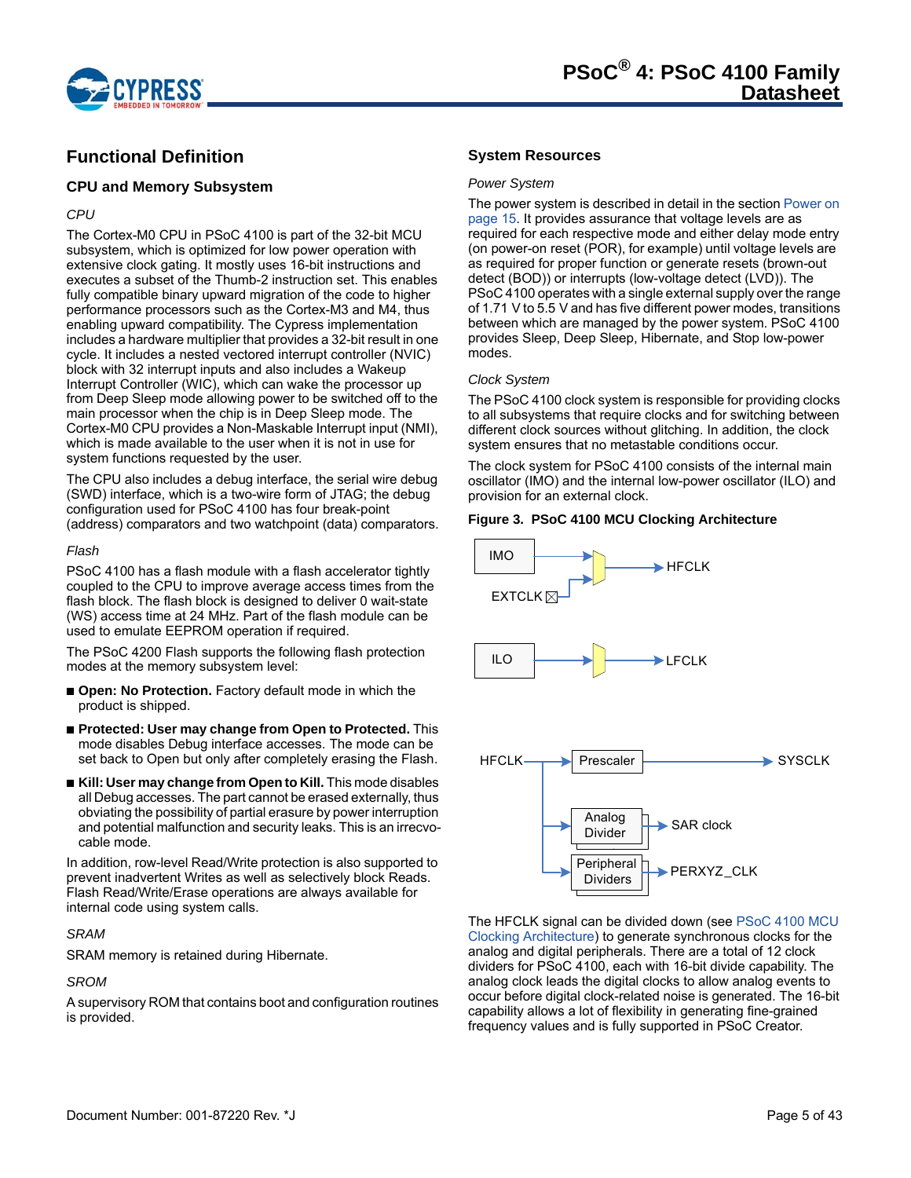## Functional Definition

### CPU and Memory Subsystem

*CPU*

The Cortex-M0 CPU in PSoC 4100 is part of the 32-bit MCU subsystem, which is optimized for low power operation with extensive clock gating. It mostly uses 16-bit instructions and executes a subset of the Thumb-2 instruction set. This enables fully compatible binary upward migration of the code to higher performance processors such as the Cortex-M3 and M4, thus enabling upward compatibility. The Cypress implementation includes a hardware multiplier that provides a 32-bit result in one cycle. It includes a nested vectored interrupt controller (NVIC) block with 32 interrupt inputs and also includes a Wakeup Interrupt Controller (WIC), which can wake the processor up from Deep Sleep mode allowing power to be switched off to the main processor when the chip is in Deep Sleep mode. The Cortex-M0 CPU provides a Non-Maskable Interrupt input (NMI), which is made available to the user when it is not in use for system functions requested by the user.

The CPU also includes a debug interface, the serial wire debug (SWD) interface, which is a two-wire form of JTAG; the debug configuration used for PSoC 4100 has four break-point (address) comparators and two watchpoint (data) comparators.

*Flash*

PSoC 4100 has a flash module with a flash accelerator tightly coupled to the CPU to improve average access times from the flash block. The flash block is designed to deliver 0 wait-state (WS) access time at 24 MHz. Part of the flash module can be used to emulate EEPROM operation if required.

The PSoC 4200 Flash supports the following flash protection modes at the memory subsystem level:

- **Open: No Protection.** Factory default mode in which the product is shipped.
- **Protected: User may change from Open to Protected.** This mode disables Debug interface accesses. The mode can be set back to Open but only after completely erasing the Flash.
- **Kill: User may change from Open to Kill.** This mode disables all Debug accesses. The part cannot be erased externally, thus obviating the possibility of partial erasure by power interruption and potential malfunction and security leaks. This is an irrecvocable mode.

In addition, row-level Read/Write protection is also supported to prevent inadvertent Writes as well as selectively block Reads. Flash Read/Write/Erase operations are always available for internal code using system calls.

*SRAM*

SRAM memory is retained during Hibernate.

*SROM*

A supervisory ROM that contains boot and configuration routines is provided.

### System Resources

*Power System*

The power system is described in detail in the section Power on page 15. It provides assurance that voltage levels are as required for each respective mode and either delay mode entry (on power-on reset (POR), for example) until voltage levels are as required for proper function or generate resets (brown-out detect (BOD)) or interrupts (low-voltage detect (LVD)). The PSoC 4100 operates with a single external supply over the range of 1.71 V to 5.5 V and has five different power modes, transitions between which are managed by the power system. PSoC 4100 provides Sleep, Deep Sleep, Hibernate, and Stop low-power modes.

*Clock System*

The PSoC 4100 clock system is responsible for providing clocks to all subsystems that require clocks and for switching between different clock sources without glitching. In addition, the clock system ensures that no metastable conditions occur.

The clock system for PSoC 4100 consists of the internal main oscillator (IMO) and the internal low-power oscillator (ILO) and provision for an external clock.

**Figure 3. PSoC 4100 MCU Clocking Architecture**

IMO → HFCLK; EXTCLK → HFCLK

ILO → LFCLK

HFCLK → Prescaler → SYSCLK

HFCLK → Analog Divider → SAR clock

HFCLK → Peripheral Dividers → PERXYZ_CLK

The HFCLK signal can be divided down (see PSoC 4100 MCU Clocking Architecture) to generate synchronous clocks for the analog and digital peripherals. There are a total of 12 clock dividers for PSoC 4100, each with 16-bit divide capability. The analog clock leads the digital clocks to allow analog events to occur before digital clock-related noise is generated. The 16-bit capability allows a lot of flexibility in generating fine-grained frequency values and is fully supported in PSoC Creator.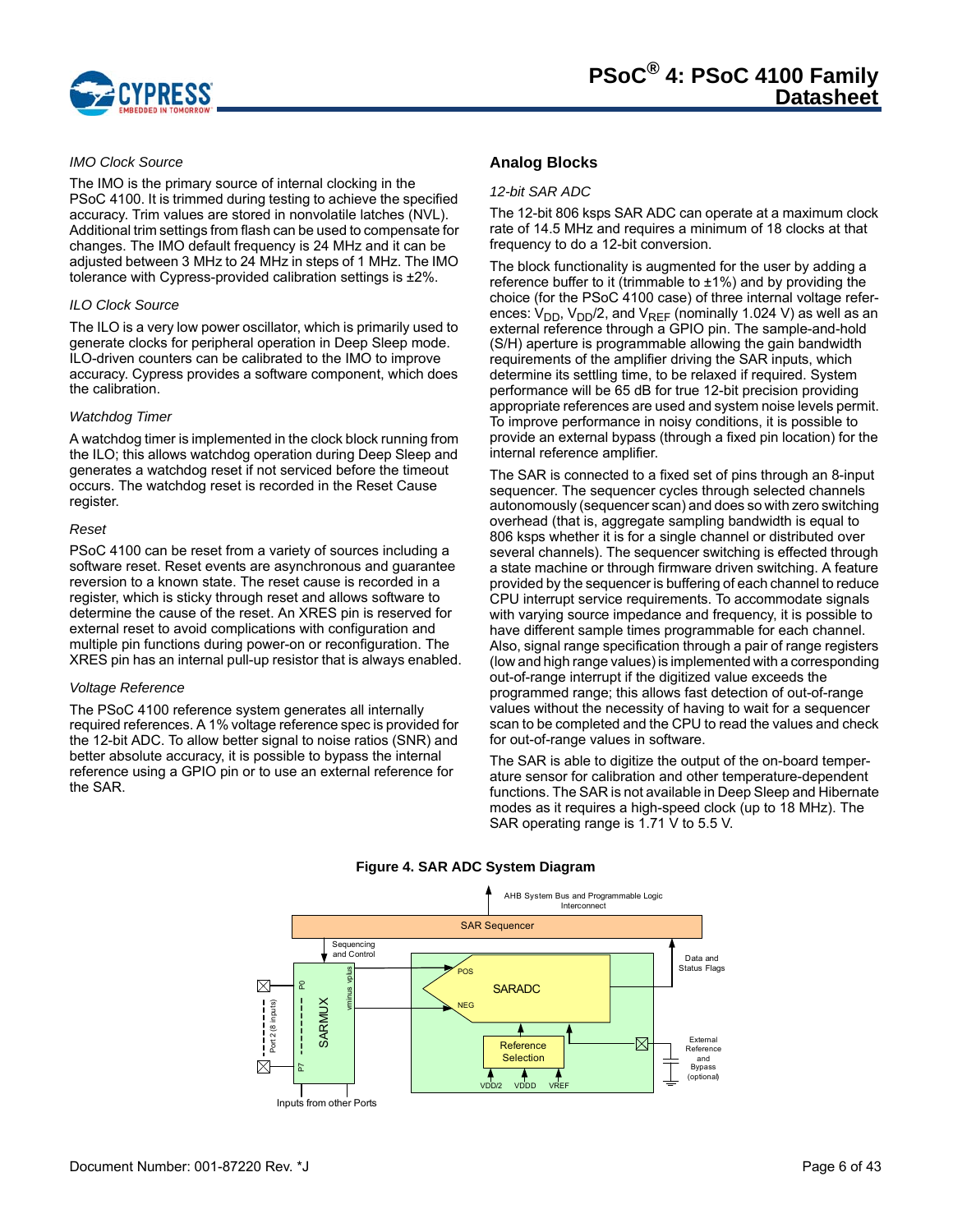*IMO Clock Source*

The IMO is the primary source of internal clocking in the PSoC 4100. It is trimmed during testing to achieve the specified accuracy. Trim values are stored in nonvolatile latches (NVL). Additional trim settings from flash can be used to compensate for changes. The IMO default frequency is 24 MHz and it can be adjusted between 3 MHz to 24 MHz in steps of 1 MHz. The IMO tolerance with Cypress-provided calibration settings is ±2%.

*ILO Clock Source*

The ILO is a very low power oscillator, which is primarily used to generate clocks for peripheral operation in Deep Sleep mode. ILO-driven counters can be calibrated to the IMO to improve accuracy. Cypress provides a software component, which does the calibration.

*Watchdog Timer*

A watchdog timer is implemented in the clock block running from the ILO; this allows watchdog operation during Deep Sleep and generates a watchdog reset if not serviced before the timeout occurs. The watchdog reset is recorded in the Reset Cause register.

*Reset*

PSoC 4100 can be reset from a variety of sources including a software reset. Reset events are asynchronous and guarantee reversion to a known state. The reset cause is recorded in a register, which is sticky through reset and allows software to determine the cause of the reset. An XRES pin is reserved for external reset to avoid complications with configuration and multiple pin functions during power-on or reconfiguration. The XRES pin has an internal pull-up resistor that is always enabled.

*Voltage Reference*

The PSoC 4100 reference system generates all internally required references. A 1% voltage reference spec is provided for the 12-bit ADC. To allow better signal to noise ratios (SNR) and better absolute accuracy, it is possible to bypass the internal reference using a GPIO pin or to use an external reference for the SAR.

## Analog Blocks

*12-bit SAR ADC*

The 12-bit 806 ksps SAR ADC can operate at a maximum clock rate of 14.5 MHz and requires a minimum of 18 clocks at that frequency to do a 12-bit conversion.

The block functionality is augmented for the user by adding a reference buffer to it (trimmable to ±1%) and by providing the choice (for the PSoC 4100 case) of three internal voltage references: $V_{DD}$, $V_{DD}/2$, and $V_{REF}$ (nominally 1.024 V) as well as an external reference through a GPIO pin. The sample-and-hold (S/H) aperture is programmable allowing the gain bandwidth requirements of the amplifier driving the SAR inputs, which determine its settling time, to be relaxed if required. System performance will be 65 dB for true 12-bit precision providing appropriate references are used and system noise levels permit. To improve performance in noisy conditions, it is possible to provide an external bypass (through a fixed pin location) for the internal reference amplifier.

The SAR is connected to a fixed set of pins through an 8-input sequencer. The sequencer cycles through selected channels autonomously (sequencer scan) and does so with zero switching overhead (that is, aggregate sampling bandwidth is equal to 806 ksps whether it is for a single channel or distributed over several channels). The sequencer switching is effected through a state machine or through firmware driven switching. A feature provided by the sequencer is buffering of each channel to reduce CPU interrupt service requirements. To accommodate signals with varying source impedance and frequency, it is possible to have different sample times programmable for each channel. Also, signal range specification through a pair of range registers (low and high range values) is implemented with a corresponding out-of-range interrupt if the digitized value exceeds the programmed range; this allows fast detection of out-of-range values without the necessity of having to wait for a sequencer scan to be completed and the CPU to read the values and check for out-of-range values in software.

The SAR is able to digitize the output of the on-board temperature sensor for calibration and other temperature-dependent functions. The SAR is not available in Deep Sleep and Hibernate modes as it requires a high-speed clock (up to 18 MHz). The SAR operating range is 1.71 V to 5.5 V.

**Figure 4. SAR ADC System Diagram**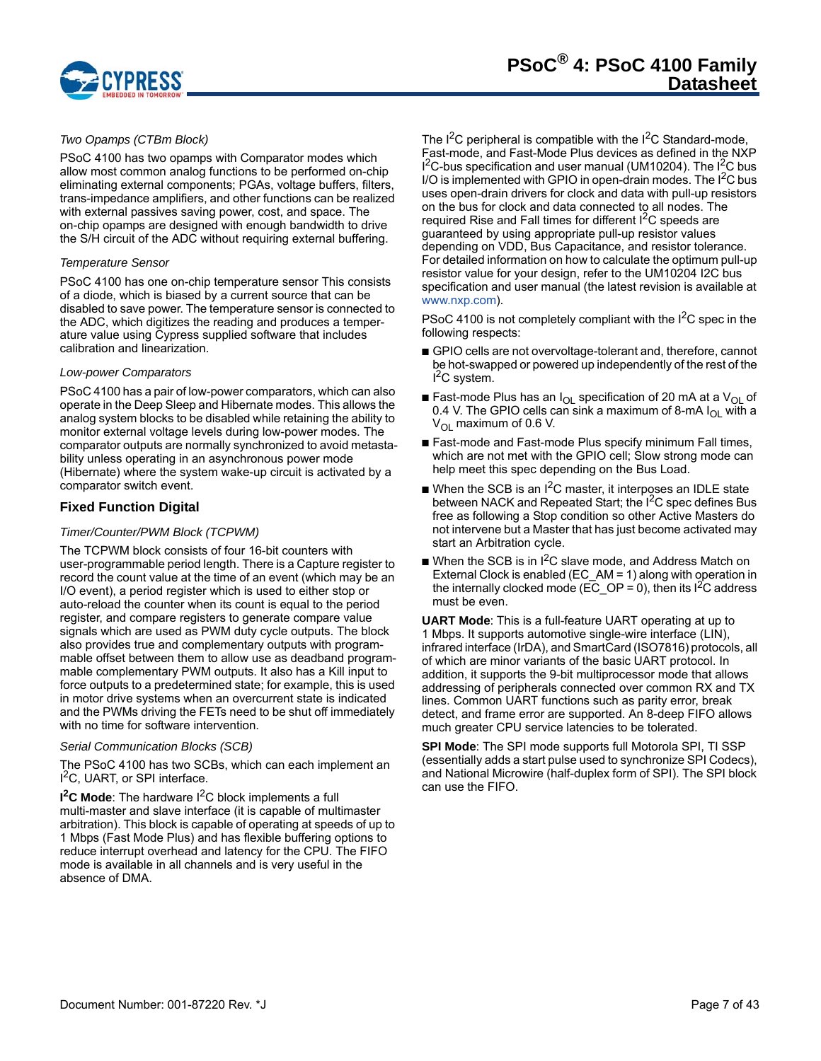*Two Opamps (CTBm Block)*

PSoC 4100 has two opamps with Comparator modes which allow most common analog functions to be performed on-chip eliminating external components; PGAs, voltage buffers, filters, trans-impedance amplifiers, and other functions can be realized with external passives saving power, cost, and space. The on-chip opamps are designed with enough bandwidth to drive the S/H circuit of the ADC without requiring external buffering.

*Temperature Sensor*

PSoC 4100 has one on-chip temperature sensor This consists of a diode, which is biased by a current source that can be disabled to save power. The temperature sensor is connected to the ADC, which digitizes the reading and produces a temperature value using Cypress supplied software that includes calibration and linearization.

*Low-power Comparators*

PSoC 4100 has a pair of low-power comparators, which can also operate in the Deep Sleep and Hibernate modes. This allows the analog system blocks to be disabled while retaining the ability to monitor external voltage levels during low-power modes. The comparator outputs are normally synchronized to avoid metastability unless operating in an asynchronous power mode (Hibernate) where the system wake-up circuit is activated by a comparator switch event.

### Fixed Function Digital

*Timer/Counter/PWM Block (TCPWM)*

The TCPWM block consists of four 16-bit counters with user-programmable period length. There is a Capture register to record the count value at the time of an event (which may be an I/O event), a period register which is used to either stop or auto-reload the counter when its count is equal to the period register, and compare registers to generate compare value signals which are used as PWM duty cycle outputs. The block also provides true and complementary outputs with programmable offset between them to allow use as deadband programmable complementary PWM outputs. It also has a Kill input to force outputs to a predetermined state; for example, this is used in motor drive systems when an overcurrent state is indicated and the PWMs driving the FETs need to be shut off immediately with no time for software intervention.

*Serial Communication Blocks (SCB)*

The PSoC 4100 has two SCBs, which can each implement an I$^2$C, UART, or SPI interface.

**I$^2$C Mode**: The hardware I$^2$C block implements a full multi-master and slave interface (it is capable of multimaster arbitration). This block is capable of operating at speeds of up to 1 Mbps (Fast Mode Plus) and has flexible buffering options to reduce interrupt overhead and latency for the CPU. The FIFO mode is available in all channels and is very useful in the absence of DMA.

The I$^2$C peripheral is compatible with the I$^2$C Standard-mode, Fast-mode, and Fast-Mode Plus devices as defined in the NXP I$^2$C-bus specification and user manual (UM10204). The I$^2$C bus I/O is implemented with GPIO in open-drain modes. The I$^2$C bus uses open-drain drivers for clock and data with pull-up resistors on the bus for clock and data connected to all nodes. The required Rise and Fall times for different I$^2$C speeds are guaranteed by using appropriate pull-up resistor values depending on VDD, Bus Capacitance, and resistor tolerance. For detailed information on how to calculate the optimum pull-up resistor value for your design, refer to the UM10204 I2C bus specification and user manual (the latest revision is available at www.nxp.com).

PSoC 4100 is not completely compliant with the I$^2$C spec in the following respects:

- GPIO cells are not overvoltage-tolerant and, therefore, cannot be hot-swapped or powered up independently of the rest of the I$^2$C system.
- Fast-mode Plus has an $I_{OL}$ specification of 20 mA at a $V_{OL}$ of 0.4 V. The GPIO cells can sink a maximum of 8-mA $I_{OL}$ with a $V_{OL}$ maximum of 0.6 V.
- Fast-mode and Fast-mode Plus specify minimum Fall times, which are not met with the GPIO cell; Slow strong mode can help meet this spec depending on the Bus Load.
- When the SCB is an I$^2$C master, it interposes an IDLE state between NACK and Repeated Start; the I$^2$C spec defines Bus free as following a Stop condition so other Active Masters do not intervene but a Master that has just become activated may start an Arbitration cycle.
- When the SCB is in I$^2$C slave mode, and Address Match on External Clock is enabled (EC_AM = 1) along with operation in the internally clocked mode (EC_OP = 0), then its I$^2$C address must be even.

**UART Mode**: This is a full-feature UART operating at up to 1 Mbps. It supports automotive single-wire interface (LIN), infrared interface (IrDA), and SmartCard (ISO7816) protocols, all of which are minor variants of the basic UART protocol. In addition, it supports the 9-bit multiprocessor mode that allows addressing of peripherals connected over common RX and TX lines. Common UART functions such as parity error, break detect, and frame error are supported. An 8-deep FIFO allows much greater CPU service latencies to be tolerated.

**SPI Mode**: The SPI mode supports full Motorola SPI, TI SSP (essentially adds a start pulse used to synchronize SPI Codecs), and National Microwire (half-duplex form of SPI). The SPI block can use the FIFO.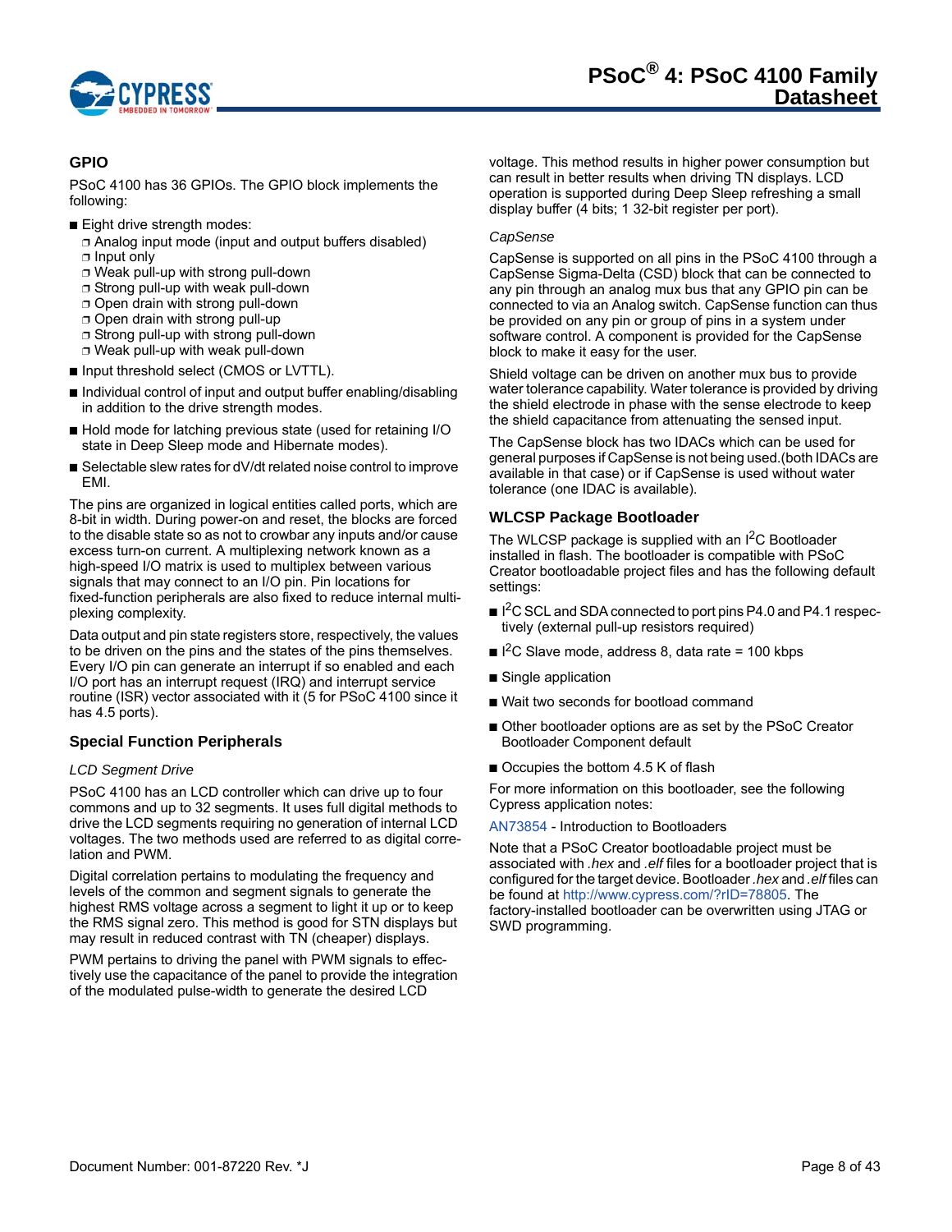## GPIO

PSoC 4100 has 36 GPIOs. The GPIO block implements the following:

- Eight drive strength modes:
  - Analog input mode (input and output buffers disabled)
  - Input only
  - Weak pull-up with strong pull-down
  - Strong pull-up with weak pull-down
  - Open drain with strong pull-down
  - Open drain with strong pull-up
  - Strong pull-up with strong pull-down
  - Weak pull-up with weak pull-down
- Input threshold select (CMOS or LVTTL).
- Individual control of input and output buffer enabling/disabling in addition to the drive strength modes.
- Hold mode for latching previous state (used for retaining I/O state in Deep Sleep mode and Hibernate modes).
- Selectable slew rates for dV/dt related noise control to improve EMI.

The pins are organized in logical entities called ports, which are 8-bit in width. During power-on and reset, the blocks are forced to the disable state so as not to crowbar any inputs and/or cause excess turn-on current. A multiplexing network known as a high-speed I/O matrix is used to multiplex between various signals that may connect to an I/O pin. Pin locations for fixed-function peripherals are also fixed to reduce internal multiplexing complexity.

Data output and pin state registers store, respectively, the values to be driven on the pins and the states of the pins themselves. Every I/O pin can generate an interrupt if so enabled and each I/O port has an interrupt request (IRQ) and interrupt service routine (ISR) vector associated with it (5 for PSoC 4100 since it has 4.5 ports).

## Special Function Peripherals

*LCD Segment Drive*

PSoC 4100 has an LCD controller which can drive up to four commons and up to 32 segments. It uses full digital methods to drive the LCD segments requiring no generation of internal LCD voltages. The two methods used are referred to as digital correlation and PWM.

Digital correlation pertains to modulating the frequency and levels of the common and segment signals to generate the highest RMS voltage across a segment to light it up or to keep the RMS signal zero. This method is good for STN displays but may result in reduced contrast with TN (cheaper) displays.

PWM pertains to driving the panel with PWM signals to effectively use the capacitance of the panel to provide the integration of the modulated pulse-width to generate the desired LCD voltage. This method results in higher power consumption but can result in better results when driving TN displays. LCD operation is supported during Deep Sleep refreshing a small display buffer (4 bits; 1 32-bit register per port).

*CapSense*

CapSense is supported on all pins in the PSoC 4100 through a CapSense Sigma-Delta (CSD) block that can be connected to any pin through an analog mux bus that any GPIO pin can be connected to via an Analog switch. CapSense function can thus be provided on any pin or group of pins in a system under software control. A component is provided for the CapSense block to make it easy for the user.

Shield voltage can be driven on another mux bus to provide water tolerance capability. Water tolerance is provided by driving the shield electrode in phase with the sense electrode to keep the shield capacitance from attenuating the sensed input.

The CapSense block has two IDACs which can be used for general purposes if CapSense is not being used.(both IDACs are available in that case) or if CapSense is used without water tolerance (one IDAC is available).

## WLCSP Package Bootloader

The WLCSP package is supplied with an I$^2$C Bootloader installed in flash. The bootloader is compatible with PSoC Creator bootloadable project files and has the following default settings:

- I$^2$C SCL and SDA connected to port pins P4.0 and P4.1 respectively (external pull-up resistors required)
- I$^2$C Slave mode, address 8, data rate = 100 kbps
- Single application
- Wait two seconds for bootload command
- Other bootloader options are as set by the PSoC Creator Bootloader Component default
- Occupies the bottom 4.5 K of flash

For more information on this bootloader, see the following Cypress application notes:

AN73854 - Introduction to Bootloaders

Note that a PSoC Creator bootloadable project must be associated with *.hex* and *.elf* files for a bootloader project that is configured for the target device. Bootloader *.hex* and *.elf* files can be found at http://www.cypress.com/?rID=78805. The factory-installed bootloader can be overwritten using JTAG or SWD programming.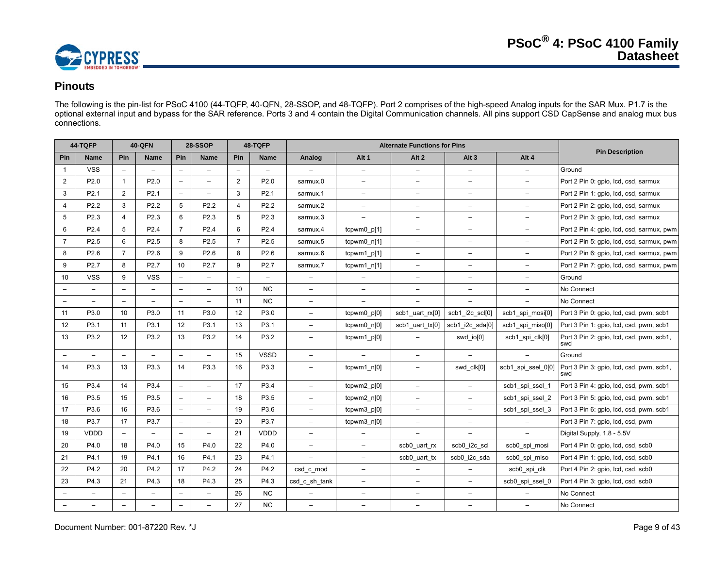## Pinouts

The following is the pin-list for PSoC 4100 (44-TQFP, 40-QFN, 28-SSOP, and 48-TQFP). Port 2 comprises of the high-speed Analog inputs for the SAR Mux. P1.7 is the optional external input and bypass for the SAR reference. Ports 3 and 4 contain the Digital Communication channels. All pins support CSD CapSense and analog mux bus connections.

| 44-TQFP | | 40-QFN | | 28-SSOP | | 48-TQFP | | Alternate Functions for Pins | | | | | Pin Description |
|---|---|---|---|---|---|---|---|---|---|---|---|---|---|
| Pin | Name | Pin | Name | Pin | Name | Pin | Name | Analog | Alt 1 | Alt 2 | Alt 3 | Alt 4 | |
| 1 | VSS | – | – | – | – | – | – | – | – | – | – | – | Ground |
| 2 | P2.0 | 1 | P2.0 | – | – | 2 | P2.0 | sarmux.0 | – | – | – | – | Port 2 Pin 0: gpio, lcd, csd, sarmux |
| 3 | P2.1 | 2 | P2.1 | – | – | 3 | P2.1 | sarmux.1 | – | – | – | – | Port 2 Pin 1: gpio, lcd, csd, sarmux |
| 4 | P2.2 | 3 | P2.2 | 5 | P2.2 | 4 | P2.2 | sarmux.2 | – | – | – | – | Port 2 Pin 2: gpio, lcd, csd, sarmux |
| 5 | P2.3 | 4 | P2.3 | 6 | P2.3 | 5 | P2.3 | sarmux.3 | – | – | – | – | Port 2 Pin 3: gpio, lcd, csd, sarmux |
| 6 | P2.4 | 5 | P2.4 | 7 | P2.4 | 6 | P2.4 | sarmux.4 | tcpwm0_p[1] | – | – | – | Port 2 Pin 4: gpio, lcd, csd, sarmux, pwm |
| 7 | P2.5 | 6 | P2.5 | 8 | P2.5 | 7 | P2.5 | sarmux.5 | tcpwm0_n[1] | – | – | – | Port 2 Pin 5: gpio, lcd, csd, sarmux, pwm |
| 8 | P2.6 | 7 | P2.6 | 9 | P2.6 | 8 | P2.6 | sarmux.6 | tcpwm1_p[1] | – | – | – | Port 2 Pin 6: gpio, lcd, csd, sarmux, pwm |
| 9 | P2.7 | 8 | P2.7 | 10 | P2.7 | 9 | P2.7 | sarmux.7 | tcpwm1_n[1] | – | – | – | Port 2 Pin 7: gpio, lcd, csd, sarmux, pwm |
| 10 | VSS | 9 | VSS | – | – | – | – | – | – | – | – | – | Ground |
| – | – | – | – | – | – | 10 | NC | – | – | – | – | – | No Connect |
| – | – | – | – | – | – | 11 | NC | – | – | – | – | – | No Connect |
| 11 | P3.0 | 10 | P3.0 | 11 | P3.0 | 12 | P3.0 | – | tcpwm0_p[0] | scb1_uart_rx[0] | scb1_i2c_scl[0] | scb1_spi_mosi[0] | Port 3 Pin 0: gpio, lcd, csd, pwm, scb1 |
| 12 | P3.1 | 11 | P3.1 | 12 | P3.1 | 13 | P3.1 | – | tcpwm0_n[0] | scb1_uart_tx[0] | scb1_i2c_sda[0] | scb1_spi_miso[0] | Port 3 Pin 1: gpio, lcd, csd, pwm, scb1 |
| 13 | P3.2 | 12 | P3.2 | 13 | P3.2 | 14 | P3.2 | – | tcpwm1_p[0] | – | swd_io[0] | scb1_spi_clk[0] | Port 3 Pin 2: gpio, lcd, csd, pwm, scb1, swd |
| – | – | – | – | – | – | 15 | VSSD | – | – | – | – | – | Ground |
| 14 | P3.3 | 13 | P3.3 | 14 | P3.3 | 16 | P3.3 | – | tcpwm1_n[0] | – | swd_clk[0] | scb1_spi_ssel_0[0] | Port 3 Pin 3: gpio, lcd, csd, pwm, scb1, swd |
| 15 | P3.4 | 14 | P3.4 | – | – | 17 | P3.4 | – | tcpwm2_p[0] | – | – | scb1_spi_ssel_1 | Port 3 Pin 4: gpio, lcd, csd, pwm, scb1 |
| 16 | P3.5 | 15 | P3.5 | – | – | 18 | P3.5 | – | tcpwm2_n[0] | – | – | scb1_spi_ssel_2 | Port 3 Pin 5: gpio, lcd, csd, pwm, scb1 |
| 17 | P3.6 | 16 | P3.6 | – | – | 19 | P3.6 | – | tcpwm3_p[0] | – | – | scb1_spi_ssel_3 | Port 3 Pin 6: gpio, lcd, csd, pwm, scb1 |
| 18 | P3.7 | 17 | P3.7 | – | – | 20 | P3.7 | – | tcpwm3_n[0] | – | – | – | Port 3 Pin 7: gpio, lcd, csd, pwm |
| 19 | VDDD | – | – | – | – | 21 | VDDD | – | – | – | – | – | Digital Supply, 1.8 - 5.5V |
| 20 | P4.0 | 18 | P4.0 | 15 | P4.0 | 22 | P4.0 | – | – | scb0_uart_rx | scb0_i2c_scl | scb0_spi_mosi | Port 4 Pin 0: gpio, lcd, csd, scb0 |
| 21 | P4.1 | 19 | P4.1 | 16 | P4.1 | 23 | P4.1 | – | – | scb0_uart_tx | scb0_i2c_sda | scb0_spi_miso | Port 4 Pin 1: gpio, lcd, csd, scb0 |
| 22 | P4.2 | 20 | P4.2 | 17 | P4.2 | 24 | P4.2 | csd_c_mod | – | – | – | scb0_spi_clk | Port 4 Pin 2: gpio, lcd, csd, scb0 |
| 23 | P4.3 | 21 | P4.3 | 18 | P4.3 | 25 | P4.3 | csd_c_sh_tank | – | – | – | scb0_spi_ssel_0 | Port 4 Pin 3: gpio, lcd, csd, scb0 |
| – | – | – | – | – | – | 26 | NC | – | – | – | – | – | No Connect |
| – | – | – | – | – | – | 27 | NC | – | – | – | – | – | No Connect |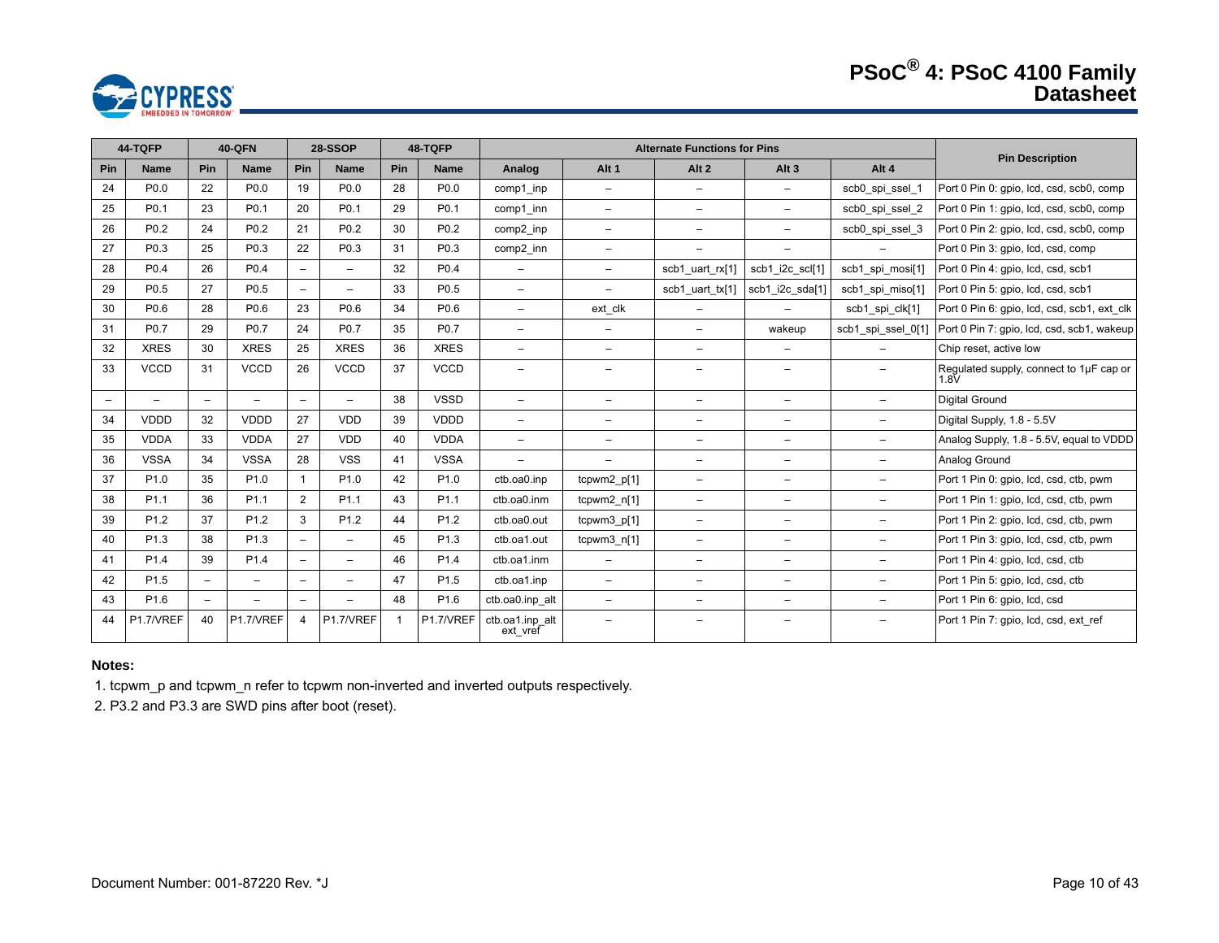| 44-TQFP | | 40-QFN | | 28-SSOP | | 48-TQFP | | Alternate Functions for Pins | | | | | Pin Description |
|---|---|---|---|---|---|---|---|---|---|---|---|---|---|
| Pin | Name | Pin | Name | Pin | Name | Pin | Name | Analog | Alt 1 | Alt 2 | Alt 3 | Alt 4 | |
| 24 | P0.0 | 22 | P0.0 | 19 | P0.0 | 28 | P0.0 | comp1_inp | – | – | – | scb0_spi_ssel_1 | Port 0 Pin 0: gpio, lcd, csd, scb0, comp |
| 25 | P0.1 | 23 | P0.1 | 20 | P0.1 | 29 | P0.1 | comp1_inn | – | – | – | scb0_spi_ssel_2 | Port 0 Pin 1: gpio, lcd, csd, scb0, comp |
| 26 | P0.2 | 24 | P0.2 | 21 | P0.2 | 30 | P0.2 | comp2_inp | – | – | – | scb0_spi_ssel_3 | Port 0 Pin 2: gpio, lcd, csd, scb0, comp |
| 27 | P0.3 | 25 | P0.3 | 22 | P0.3 | 31 | P0.3 | comp2_inn | – | – | – | – | Port 0 Pin 3: gpio, lcd, csd, comp |
| 28 | P0.4 | 26 | P0.4 | – | – | 32 | P0.4 | – | – | scb1_uart_rx[1] | scb1_i2c_scl[1] | scb1_spi_mosi[1] | Port 0 Pin 4: gpio, lcd, csd, scb1 |
| 29 | P0.5 | 27 | P0.5 | – | – | 33 | P0.5 | – | – | scb1_uart_tx[1] | scb1_i2c_sda[1] | scb1_spi_miso[1] | Port 0 Pin 5: gpio, lcd, csd, scb1 |
| 30 | P0.6 | 28 | P0.6 | 23 | P0.6 | 34 | P0.6 | – | ext_clk | – | – | scb1_spi_clk[1] | Port 0 Pin 6: gpio, lcd, csd, scb1, ext_clk |
| 31 | P0.7 | 29 | P0.7 | 24 | P0.7 | 35 | P0.7 | – | – | – | wakeup | scb1_spi_ssel_0[1] | Port 0 Pin 7: gpio, lcd, csd, scb1, wakeup |
| 32 | XRES | 30 | XRES | 25 | XRES | 36 | XRES | – | – | – | – | – | Chip reset, active low |
| 33 | VCCD | 31 | VCCD | 26 | VCCD | 37 | VCCD | – | – | – | – | – | Regulated supply, connect to 1µF cap or 1.8V |
| – | – | – | – | – | – | 38 | VSSD | – | – | – | – | – | Digital Ground |
| 34 | VDDD | 32 | VDDD | 27 | VDD | 39 | VDDD | – | – | – | – | – | Digital Supply, 1.8 - 5.5V |
| 35 | VDDA | 33 | VDDA | 27 | VDD | 40 | VDDA | – | – | – | – | – | Analog Supply, 1.8 - 5.5V, equal to VDDD |
| 36 | VSSA | 34 | VSSA | 28 | VSS | 41 | VSSA | – | – | – | – | – | Analog Ground |
| 37 | P1.0 | 35 | P1.0 | 1 | P1.0 | 42 | P1.0 | ctb.oa0.inp | tcpwm2_p[1] | – | – | – | Port 1 Pin 0: gpio, lcd, csd, ctb, pwm |
| 38 | P1.1 | 36 | P1.1 | 2 | P1.1 | 43 | P1.1 | ctb.oa0.inm | tcpwm2_n[1] | – | – | – | Port 1 Pin 1: gpio, lcd, csd, ctb, pwm |
| 39 | P1.2 | 37 | P1.2 | 3 | P1.2 | 44 | P1.2 | ctb.oa0.out | tcpwm3_p[1] | – | – | – | Port 1 Pin 2: gpio, lcd, csd, ctb, pwm |
| 40 | P1.3 | 38 | P1.3 | – | – | 45 | P1.3 | ctb.oa1.out | tcpwm3_n[1] | – | – | – | Port 1 Pin 3: gpio, lcd, csd, ctb, pwm |
| 41 | P1.4 | 39 | P1.4 | – | – | 46 | P1.4 | ctb.oa1.inm | – | – | – | – | Port 1 Pin 4: gpio, lcd, csd, ctb |
| 42 | P1.5 | – | – | – | – | 47 | P1.5 | ctb.oa1.inp | – | – | – | – | Port 1 Pin 5: gpio, lcd, csd, ctb |
| 43 | P1.6 | – | – | – | – | 48 | P1.6 | ctb.oa0.inp_alt | – | – | – | – | Port 1 Pin 6: gpio, lcd, csd |
| 44 | P1.7/VREF | 40 | P1.7/VREF | 4 | P1.7/VREF | 1 | P1.7/VREF | ctb.oa1.inp_alt ext_vref | – | – | – | – | Port 1 Pin 7: gpio, lcd, csd, ext_ref |

**Notes:**

1. tcpwm_p and tcpwm_n refer to tcpwm non-inverted and inverted outputs respectively.
2. P3.2 and P3.3 are SWD pins after boot (reset).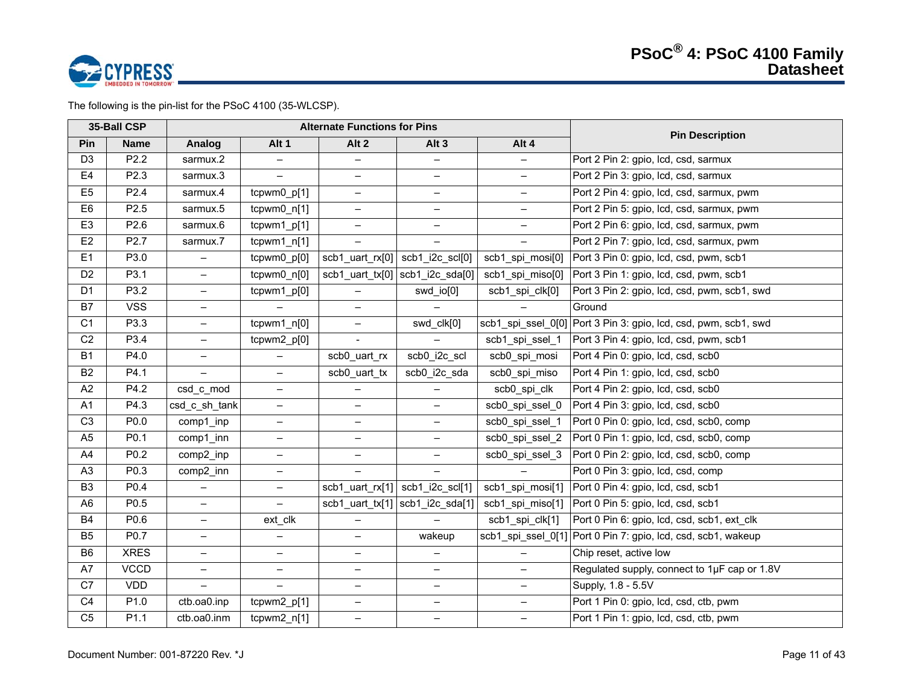The following is the pin-list for the PSoC 4100 (35-WLCSP).

| 35-Ball CSP | | Alternate Functions for Pins | | | | | Pin Description |
|---|---|---|---|---|---|---|---|
| Pin | Name | Analog | Alt 1 | Alt 2 | Alt 3 | Alt 4 | |
| D3 | P2.2 | sarmux.2 | – | – | – | – | Port 2 Pin 2: gpio, lcd, csd, sarmux |
| E4 | P2.3 | sarmux.3 | – | – | – | – | Port 2 Pin 3: gpio, lcd, csd, sarmux |
| E5 | P2.4 | sarmux.4 | tcpwm0_p[1] | – | – | – | Port 2 Pin 4: gpio, lcd, csd, sarmux, pwm |
| E6 | P2.5 | sarmux.5 | tcpwm0_n[1] | – | – | – | Port 2 Pin 5: gpio, lcd, csd, sarmux, pwm |
| E3 | P2.6 | sarmux.6 | tcpwm1_p[1] | – | – | – | Port 2 Pin 6: gpio, lcd, csd, sarmux, pwm |
| E2 | P2.7 | sarmux.7 | tcpwm1_n[1] | – | – | – | Port 2 Pin 7: gpio, lcd, csd, sarmux, pwm |
| E1 | P3.0 | – | tcpwm0_p[0] | scb1_uart_rx[0] | scb1_i2c_scl[0] | scb1_spi_mosi[0] | Port 3 Pin 0: gpio, lcd, csd, pwm, scb1 |
| D2 | P3.1 | – | tcpwm0_n[0] | scb1_uart_tx[0] | scb1_i2c_sda[0] | scb1_spi_miso[0] | Port 3 Pin 1: gpio, lcd, csd, pwm, scb1 |
| D1 | P3.2 | – | tcpwm1_p[0] | – | swd_io[0] | scb1_spi_clk[0] | Port 3 Pin 2: gpio, lcd, csd, pwm, scb1, swd |
| B7 | VSS | – | – | – | – | – | Ground |
| C1 | P3.3 | – | tcpwm1_n[0] | – | swd_clk[0] | scb1_spi_ssel_0[0] | Port 3 Pin 3: gpio, lcd, csd, pwm, scb1, swd |
| C2 | P3.4 | – | tcpwm2_p[0] | - | – | scb1_spi_ssel_1 | Port 3 Pin 4: gpio, lcd, csd, pwm, scb1 |
| B1 | P4.0 | – | – | scb0_uart_rx | scb0_i2c_scl | scb0_spi_mosi | Port 4 Pin 0: gpio, lcd, csd, scb0 |
| B2 | P4.1 | – | – | scb0_uart_tx | scb0_i2c_sda | scb0_spi_miso | Port 4 Pin 1: gpio, lcd, csd, scb0 |
| A2 | P4.2 | csd_c_mod | – | – | – | scb0_spi_clk | Port 4 Pin 2: gpio, lcd, csd, scb0 |
| A1 | P4.3 | csd_c_sh_tank | – | – | – | scb0_spi_ssel_0 | Port 4 Pin 3: gpio, lcd, csd, scb0 |
| C3 | P0.0 | comp1_inp | – | – | – | scb0_spi_ssel_1 | Port 0 Pin 0: gpio, lcd, csd, scb0, comp |
| A5 | P0.1 | comp1_inn | – | – | – | scb0_spi_ssel_2 | Port 0 Pin 1: gpio, lcd, csd, scb0, comp |
| A4 | P0.2 | comp2_inp | – | – | – | scb0_spi_ssel_3 | Port 0 Pin 2: gpio, lcd, csd, scb0, comp |
| A3 | P0.3 | comp2_inn | – | – | – | – | Port 0 Pin 3: gpio, lcd, csd, comp |
| B3 | P0.4 | – | – | scb1_uart_rx[1] | scb1_i2c_scl[1] | scb1_spi_mosi[1] | Port 0 Pin 4: gpio, lcd, csd, scb1 |
| A6 | P0.5 | – | – | scb1_uart_tx[1] | scb1_i2c_sda[1] | scb1_spi_miso[1] | Port 0 Pin 5: gpio, lcd, csd, scb1 |
| B4 | P0.6 | – | ext_clk | – | – | scb1_spi_clk[1] | Port 0 Pin 6: gpio, lcd, csd, scb1, ext_clk |
| B5 | P0.7 | – | – | – | wakeup | scb1_spi_ssel_0[1] | Port 0 Pin 7: gpio, lcd, csd, scb1, wakeup |
| B6 | XRES | – | – | – | – | – | Chip reset, active low |
| A7 | VCCD | – | – | – | – | – | Regulated supply, connect to 1µF cap or 1.8V |
| C7 | VDD | – | – | – | – | – | Supply, 1.8 - 5.5V |
| C4 | P1.0 | ctb.oa0.inp | tcpwm2_p[1] | – | – | – | Port 1 Pin 0: gpio, lcd, csd, ctb, pwm |
| C5 | P1.1 | ctb.oa0.inm | tcpwm2_n[1] | – | – | – | Port 1 Pin 1: gpio, lcd, csd, ctb, pwm |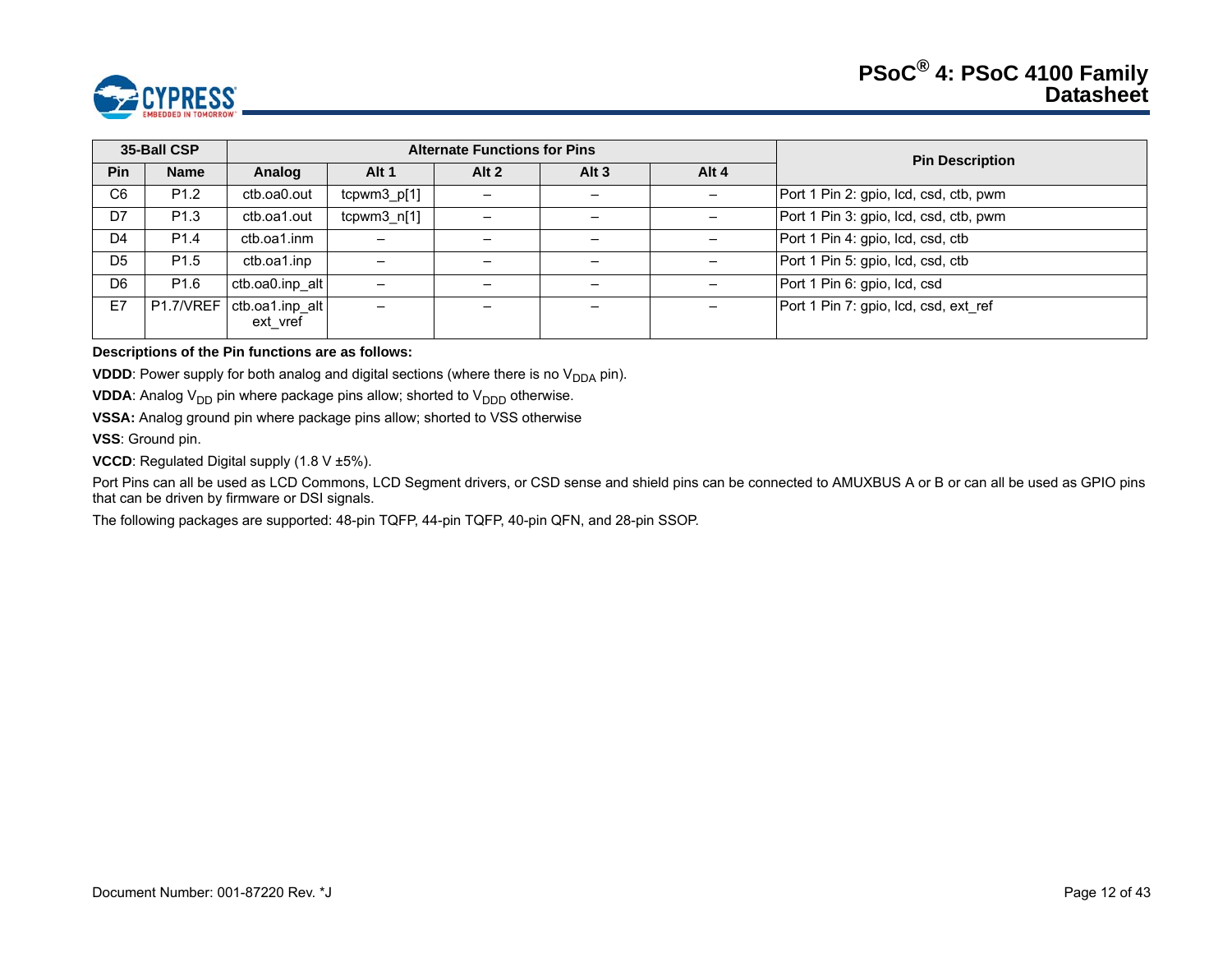| 35-Ball CSP | | Alternate Functions for Pins | | | | | Pin Description |
|---|---|---|---|---|---|---|---|
| Pin | Name | Analog | Alt 1 | Alt 2 | Alt 3 | Alt 4 | |
| C6 | P1.2 | ctb.oa0.out | tcpwm3_p[1] | – | – | – | Port 1 Pin 2: gpio, lcd, csd, ctb, pwm |
| D7 | P1.3 | ctb.oa1.out | tcpwm3_n[1] | – | – | – | Port 1 Pin 3: gpio, lcd, csd, ctb, pwm |
| D4 | P1.4 | ctb.oa1.inm | – | – | – | – | Port 1 Pin 4: gpio, lcd, csd, ctb |
| D5 | P1.5 | ctb.oa1.inp | – | – | – | – | Port 1 Pin 5: gpio, lcd, csd, ctb |
| D6 | P1.6 | ctb.oa0.inp_alt | – | – | – | – | Port 1 Pin 6: gpio, lcd, csd |
| E7 | P1.7/VREF | ctb.oa1.inp_alt ext_vref | – | – | – | – | Port 1 Pin 7: gpio, lcd, csd, ext_ref |

**Descriptions of the Pin functions are as follows:**

**VDDD**: Power supply for both analog and digital sections (where there is no $V_{DDA}$ pin).

**VDDA**: Analog $V_{DD}$ pin where package pins allow; shorted to $V_{DDD}$ otherwise.

**VSSA:** Analog ground pin where package pins allow; shorted to VSS otherwise

**VSS**: Ground pin.

**VCCD**: Regulated Digital supply (1.8 V ±5%).

Port Pins can all be used as LCD Commons, LCD Segment drivers, or CSD sense and shield pins can be connected to AMUXBUS A or B or can all be used as GPIO pins that can be driven by firmware or DSI signals.

The following packages are supported: 48-pin TQFP, 44-pin TQFP, 40-pin QFN, and 28-pin SSOP.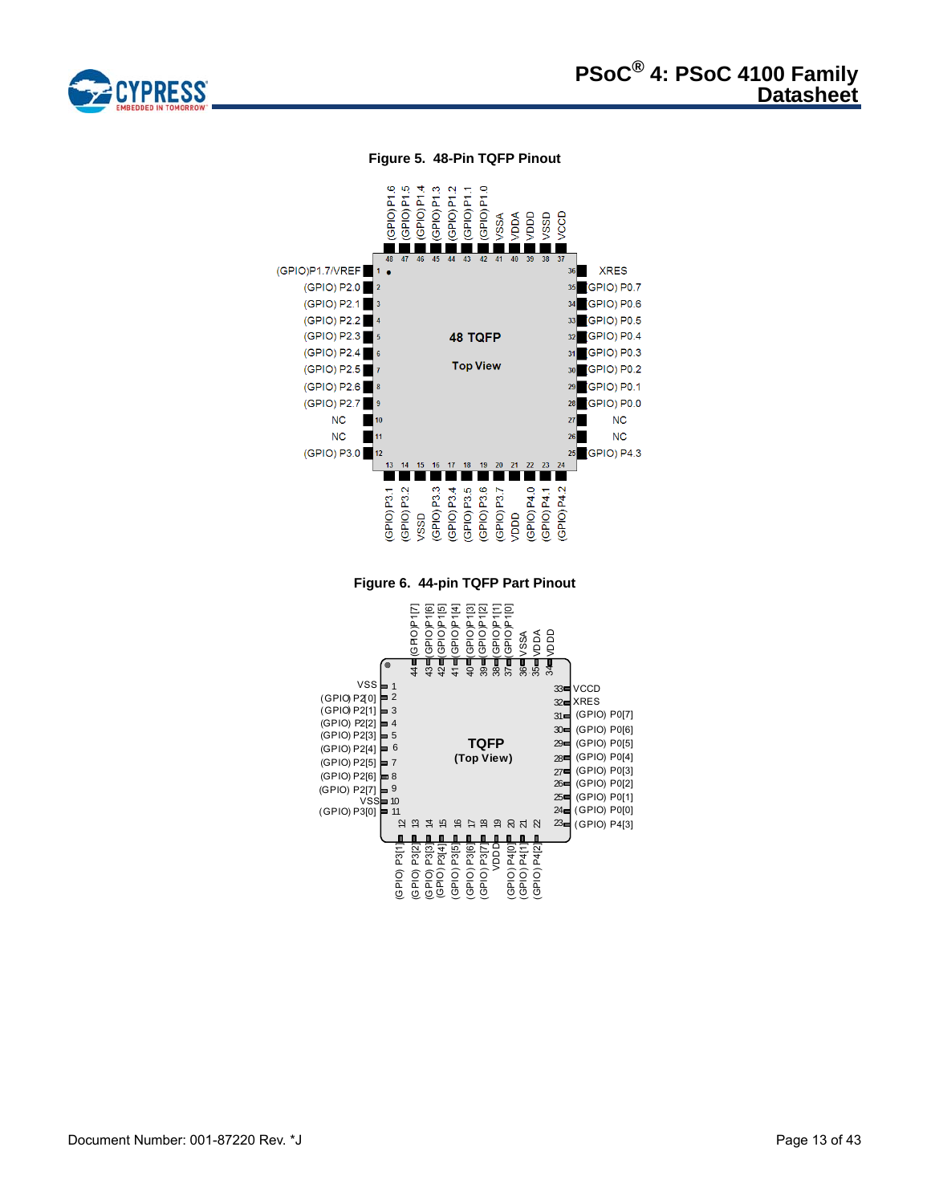**Figure 5. 48-Pin TQFP Pinout**

| Pin | Name | Pin | Name |
|---|---|---|---|
| 1 | (GPIO)P1.7/VREF | 25 | (GPIO) P4.3 |
| 2 | (GPIO) P2.0 | 26 | NC |
| 3 | (GPIO) P2.1 | 27 | NC |
| 4 | (GPIO) P2.2 | 28 | (GPIO) P0.0 |
| 5 | (GPIO) P2.3 | 29 | (GPIO) P0.1 |
| 6 | (GPIO) P2.4 | 30 | (GPIO) P0.2 |
| 7 | (GPIO) P2.5 | 31 | (GPIO) P0.3 |
| 8 | (GPIO) P2.6 | 32 | (GPIO) P0.4 |
| 9 | (GPIO) P2.7 | 33 | (GPIO) P0.5 |
| 10 | NC | 34 | (GPIO) P0.6 |
| 11 | NC | 35 | (GPIO) P0.7 |
| 12 | (GPIO) P3.0 | 36 | XRES |
| 13 | (GPIO) P3.1 | 37 | VCCD |
| 14 | (GPIO) P3.2 | 38 | VSSD |
| 15 | VSSD | 39 | VDDD |
| 16 | (GPIO) P3.3 | 40 | VDDA |
| 17 | (GPIO) P3.4 | 41 | VSSA |
| 18 | (GPIO) P3.5 | 42 | (GPIO) P1.0 |
| 19 | (GPIO) P3.6 | 43 | (GPIO) P1.1 |
| 20 | (GPIO) P3.7 | 44 | (GPIO) P1.2 |
| 21 | VDDD | 45 | (GPIO) P1.3 |
| 22 | (GPIO) P4.0 | 46 | (GPIO) P1.4 |
| 23 | (GPIO) P4.1 | 47 | (GPIO) P1.5 |
| 24 | (GPIO) P4.2 | 48 | (GPIO) P1.6 |

48 TQFP Top View

**Figure 6. 44-pin TQFP Part Pinout**

| Pin | Name | Pin | Name |
|---|---|---|---|
| 1 | VSS | 23 | (GPIO) P4[3] |
| 2 | (GPIO) P2[0] | 24 | (GPIO) P0[0] |
| 3 | (GPIO) P2[1] | 25 | (GPIO) P0[1] |
| 4 | (GPIO) P2[2] | 26 | (GPIO) P0[2] |
| 5 | (GPIO) P2[3] | 27 | (GPIO) P0[3] |
| 6 | (GPIO) P2[4] | 28 | (GPIO) P0[4] |
| 7 | (GPIO) P2[5] | 29 | (GPIO) P0[5] |
| 8 | (GPIO) P2[6] | 30 | (GPIO) P0[6] |
| 9 | (GPIO) P2[7] | 31 | (GPIO) P0[7] |
| 10 | VSS | 32 | XRES |
| 11 | (GPIO) P3[0] | 33 | VCCD |
| 12 | (GPIO) P3[1] | 34 | VDDD |
| 13 | (GPIO) P3[2] | 35 | VDDA |
| 14 | (GPIO) P3[3] | 36 | VSSA |
| 15 | (GPIO) P3[4] | 37 | (GPIO) P1[0] |
| 16 | (GPIO) P3[5] | 38 | (GPIO) P1[1] |
| 17 | (GPIO) P3[6] | 39 | (GPIO) P1[2] |
| 18 | (GPIO) P3[7] | 40 | (GPIO) P1[3] |
| 19 | VDDD | 41 | (GPIO) P1[4] |
| 20 | (GPIO) P4[0] | 42 | (GPIO) P1[5] |
| 21 | (GPIO) P4[1] | 43 | (GPIO) P1[6] |
| 22 | (GPIO) P4[2] | 44 | (GPIO) P1[7] |

TQFP (Top View)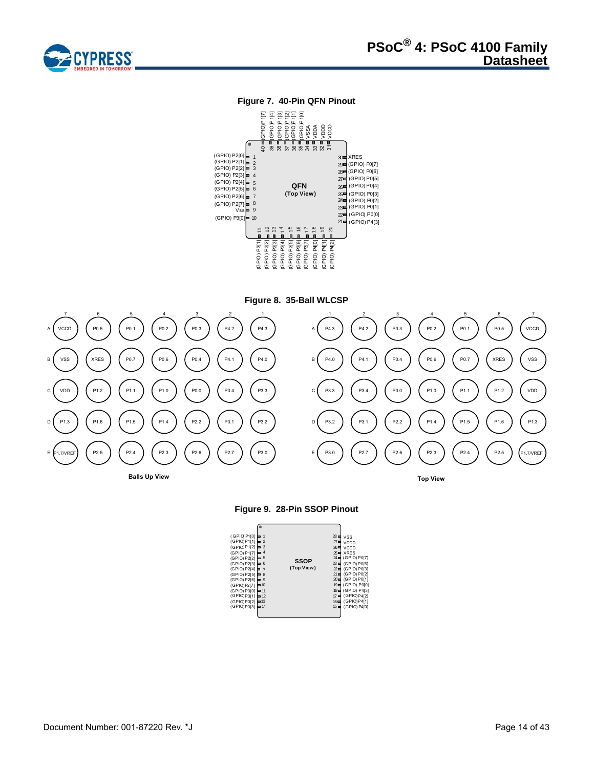**Figure 7. 40-Pin QFN Pinout**

| Pin | Name |
|---|---|
| 1 | (GPIO) P2[0] |
| 2 | (GPIO) P2[1] |
| 3 | (GPIO) P2[2] |
| 4 | (GPIO) P2[3] |
| 5 | (GPIO) P2[4] |
| 6 | (GPIO) P2[5] |
| 7 | (GPIO) P2[6] |
| 8 | (GPIO) P2[7] |
| 9 | Vss |
| 10 | (GPIO) P3[0] |
| 11 | (GPIO) P3[1] |
| 12 | (GPIO) P3[2] |
| 13 | (GPIO) P3[3] |
| 14 | (GPIO) P3[4] |
| 15 | (GPIO) P3[5] |
| 16 | (GPIO) P3[6] |
| 17 | (GPIO) P3[7] |
| 18 | (GPIO) P4[0] |
| 19 | (GPIO) P4[1] |
| 20 | (GPIO) P4[2] |
| 21 | (GPIO) P4[3] |
| 22 | (GPIO) P0[0] |
| 23 | (GPIO) P0[1] |
| 24 | (GPIO) P0[2] |
| 25 | (GPIO) P0[3] |
| 26 | (GPIO) P0[4] |
| 27 | (GPIO) P0[5] |
| 28 | (GPIO) P0[6] |
| 29 | (GPIO) P0[7] |
| 30 | XRES |
| 31 | VCCD |
| 32 | VDDD |
| 33 | VDDA |
| 34 | VSSA |
| 35 | (GPIO) P1[0] |
| 36 | (GPIO) P1[1] |
| 37 | (GPIO) P1[2] |
| 38 | (GPIO) P1[3] |
| 39 | (GPIO) P1[4] |
| 40 | (GPIO) P1[7] |

QFN (Top View)

**Figure 8. 35-Ball WLCSP**

Balls Up View

| | 7 | 6 | 5 | 4 | 3 | 2 | 1 |
|---|---|---|---|---|---|---|---|
| A | VCCD | P0.5 | P0.1 | P0.2 | P0.3 | P4.2 | P4.3 |
| B | VSS | XRES | P0.7 | P0.6 | P0.4 | P4.1 | P4.0 |
| C | VDD | P1.2 | P1.1 | P1.0 | P0.0 | P3.4 | P3.3 |
| D | P1.3 | P1.6 | P1.5 | P1.4 | P2.2 | P3.1 | P3.2 |
| E | P1.7/VREF | P2.5 | P2.4 | P2.3 | P2.6 | P2.7 | P3.0 |

Top View

| | 1 | 2 | 3 | 4 | 5 | 6 | 7 |
|---|---|---|---|---|---|---|---|
| A | P4.3 | P4.2 | P0.3 | P0.2 | P0.1 | P0.5 | VCCD |
| B | P4.0 | P4.1 | P0.4 | P0.6 | P0.7 | XRES | VSS |
| C | P3.3 | P3.4 | P0.0 | P1.0 | P1.1 | P1.2 | VDD |
| D | P3.2 | P3.1 | P2.2 | P1.4 | P1.5 | P1.6 | P1.3 |
| E | P3.0 | P2.7 | P2.6 | P2.3 | P2.4 | P2.5 | P1.7/VREF |

**Figure 9. 28-Pin SSOP Pinout**

| Pin | Name | Pin | Name |
|---|---|---|---|
| 1 | (GPIO) P1[0] | 28 | VSS |
| 2 | (GPIO) P1[1] | 27 | VDDD |
| 3 | (GPIO) P1[2] | 26 | VCCD |
| 4 | (GPIO) P1[7] | 25 | XRES |
| 5 | (GPIO) P2[2] | 24 | (GPIO) P0[7] |
| 6 | (GPIO) P2[3] | 23 | (GPIO) P0[6] |
| 7 | (GPIO) P2[4] | 22 | (GPIO) P0[3] |
| 8 | (GPIO) P2[5] | 21 | (GPIO) P0[2] |
| 9 | (GPIO) P2[6] | 20 | (GPIO) P0[1] |
| 10 | (GPIO) P2[7] | 19 | (GPIO) P0[0] |
| 11 | (GPIO) P3[0] | 18 | (GPIO) P4[3] |
| 12 | (GPIO) P3[1] | 17 | (GPIO) P4[2] |
| 13 | (GPIO) P3[2] | 16 | (GPIO) P4[1] |
| 14 | (GPIO) P3[3] | 15 | (GPIO) P4[0] |

SSOP (Top View)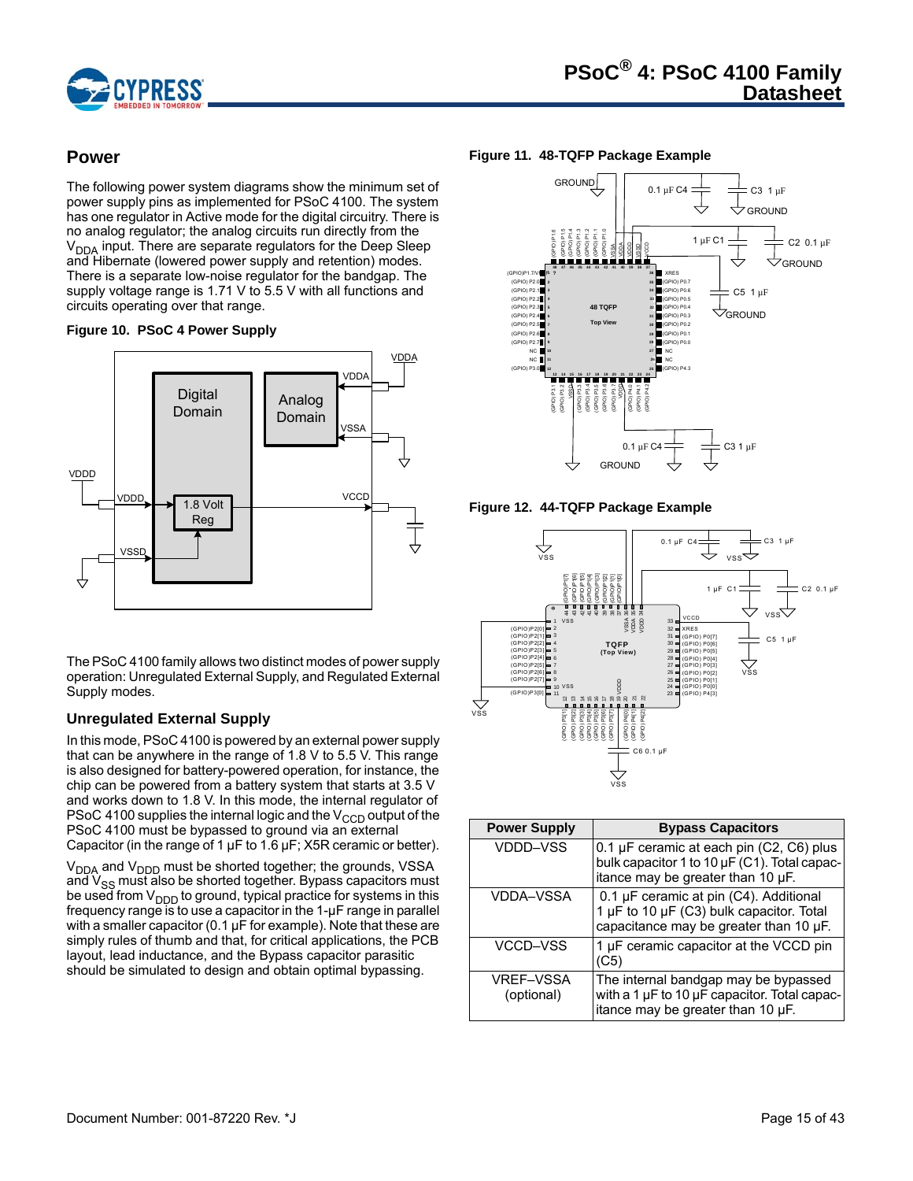## Power

The following power system diagrams show the minimum set of power supply pins as implemented for PSoC 4100. The system has one regulator in Active mode for the digital circuitry. There is no analog regulator; the analog circuits run directly from the $V_{DDA}$ input. There are separate regulators for the Deep Sleep and Hibernate (lowered power supply and retention) modes. There is a separate low-noise regulator for the bandgap. The supply voltage range is 1.71 V to 5.5 V with all functions and circuits operating over that range.

**Figure 10. PSoC 4 Power Supply**

**Figure 11. 48-TQFP Package Example**

**Figure 12. 44-TQFP Package Example**

The PSoC 4100 family allows two distinct modes of power supply operation: Unregulated External Supply, and Regulated External Supply modes.

### Unregulated External Supply

In this mode, PSoC 4100 is powered by an external power supply that can be anywhere in the range of 1.8 V to 5.5 V. This range is also designed for battery-powered operation, for instance, the chip can be powered from a battery system that starts at 3.5 V and works down to 1.8 V. In this mode, the internal regulator of PSoC 4100 supplies the internal logic and the $V_{CCD}$ output of the PSoC 4100 must be bypassed to ground via an external Capacitor (in the range of 1 µF to 1.6 µF; X5R ceramic or better).

$V_{DDA}$ and $V_{DDD}$ must be shorted together; the grounds, VSSA and $V_{SS}$ must also be shorted together. Bypass capacitors must be used from $V_{DDD}$ to ground, typical practice for systems in this frequency range is to use a capacitor in the 1-µF range in parallel with a smaller capacitor (0.1 µF for example). Note that these are simply rules of thumb and that, for critical applications, the PCB layout, lead inductance, and the Bypass capacitor parasitic should be simulated to design and obtain optimal bypassing.

| Power Supply | Bypass Capacitors |
|---|---|
| VDDD–VSS | 0.1 µF ceramic at each pin (C2, C6) plus bulk capacitor 1 to 10 µF (C1). Total capacitance may be greater than 10 µF. |
| VDDA–VSSA | 0.1 µF ceramic at pin (C4). Additional 1 µF to 10 µF (C3) bulk capacitor. Total capacitance may be greater than 10 µF. |
| VCCD–VSS | 1 µF ceramic capacitor at the VCCD pin (C5) |
| VREF–VSSA (optional) | The internal bandgap may be bypassed with a 1 µF to 10 µF capacitor. Total capacitance may be greater than 10 µF. |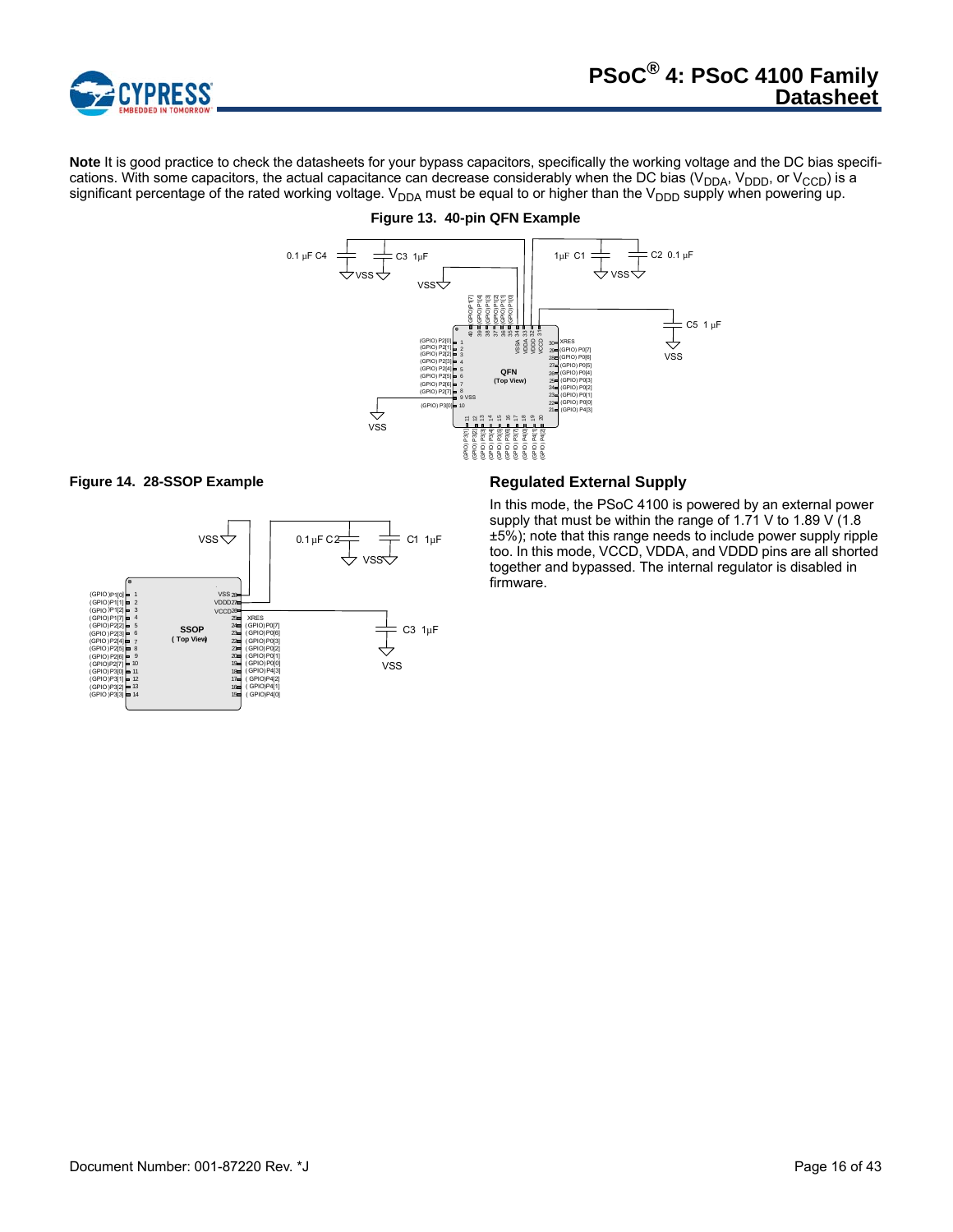**Note** It is good practice to check the datasheets for your bypass capacitors, specifically the working voltage and the DC bias specifications. With some capacitors, the actual capacitance can decrease considerably when the DC bias ($V_{DDA}$, $V_{DDD}$, or $V_{CCD}$) is a significant percentage of the rated working voltage. $V_{DDA}$ must be equal to or higher than the $V_{DDD}$ supply when powering up.

**Figure 13. 40-pin QFN Example**

**Figure 14. 28-SSOP Example**

## Regulated External Supply

In this mode, the PSoC 4100 is powered by an external power supply that must be within the range of 1.71 V to 1.89 V (1.8 ±5%); note that this range needs to include power supply ripple too. In this mode, VCCD, VDDA, and VDDD pins are all shorted together and bypassed. The internal regulator is disabled in firmware.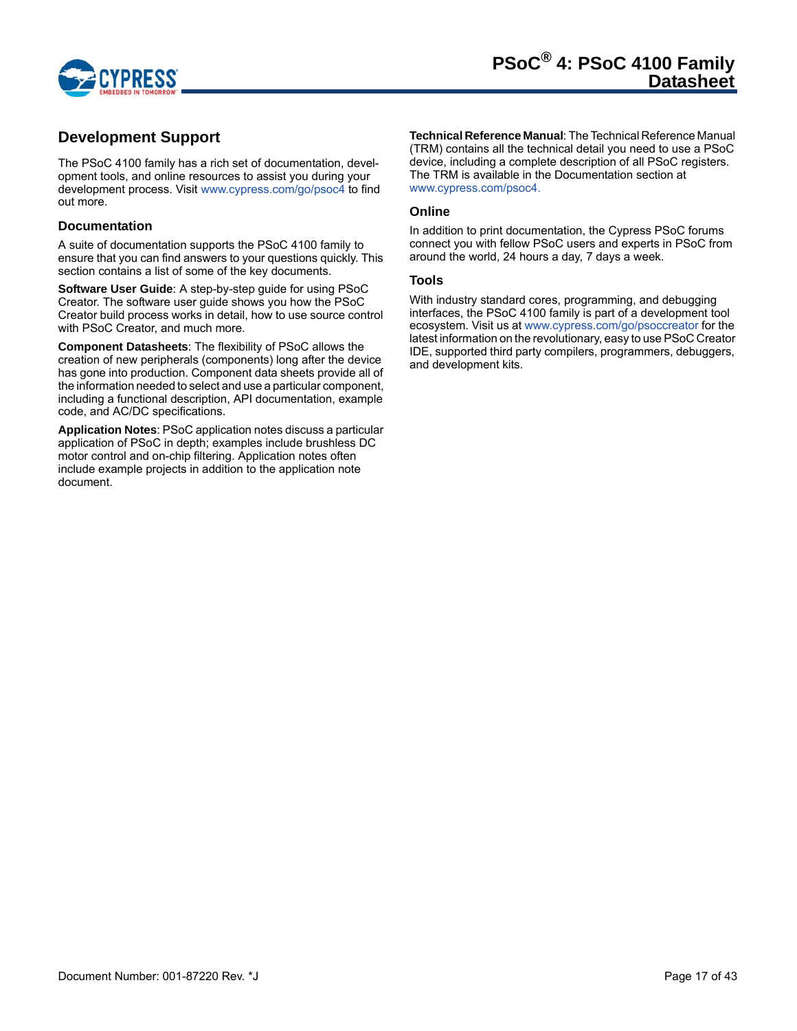## Development Support

The PSoC 4100 family has a rich set of documentation, development tools, and online resources to assist you during your development process. Visit www.cypress.com/go/psoc4 to find out more.

### Documentation

A suite of documentation supports the PSoC 4100 family to ensure that you can find answers to your questions quickly. This section contains a list of some of the key documents.

**Software User Guide**: A step-by-step guide for using PSoC Creator. The software user guide shows you how the PSoC Creator build process works in detail, how to use source control with PSoC Creator, and much more.

**Component Datasheets**: The flexibility of PSoC allows the creation of new peripherals (components) long after the device has gone into production. Component data sheets provide all of the information needed to select and use a particular component, including a functional description, API documentation, example code, and AC/DC specifications.

**Application Notes**: PSoC application notes discuss a particular application of PSoC in depth; examples include brushless DC motor control and on-chip filtering. Application notes often include example projects in addition to the application note document.

**Technical Reference Manual**: The Technical Reference Manual (TRM) contains all the technical detail you need to use a PSoC device, including a complete description of all PSoC registers. The TRM is available in the Documentation section at www.cypress.com/psoc4.

### Online

In addition to print documentation, the Cypress PSoC forums connect you with fellow PSoC users and experts in PSoC from around the world, 24 hours a day, 7 days a week.

### Tools

With industry standard cores, programming, and debugging interfaces, the PSoC 4100 family is part of a development tool ecosystem. Visit us at www.cypress.com/go/psoccreator for the latest information on the revolutionary, easy to use PSoC Creator IDE, supported third party compilers, programmers, debuggers, and development kits.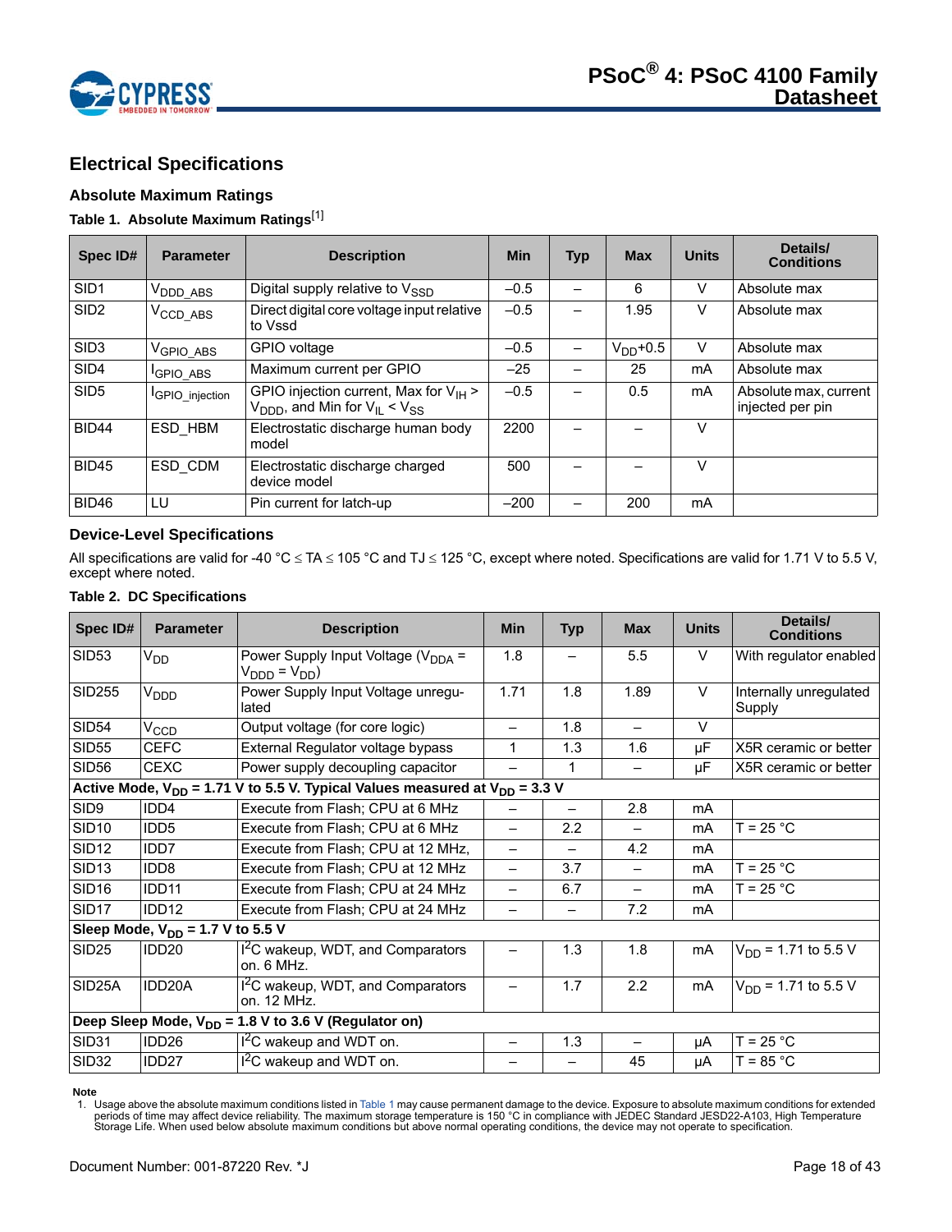## Electrical Specifications

### Absolute Maximum Ratings

**Table 1. Absolute Maximum Ratings**[1]

| Spec ID# | Parameter | Description | Min | Typ | Max | Units | Details/ Conditions |
|---|---|---|---|---|---|---|---|
| SID1 | $V_{DDD\_ABS}$ | Digital supply relative to $V_{SSD}$ | –0.5 | – | 6 | V | Absolute max |
| SID2 | $V_{CCD\_ABS}$ | Direct digital core voltage input relative to Vssd | –0.5 | – | 1.95 | V | Absolute max |
| SID3 | $V_{GPIO\_ABS}$ | GPIO voltage | –0.5 | – | $V_{DD}$+0.5 | V | Absolute max |
| SID4 | $I_{GPIO\_ABS}$ | Maximum current per GPIO | –25 | – | 25 | mA | Absolute max |
| SID5 | $I_{GPIO\_injection}$ | GPIO injection current, Max for $V_{IH}$ > $V_{DDD}$, and Min for $V_{IL}$ < $V_{SS}$ | –0.5 | – | 0.5 | mA | Absolute max, current injected per pin |
| BID44 | ESD_HBM | Electrostatic discharge human body model | 2200 | – | – | V | |
| BID45 | ESD_CDM | Electrostatic discharge charged device model | 500 | – | – | V | |
| BID46 | LU | Pin current for latch-up | –200 | – | 200 | mA | |

### Device-Level Specifications

All specifications are valid for -40 °C ≤ TA ≤ 105 °C and TJ ≤ 125 °C, except where noted. Specifications are valid for 1.71 V to 5.5 V, except where noted.

**Table 2. DC Specifications**

| Spec ID# | Parameter | Description | Min | Typ | Max | Units | Details/ Conditions |
|---|---|---|---|---|---|---|---|
| SID53 | $V_{DD}$ | Power Supply Input Voltage ($V_{DDA}$ = $V_{DDD}$ = $V_{DD}$) | 1.8 | – | 5.5 | V | With regulator enabled |
| SID255 | $V_{DDD}$ | Power Supply Input Voltage unregulated | 1.71 | 1.8 | 1.89 | V | Internally unregulated Supply |
| SID54 | $V_{CCD}$ | Output voltage (for core logic) | – | 1.8 | – | V | |
| SID55 | CEFC | External Regulator voltage bypass | 1 | 1.3 | 1.6 | µF | X5R ceramic or better |
| SID56 | CEXC | Power supply decoupling capacitor | – | 1 | – | µF | X5R ceramic or better |
| **Active Mode, $V_{DD}$ = 1.71 V to 5.5 V. Typical Values measured at $V_{DD}$ = 3.3 V** | | | | | | | |
| SID9 | IDD4 | Execute from Flash; CPU at 6 MHz | – | – | 2.8 | mA | |
| SID10 | IDD5 | Execute from Flash; CPU at 6 MHz | – | 2.2 | – | mA | T = 25 °C |
| SID12 | IDD7 | Execute from Flash; CPU at 12 MHz, | – | – | 4.2 | mA | |
| SID13 | IDD8 | Execute from Flash; CPU at 12 MHz | – | 3.7 | – | mA | T = 25 °C |
| SID16 | IDD11 | Execute from Flash; CPU at 24 MHz | – | 6.7 | – | mA | T = 25 °C |
| SID17 | IDD12 | Execute from Flash; CPU at 24 MHz | – | – | 7.2 | mA | |
| **Sleep Mode, $V_{DD}$ = 1.7 V to 5.5 V** | | | | | | | |
| SID25 | IDD20 | $I^2C$ wakeup, WDT, and Comparators on. 6 MHz. | – | 1.3 | 1.8 | mA | $V_{DD}$ = 1.71 to 5.5 V |
| SID25A | IDD20A | $I^2C$ wakeup, WDT, and Comparators on. 12 MHz. | – | 1.7 | 2.2 | mA | $V_{DD}$ = 1.71 to 5.5 V |
| **Deep Sleep Mode, $V_{DD}$ = 1.8 V to 3.6 V (Regulator on)** | | | | | | | |
| SID31 | IDD26 | $I^2C$ wakeup and WDT on. | – | 1.3 | – | µA | T = 25 °C |
| SID32 | IDD27 | $I^2C$ wakeup and WDT on. | – | – | 45 | µA | T = 85 °C |

**Note**

1. Usage above the absolute maximum conditions listed in Table 1 may cause permanent damage to the device. Exposure to absolute maximum conditions for extended periods of time may affect device reliability. The maximum storage temperature is 150 °C in compliance with JEDEC Standard JESD22-A103, High Temperature Storage Life. When used below absolute maximum conditions but above normal operating conditions, the device may not operate to specification.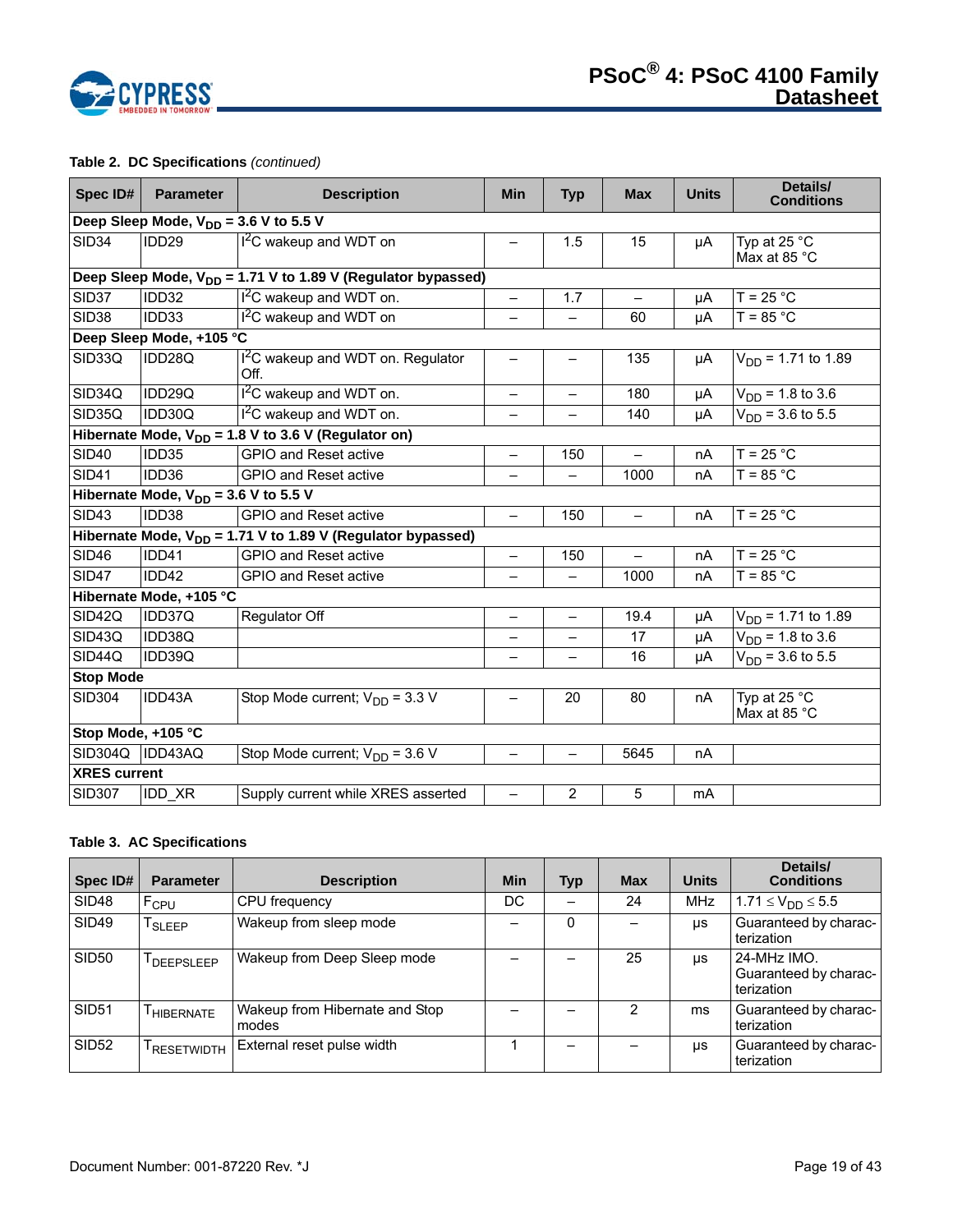**Table 2. DC Specifications** *(continued)*

| Spec ID# | Parameter | Description | Min | Typ | Max | Units | Details/ Conditions |
|---|---|---|---|---|---|---|---|
| **Deep Sleep Mode, $V_{DD}$ = 3.6 V to 5.5 V** | | | | | | | |
| SID34 | IDD29 | $I^2C$ wakeup and WDT on | – | 1.5 | 15 | µA | Typ at 25 °C Max at 85 °C |
| **Deep Sleep Mode, $V_{DD}$ = 1.71 V to 1.89 V (Regulator bypassed)** | | | | | | | |
| SID37 | IDD32 | $I^2C$ wakeup and WDT on. | – | 1.7 | – | µA | T = 25 °C |
| SID38 | IDD33 | $I^2C$ wakeup and WDT on | – | – | 60 | µA | T = 85 °C |
| **Deep Sleep Mode, +105 °C** | | | | | | | |
| SID33Q | IDD28Q | $I^2C$ wakeup and WDT on. Regulator Off. | – | – | 135 | µA | $V_{DD}$ = 1.71 to 1.89 |
| SID34Q | IDD29Q | $I^2C$ wakeup and WDT on. | – | – | 180 | µA | $V_{DD}$ = 1.8 to 3.6 |
| SID35Q | IDD30Q | $I^2C$ wakeup and WDT on. | – | – | 140 | µA | $V_{DD}$ = 3.6 to 5.5 |
| **Hibernate Mode, $V_{DD}$ = 1.8 V to 3.6 V (Regulator on)** | | | | | | | |
| SID40 | IDD35 | GPIO and Reset active | – | 150 | – | nA | T = 25 °C |
| SID41 | IDD36 | GPIO and Reset active | – | – | 1000 | nA | T = 85 °C |
| **Hibernate Mode, $V_{DD}$ = 3.6 V to 5.5 V** | | | | | | | |
| SID43 | IDD38 | GPIO and Reset active | – | 150 | – | nA | T = 25 °C |
| **Hibernate Mode, $V_{DD}$ = 1.71 V to 1.89 V (Regulator bypassed)** | | | | | | | |
| SID46 | IDD41 | GPIO and Reset active | – | 150 | – | nA | T = 25 °C |
| SID47 | IDD42 | GPIO and Reset active | – | – | 1000 | nA | T = 85 °C |
| **Hibernate Mode, +105 °C** | | | | | | | |
| SID42Q | IDD37Q | Regulator Off | – | – | 19.4 | µA | $V_{DD}$ = 1.71 to 1.89 |
| SID43Q | IDD38Q | | – | – | 17 | µA | $V_{DD}$ = 1.8 to 3.6 |
| SID44Q | IDD39Q | | – | – | 16 | µA | $V_{DD}$ = 3.6 to 5.5 |
| **Stop Mode** | | | | | | | |
| SID304 | IDD43A | Stop Mode current; $V_{DD}$ = 3.3 V | – | 20 | 80 | nA | Typ at 25 °C Max at 85 °C |
| **Stop Mode, +105 °C** | | | | | | | |
| SID304Q | IDD43AQ | Stop Mode current; $V_{DD}$ = 3.6 V | – | – | 5645 | nA | |
| **XRES current** | | | | | | | |
| SID307 | IDD_XR | Supply current while XRES asserted | – | 2 | 5 | mA | |

**Table 3. AC Specifications**

| Spec ID# | Parameter | Description | Min | Typ | Max | Units | Details/ Conditions |
|---|---|---|---|---|---|---|---|
| SID48 | $F_{CPU}$ | CPU frequency | DC | – | 24 | MHz | $1.71 \le V_{DD} \le 5.5$ |
| SID49 | $T_{SLEEP}$ | Wakeup from sleep mode | – | 0 | – | µs | Guaranteed by characterization |
| SID50 | $T_{DEEPSLEEP}$ | Wakeup from Deep Sleep mode | – | – | 25 | µs | 24-MHz IMO. Guaranteed by characterization |
| SID51 | $T_{HIBERNATE}$ | Wakeup from Hibernate and Stop modes | – | – | 2 | ms | Guaranteed by characterization |
| SID52 | $T_{RESETWIDTH}$ | External reset pulse width | 1 | – | – | µs | Guaranteed by characterization |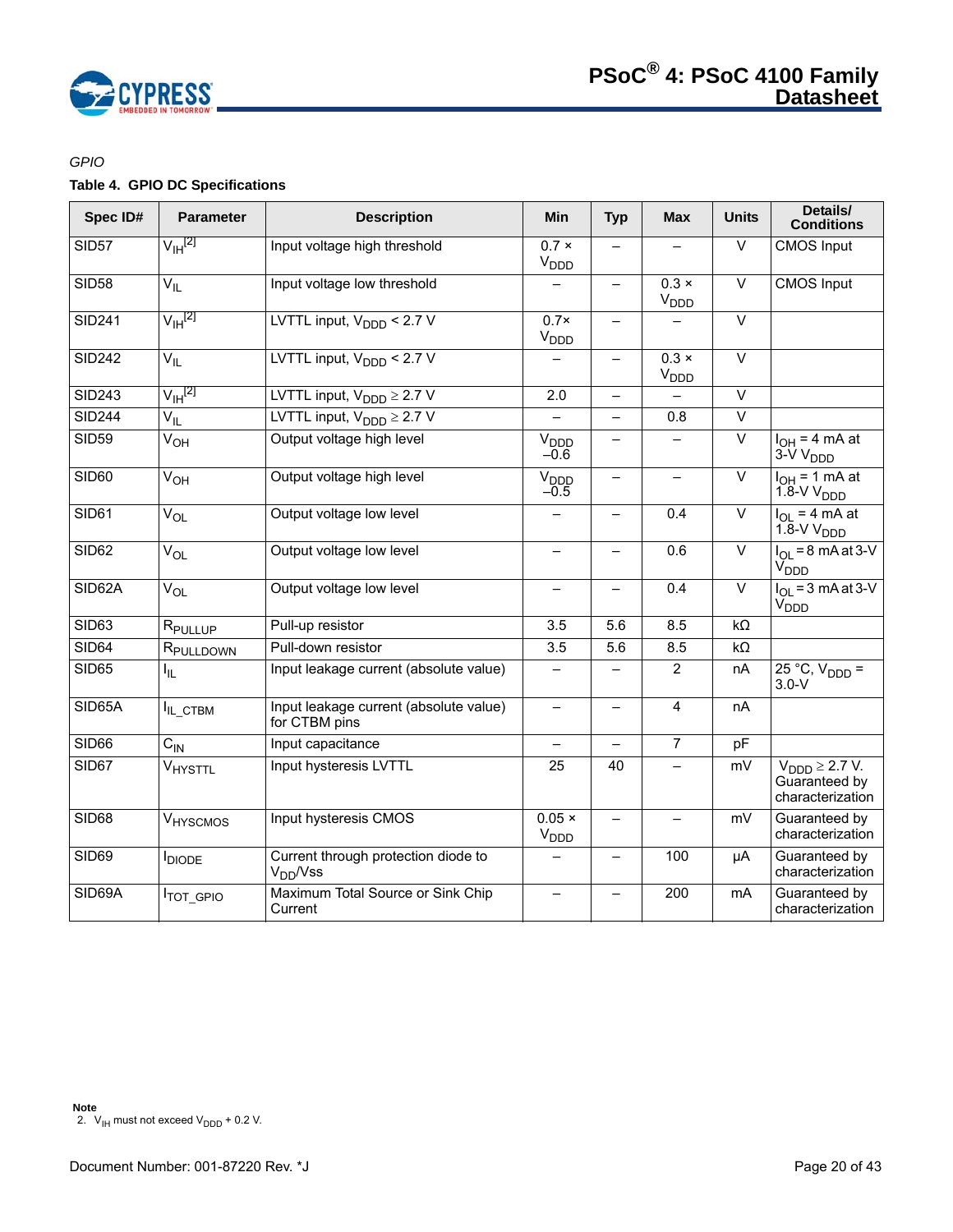*GPIO*

**Table 4. GPIO DC Specifications**

| Spec ID# | Parameter | Description | Min | Typ | Max | Units | Details/ Conditions |
|---|---|---|---|---|---|---|---|
| SID57 | $V_{IH}$[2] | Input voltage high threshold | 0.7 × $V_{DDD}$ | – | – | V | CMOS Input |
| SID58 | $V_{IL}$ | Input voltage low threshold | – | – | 0.3 × $V_{DDD}$ | V | CMOS Input |
| SID241 | $V_{IH}$[2] | LVTTL input, $V_{DDD}$ < 2.7 V | 0.7× $V_{DDD}$ | – | – | V | |
| SID242 | $V_{IL}$ | LVTTL input, $V_{DDD}$ < 2.7 V | – | – | 0.3 × $V_{DDD}$ | V | |
| SID243 | $V_{IH}$[2] | LVTTL input, $V_{DDD} \geq 2.7$ V | 2.0 | – | – | V | |
| SID244 | $V_{IL}$ | LVTTL input, $V_{DDD} \geq 2.7$ V | – | – | 0.8 | V | |
| SID59 | $V_{OH}$ | Output voltage high level | $V_{DDD}$ –0.6 | – | – | V | $I_{OH}$ = 4 mA at 3-V $V_{DDD}$ |
| SID60 | $V_{OH}$ | Output voltage high level | $V_{DDD}$ –0.5 | – | – | V | $I_{OH}$ = 1 mA at 1.8-V $V_{DDD}$ |
| SID61 | $V_{OL}$ | Output voltage low level | – | – | 0.4 | V | $I_{OL}$ = 4 mA at 1.8-V $V_{DDD}$ |
| SID62 | $V_{OL}$ | Output voltage low level | – | – | 0.6 | V | $I_{OL}$ = 8 mA at 3-V $V_{DDD}$ |
| SID62A | $V_{OL}$ | Output voltage low level | – | – | 0.4 | V | $I_{OL}$ = 3 mA at 3-V $V_{DDD}$ |
| SID63 | $R_{PULLUP}$ | Pull-up resistor | 3.5 | 5.6 | 8.5 | kΩ | |
| SID64 | $R_{PULLDOWN}$ | Pull-down resistor | 3.5 | 5.6 | 8.5 | kΩ | |
| SID65 | $I_{IL}$ | Input leakage current (absolute value) | – | – | 2 | nA | 25 °C, $V_{DDD}$ = 3.0-V |
| SID65A | $I_{IL\_CTBM}$ | Input leakage current (absolute value) for CTBM pins | – | – | 4 | nA | |
| SID66 | $C_{IN}$ | Input capacitance | – | – | 7 | pF | |
| SID67 | $V_{HYSTTL}$ | Input hysteresis LVTTL | 25 | 40 | – | mV | $V_{DDD} \geq 2.7$ V. Guaranteed by characterization |
| SID68 | $V_{HYSCMOS}$ | Input hysteresis CMOS | 0.05 × $V_{DDD}$ | – | – | mV | Guaranteed by characterization |
| SID69 | $I_{DIODE}$ | Current through protection diode to $V_{DD}$/Vss | – | – | 100 | µA | Guaranteed by characterization |
| SID69A | $I_{TOT\_GPIO}$ | Maximum Total Source or Sink Chip Current | – | – | 200 | mA | Guaranteed by characterization |

**Note**

2. $V_{IH}$ must not exceed $V_{DDD}$ + 0.2 V.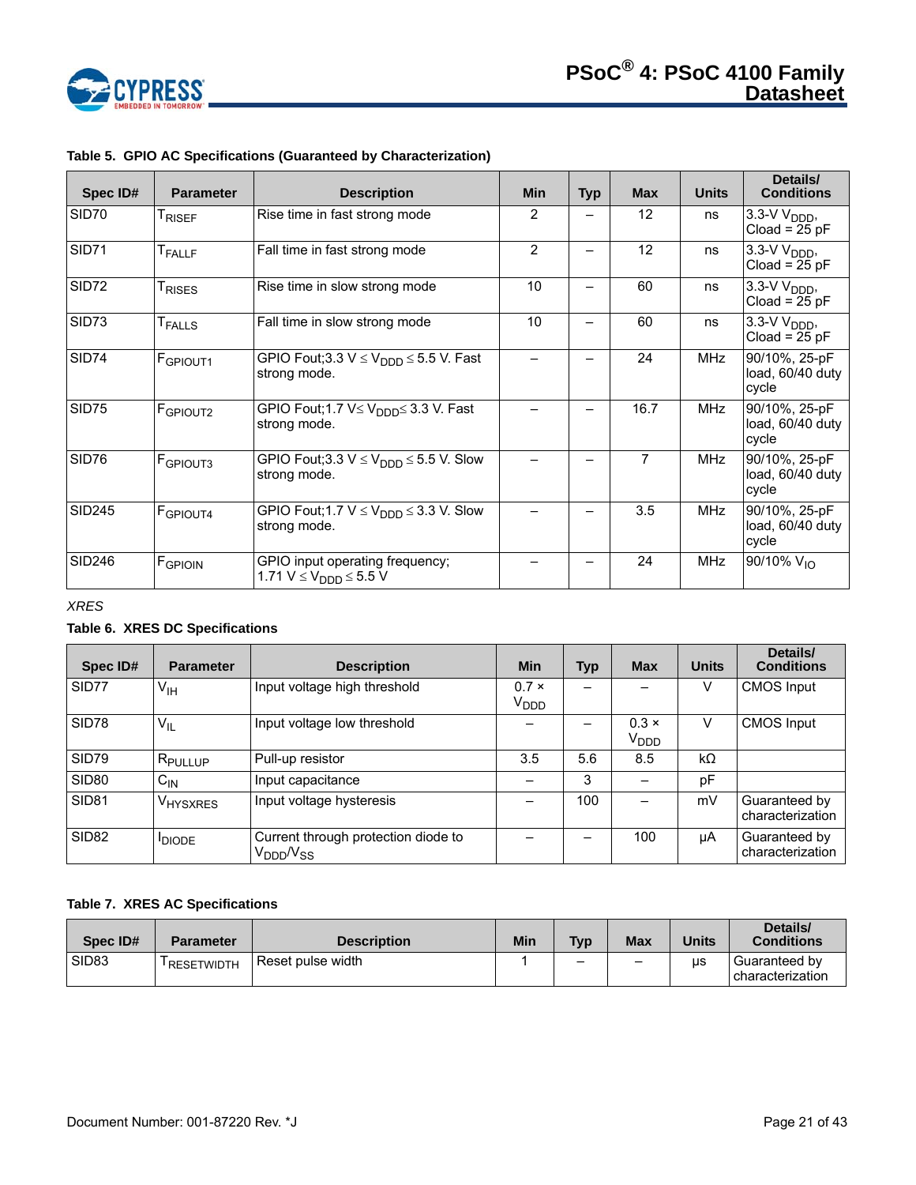**Table 5. GPIO AC Specifications (Guaranteed by Characterization)**

| Spec ID# | Parameter | Description | Min | Typ | Max | Units | Details/ Conditions |
|---|---|---|---|---|---|---|---|
| SID70 | $T_{RISEF}$ | Rise time in fast strong mode | 2 | – | 12 | ns | 3.3-V $V_{DDD}$, Cload = 25 pF |
| SID71 | $T_{FALLF}$ | Fall time in fast strong mode | 2 | – | 12 | ns | 3.3-V $V_{DDD}$, Cload = 25 pF |
| SID72 | $T_{RISES}$ | Rise time in slow strong mode | 10 | – | 60 | ns | 3.3-V $V_{DDD}$, Cload = 25 pF |
| SID73 | $T_{FALLS}$ | Fall time in slow strong mode | 10 | – | 60 | ns | 3.3-V $V_{DDD}$, Cload = 25 pF |
| SID74 | $F_{GPIOUT1}$ | GPIO Fout;3.3 V ≤ $V_{DDD}$ ≤ 5.5 V. Fast strong mode. | – | – | 24 | MHz | 90/10%, 25-pF load, 60/40 duty cycle |
| SID75 | $F_{GPIOUT2}$ | GPIO Fout;1.7 V≤ $V_{DDD}$≤ 3.3 V. Fast strong mode. | – | – | 16.7 | MHz | 90/10%, 25-pF load, 60/40 duty cycle |
| SID76 | $F_{GPIOUT3}$ | GPIO Fout;3.3 V ≤ $V_{DDD}$ ≤ 5.5 V. Slow strong mode. | – | – | 7 | MHz | 90/10%, 25-pF load, 60/40 duty cycle |
| SID245 | $F_{GPIOUT4}$ | GPIO Fout;1.7 V ≤ $V_{DDD}$ ≤ 3.3 V. Slow strong mode. | – | – | 3.5 | MHz | 90/10%, 25-pF load, 60/40 duty cycle |
| SID246 | $F_{GPIOIN}$ | GPIO input operating frequency; 1.71 V ≤ $V_{DDD}$ ≤ 5.5 V | – | – | 24 | MHz | 90/10% $V_{IO}$ |

*XRES*

**Table 6. XRES DC Specifications**

| Spec ID# | Parameter | Description | Min | Typ | Max | Units | Details/ Conditions |
|---|---|---|---|---|---|---|---|
| SID77 | $V_{IH}$ | Input voltage high threshold | 0.7 × $V_{DDD}$ | – | – | V | CMOS Input |
| SID78 | $V_{IL}$ | Input voltage low threshold | – | – | 0.3 × $V_{DDD}$ | V | CMOS Input |
| SID79 | $R_{PULLUP}$ | Pull-up resistor | 3.5 | 5.6 | 8.5 | kΩ | |
| SID80 | $C_{IN}$ | Input capacitance | – | 3 | – | pF | |
| SID81 | $V_{HYSXRES}$ | Input voltage hysteresis | – | 100 | – | mV | Guaranteed by characterization |
| SID82 | $I_{DIODE}$ | Current through protection diode to $V_{DDD}$/$V_{SS}$ | – | – | 100 | µA | Guaranteed by characterization |

**Table 7. XRES AC Specifications**

| Spec ID# | Parameter | Description | Min | Typ | Max | Units | Details/ Conditions |
|---|---|---|---|---|---|---|---|
| SID83 | $T_{RESETWIDTH}$ | Reset pulse width | 1 | – | – | µs | Guaranteed by characterization |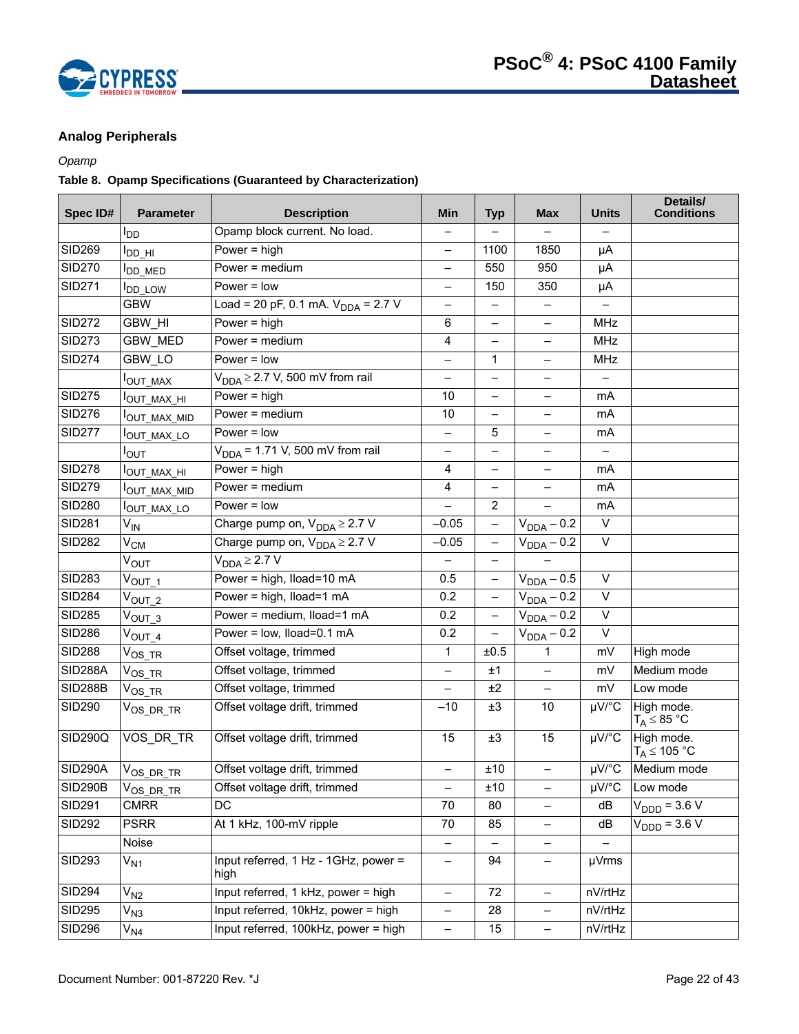### Analog Peripherals

*Opamp*

**Table 8. Opamp Specifications (Guaranteed by Characterization)**

| Spec ID# | Parameter | Description | Min | Typ | Max | Units | Details/ Conditions |
|---|---|---|---|---|---|---|---|
| | $I_{DD}$ | Opamp block current. No load. | – | – | – | – | |
| SID269 | $I_{DD\_HI}$ | Power = high | – | 1100 | 1850 | µA | |
| SID270 | $I_{DD\_MED}$ | Power = medium | – | 550 | 950 | µA | |
| SID271 | $I_{DD\_LOW}$ | Power = low | – | 150 | 350 | µA | |
| | GBW | Load = 20 pF, 0.1 mA. $V_{DDA}$ = 2.7 V | – | – | – | – | |
| SID272 | GBW_HI | Power = high | 6 | – | – | MHz | |
| SID273 | GBW_MED | Power = medium | 4 | – | – | MHz | |
| SID274 | GBW_LO | Power = low | – | 1 | – | MHz | |
| | $I_{OUT\_MAX}$ | $V_{DDA} \geq$ 2.7 V, 500 mV from rail | – | – | – | – | |
| SID275 | $I_{OUT\_MAX\_HI}$ | Power = high | 10 | – | – | mA | |
| SID276 | $I_{OUT\_MAX\_MID}$ | Power = medium | 10 | – | – | mA | |
| SID277 | $I_{OUT\_MAX\_LO}$ | Power = low | – | 5 | – | mA | |
| | $I_{OUT}$ | $V_{DDA}$ = 1.71 V, 500 mV from rail | – | – | – | – | |
| SID278 | $I_{OUT\_MAX\_HI}$ | Power = high | 4 | – | – | mA | |
| SID279 | $I_{OUT\_MAX\_MID}$ | Power = medium | 4 | – | – | mA | |
| SID280 | $I_{OUT\_MAX\_LO}$ | Power = low | – | 2 | – | mA | |
| SID281 | $V_{IN}$ | Charge pump on, $V_{DDA} \geq$ 2.7 V | –0.05 | – | $V_{DDA}$ – 0.2 | V | |
| SID282 | $V_{CM}$ | Charge pump on, $V_{DDA} \geq$ 2.7 V | –0.05 | – | $V_{DDA}$ – 0.2 | V | |
| | $V_{OUT}$ | $V_{DDA} \geq$ 2.7 V | – | – | – | | |
| SID283 | $V_{OUT\_1}$ | Power = high, Iload=10 mA | 0.5 | – | $V_{DDA}$ – 0.5 | V | |
| SID284 | $V_{OUT\_2}$ | Power = high, Iload=1 mA | 0.2 | – | $V_{DDA}$ – 0.2 | V | |
| SID285 | $V_{OUT\_3}$ | Power = medium, Iload=1 mA | 0.2 | – | $V_{DDA}$ – 0.2 | V | |
| SID286 | $V_{OUT\_4}$ | Power = low, Iload=0.1 mA | 0.2 | – | $V_{DDA}$ – 0.2 | V | |
| SID288 | $V_{OS\_TR}$ | Offset voltage, trimmed | 1 | ±0.5 | 1 | mV | High mode |
| SID288A | $V_{OS\_TR}$ | Offset voltage, trimmed | – | ±1 | – | mV | Medium mode |
| SID288B | $V_{OS\_TR}$ | Offset voltage, trimmed | – | ±2 | – | mV | Low mode |
| SID290 | $V_{OS\_DR\_TR}$ | Offset voltage drift, trimmed | –10 | ±3 | 10 | µV/°C | High mode. $T_A \leq$ 85 °C |
| SID290Q | VOS_DR_TR | Offset voltage drift, trimmed | 15 | ±3 | 15 | µV/°C | High mode. $T_A \leq$ 105 °C |
| SID290A | $V_{OS\_DR\_TR}$ | Offset voltage drift, trimmed | – | ±10 | – | µV/°C | Medium mode |
| SID290B | $V_{OS\_DR\_TR}$ | Offset voltage drift, trimmed | – | ±10 | – | µV/°C | Low mode |
| SID291 | CMRR | DC | 70 | 80 | – | dB | $V_{DDD}$ = 3.6 V |
| SID292 | PSRR | At 1 kHz, 100-mV ripple | 70 | 85 | – | dB | $V_{DDD}$ = 3.6 V |
| | Noise | | – | – | – | – | |
| SID293 | $V_{N1}$ | Input referred, 1 Hz - 1GHz, power = high | – | 94 | – | µVrms | |
| SID294 | $V_{N2}$ | Input referred, 1 kHz, power = high | – | 72 | – | nV/rtHz | |
| SID295 | $V_{N3}$ | Input referred, 10kHz, power = high | – | 28 | – | nV/rtHz | |
| SID296 | $V_{N4}$ | Input referred, 100kHz, power = high | – | 15 | – | nV/rtHz | |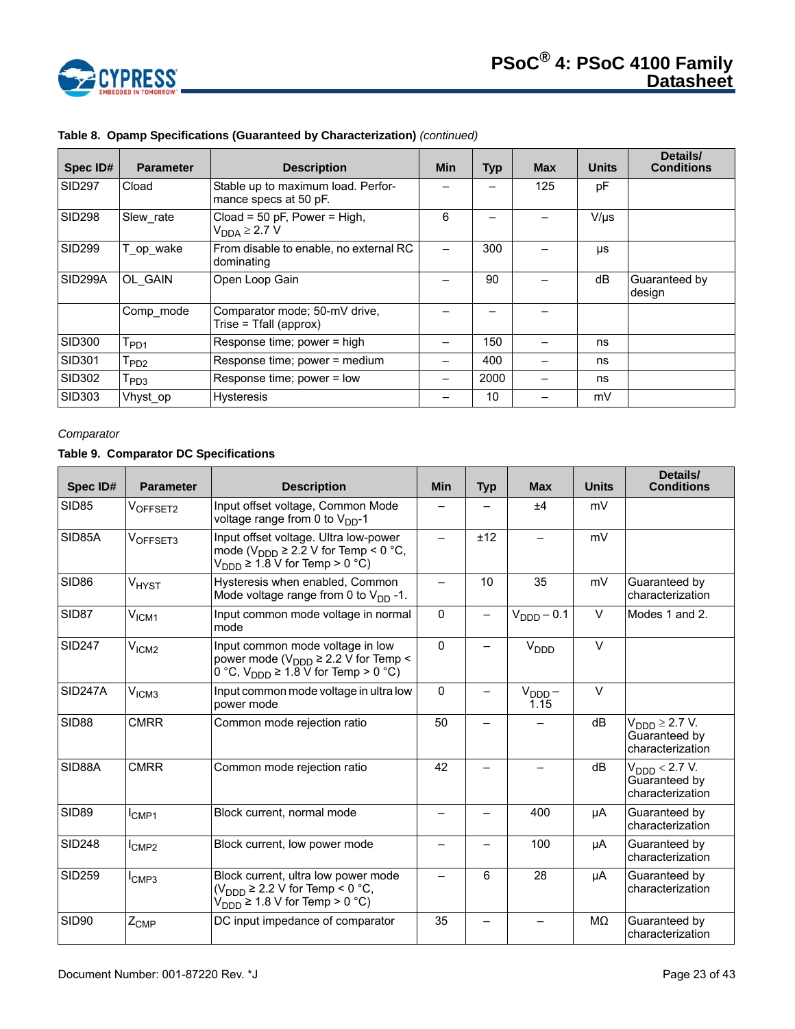**Table 8. Opamp Specifications (Guaranteed by Characterization)** *(continued)*

| Spec ID# | Parameter | Description | Min | Typ | Max | Units | Details/ Conditions |
|---|---|---|---|---|---|---|---|
| SID297 | Cload | Stable up to maximum load. Performance specs at 50 pF. | – | – | 125 | pF | |
| SID298 | Slew_rate | Cload = 50 pF, Power = High, $V_{DDA} \geq 2.7$ V | 6 | – | – | V/µs | |
| SID299 | T_op_wake | From disable to enable, no external RC dominating | – | 300 | – | µs | |
| SID299A | OL_GAIN | Open Loop Gain | – | 90 | – | dB | Guaranteed by design |
| | Comp_mode | Comparator mode; 50-mV drive, Trise = Tfall (approx) | – | – | – | | |
| SID300 | $T_{PD1}$ | Response time; power = high | – | 150 | – | ns | |
| SID301 | $T_{PD2}$ | Response time; power = medium | – | 400 | – | ns | |
| SID302 | $T_{PD3}$ | Response time; power = low | – | 2000 | – | ns | |
| SID303 | Vhyst_op | Hysteresis | – | 10 | – | mV | |

*Comparator*

**Table 9. Comparator DC Specifications**

| Spec ID# | Parameter | Description | Min | Typ | Max | Units | Details/ Conditions |
|---|---|---|---|---|---|---|---|
| SID85 | $V_{OFFSET2}$ | Input offset voltage, Common Mode voltage range from 0 to $V_{DD}$-1 | – | – | ±4 | mV | |
| SID85A | $V_{OFFSET3}$ | Input offset voltage. Ultra low-power mode ($V_{DDD} \geq 2.2$ V for Temp < 0 °C, $V_{DDD} \geq 1.8$ V for Temp > 0 °C) | – | ±12 | – | mV | |
| SID86 | $V_{HYST}$ | Hysteresis when enabled, Common Mode voltage range from 0 to $V_{DD}$ -1. | – | 10 | 35 | mV | Guaranteed by characterization |
| SID87 | $V_{ICM1}$ | Input common mode voltage in normal mode | 0 | – | $V_{DDD} - 0.1$ | V | Modes 1 and 2. |
| SID247 | $V_{ICM2}$ | Input common mode voltage in low power mode ($V_{DDD} \geq 2.2$ V for Temp < 0 °C, $V_{DDD} \geq 1.8$ V for Temp > 0 °C) | 0 | – | $V_{DDD}$ | V | |
| SID247A | $V_{ICM3}$ | Input common mode voltage in ultra low power mode | 0 | – | $V_{DDD} - 1.15$ | V | |
| SID88 | CMRR | Common mode rejection ratio | 50 | – | – | dB | $V_{DDD} \geq 2.7$ V. Guaranteed by characterization |
| SID88A | CMRR | Common mode rejection ratio | 42 | – | – | dB | $V_{DDD} < 2.7$ V. Guaranteed by characterization |
| SID89 | $I_{CMP1}$ | Block current, normal mode | – | – | 400 | µA | Guaranteed by characterization |
| SID248 | $I_{CMP2}$ | Block current, low power mode | – | – | 100 | µA | Guaranteed by characterization |
| SID259 | $I_{CMP3}$ | Block current, ultra low power mode ($V_{DDD} \geq 2.2$ V for Temp < 0 °C, $V_{DDD} \geq 1.8$ V for Temp > 0 °C) | – | 6 | 28 | µA | Guaranteed by characterization |
| SID90 | $Z_{CMP}$ | DC input impedance of comparator | 35 | – | – | MΩ | Guaranteed by characterization |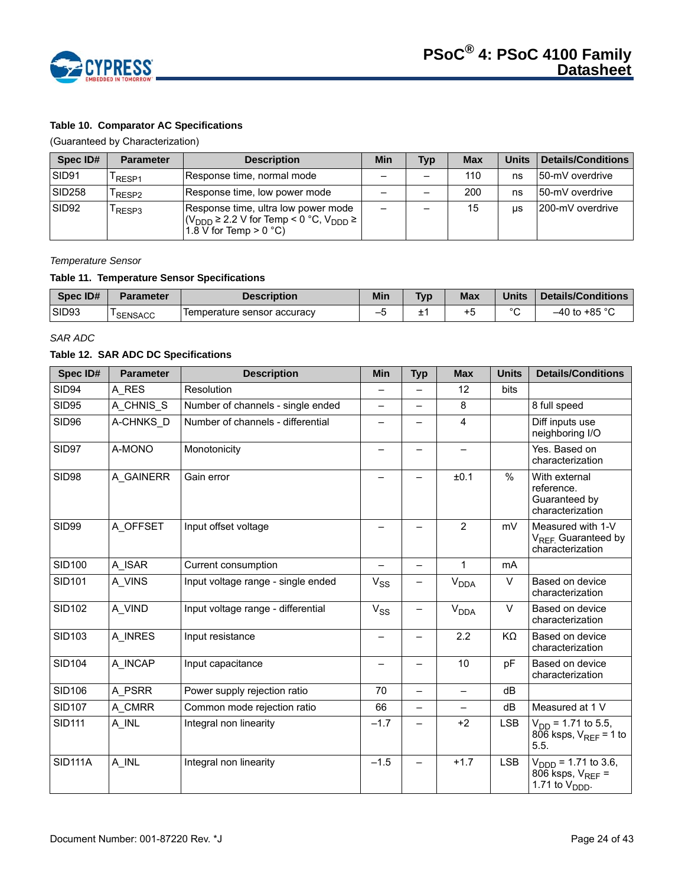**Table 10. Comparator AC Specifications**

(Guaranteed by Characterization)

| Spec ID# | Parameter | Description | Min | Typ | Max | Units | Details/Conditions |
|---|---|---|---|---|---|---|---|
| SID91 | $T_{RESP1}$ | Response time, normal mode | – | – | 110 | ns | 50-mV overdrive |
| SID258 | $T_{RESP2}$ | Response time, low power mode | – | – | 200 | ns | 50-mV overdrive |
| SID92 | $T_{RESP3}$ | Response time, ultra low power mode ($V_{DDD} \geq 2.2$ V for Temp < 0 °C, $V_{DDD} \geq 1.8$ V for Temp > 0 °C) | – | – | 15 | µs | 200-mV overdrive |

*Temperature Sensor*

**Table 11. Temperature Sensor Specifications**

| Spec ID# | Parameter | Description | Min | Typ | Max | Units | Details/Conditions |
|---|---|---|---|---|---|---|---|
| SID93 | $T_{SENSACC}$ | Temperature sensor accuracy | –5 | ±1 | +5 | °C | –40 to +85 °C |

*SAR ADC*

**Table 12. SAR ADC DC Specifications**

| Spec ID# | Parameter | Description | Min | Typ | Max | Units | Details/Conditions |
|---|---|---|---|---|---|---|---|
| SID94 | A_RES | Resolution | – | – | 12 | bits | |
| SID95 | A_CHNIS_S | Number of channels - single ended | – | – | 8 | | 8 full speed |
| SID96 | A-CHNKS_D | Number of channels - differential | – | – | 4 | | Diff inputs use neighboring I/O |
| SID97 | A-MONO | Monotonicity | – | – | – | | Yes. Based on characterization |
| SID98 | A_GAINERR | Gain error | – | – | ±0.1 | % | With external reference. Guaranteed by characterization |
| SID99 | A_OFFSET | Input offset voltage | – | – | 2 | mV | Measured with 1-V $V_{REF}$. Guaranteed by characterization |
| SID100 | A_ISAR | Current consumption | – | – | 1 | mA | |
| SID101 | A_VINS | Input voltage range - single ended | $V_{SS}$ | – | $V_{DDA}$ | V | Based on device characterization |
| SID102 | A_VIND | Input voltage range - differential | $V_{SS}$ | – | $V_{DDA}$ | V | Based on device characterization |
| SID103 | A_INRES | Input resistance | – | – | 2.2 | KΩ | Based on device characterization |
| SID104 | A_INCAP | Input capacitance | – | – | 10 | pF | Based on device characterization |
| SID106 | A_PSRR | Power supply rejection ratio | 70 | – | – | dB | |
| SID107 | A_CMRR | Common mode rejection ratio | 66 | – | – | dB | Measured at 1 V |
| SID111 | A_INL | Integral non linearity | –1.7 | – | +2 | LSB | $V_{DD}$ = 1.71 to 5.5, 806 ksps, $V_{REF}$ = 1 to 5.5. |
| SID111A | A_INL | Integral non linearity | –1.5 | – | +1.7 | LSB | $V_{DDD}$ = 1.71 to 3.6, 806 ksps, $V_{REF}$ = 1.71 to $V_{DDD}$. |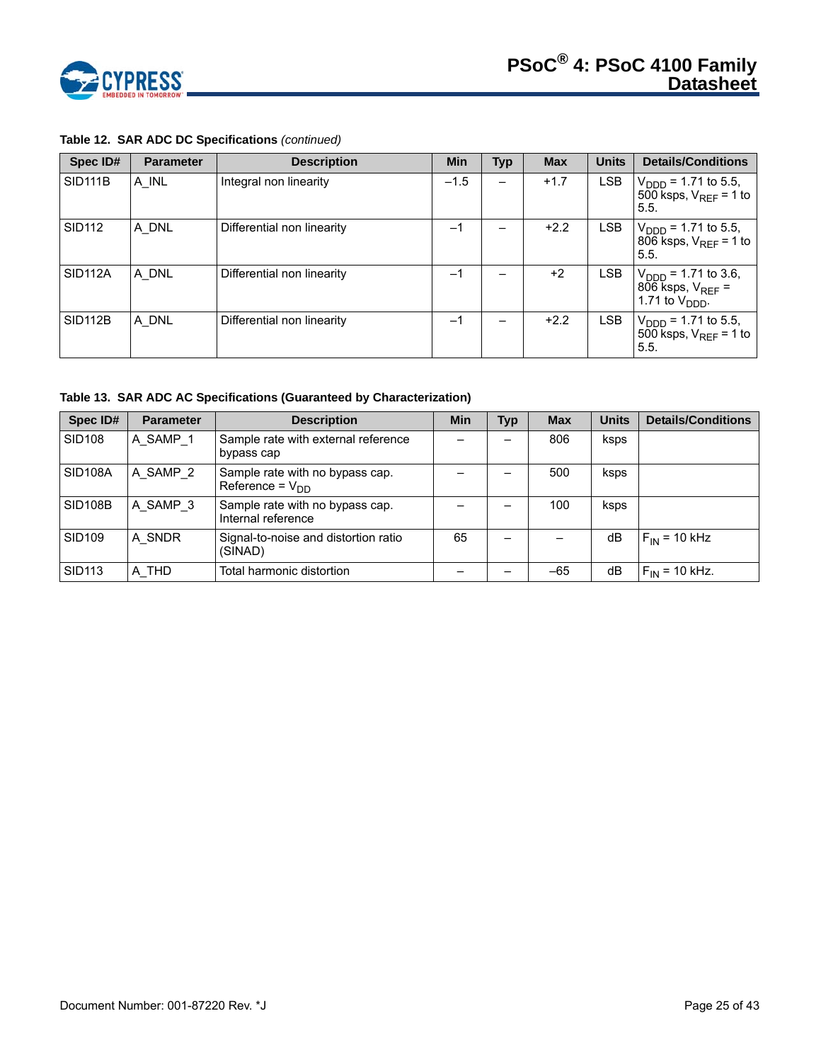**Table 12. SAR ADC DC Specifications** *(continued)*

| Spec ID# | Parameter | Description | Min | Typ | Max | Units | Details/Conditions |
|---|---|---|---|---|---|---|---|
| SID111B | A_INL | Integral non linearity | –1.5 | – | +1.7 | LSB | $V_{DDD}$ = 1.71 to 5.5, 500 ksps, $V_{REF}$ = 1 to 5.5. |
| SID112 | A_DNL | Differential non linearity | –1 | – | +2.2 | LSB | $V_{DDD}$ = 1.71 to 5.5, 806 ksps, $V_{REF}$ = 1 to 5.5. |
| SID112A | A_DNL | Differential non linearity | –1 | – | +2 | LSB | $V_{DDD}$ = 1.71 to 3.6, 806 ksps, $V_{REF}$ = 1.71 to $V_{DDD}$. |
| SID112B | A_DNL | Differential non linearity | –1 | – | +2.2 | LSB | $V_{DDD}$ = 1.71 to 5.5, 500 ksps, $V_{REF}$ = 1 to 5.5. |

**Table 13. SAR ADC AC Specifications (Guaranteed by Characterization)**

| Spec ID# | Parameter | Description | Min | Typ | Max | Units | Details/Conditions |
|---|---|---|---|---|---|---|---|
| SID108 | A_SAMP_1 | Sample rate with external reference bypass cap | – | – | 806 | ksps | |
| SID108A | A_SAMP_2 | Sample rate with no bypass cap. Reference = $V_{DD}$ | – | – | 500 | ksps | |
| SID108B | A_SAMP_3 | Sample rate with no bypass cap. Internal reference | – | – | 100 | ksps | |
| SID109 | A_SNDR | Signal-to-noise and distortion ratio (SINAD) | 65 | – | – | dB | $F_{IN}$ = 10 kHz |
| SID113 | A_THD | Total harmonic distortion | – | – | –65 | dB | $F_{IN}$ = 10 kHz. |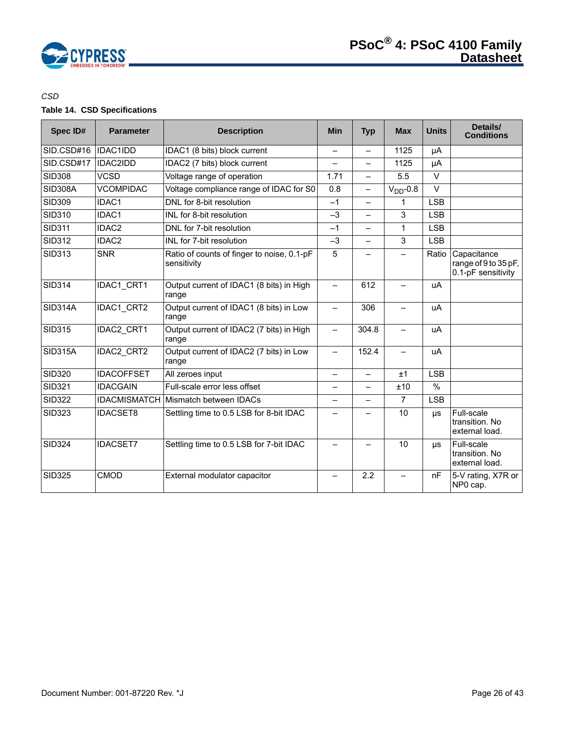*CSD*

**Table 14. CSD Specifications**

| Spec ID# | Parameter | Description | Min | Typ | Max | Units | Details/ Conditions |
|---|---|---|---|---|---|---|---|
| SID.CSD#16 | IDAC1IDD | IDAC1 (8 bits) block current | – | – | 1125 | µA | |
| SID.CSD#17 | IDAC2IDD | IDAC2 (7 bits) block current | – | – | 1125 | µA | |
| SID308 | VCSD | Voltage range of operation | 1.71 | – | 5.5 | V | |
| SID308A | VCOMPIDAC | Voltage compliance range of IDAC for S0 | 0.8 | – | $V_{DD}$-0.8 | V | |
| SID309 | IDAC1 | DNL for 8-bit resolution | –1 | – | 1 | LSB | |
| SID310 | IDAC1 | INL for 8-bit resolution | –3 | – | 3 | LSB | |
| SID311 | IDAC2 | DNL for 7-bit resolution | –1 | – | 1 | LSB | |
| SID312 | IDAC2 | INL for 7-bit resolution | –3 | – | 3 | LSB | |
| SID313 | SNR | Ratio of counts of finger to noise, 0.1-pF sensitivity | 5 | – | – | Ratio | Capacitance range of 9 to 35 pF, 0.1-pF sensitivity |
| SID314 | IDAC1_CRT1 | Output current of IDAC1 (8 bits) in High range | – | 612 | – | uA | |
| SID314A | IDAC1_CRT2 | Output current of IDAC1 (8 bits) in Low range | – | 306 | – | uA | |
| SID315 | IDAC2_CRT1 | Output current of IDAC2 (7 bits) in High range | – | 304.8 | – | uA | |
| SID315A | IDAC2_CRT2 | Output current of IDAC2 (7 bits) in Low range | – | 152.4 | – | uA | |
| SID320 | IDACOFFSET | All zeroes input | – | – | ±1 | LSB | |
| SID321 | IDACGAIN | Full-scale error less offset | – | – | ±10 | % | |
| SID322 | IDACMISMATCH | Mismatch between IDACs | – | – | 7 | LSB | |
| SID323 | IDACSET8 | Settling time to 0.5 LSB for 8-bit IDAC | – | – | 10 | µs | Full-scale transition. No external load. |
| SID324 | IDACSET7 | Settling time to 0.5 LSB for 7-bit IDAC | – | – | 10 | µs | Full-scale transition. No external load. |
| SID325 | CMOD | External modulator capacitor | – | 2.2 | – | nF | 5-V rating, X7R or NP0 cap. |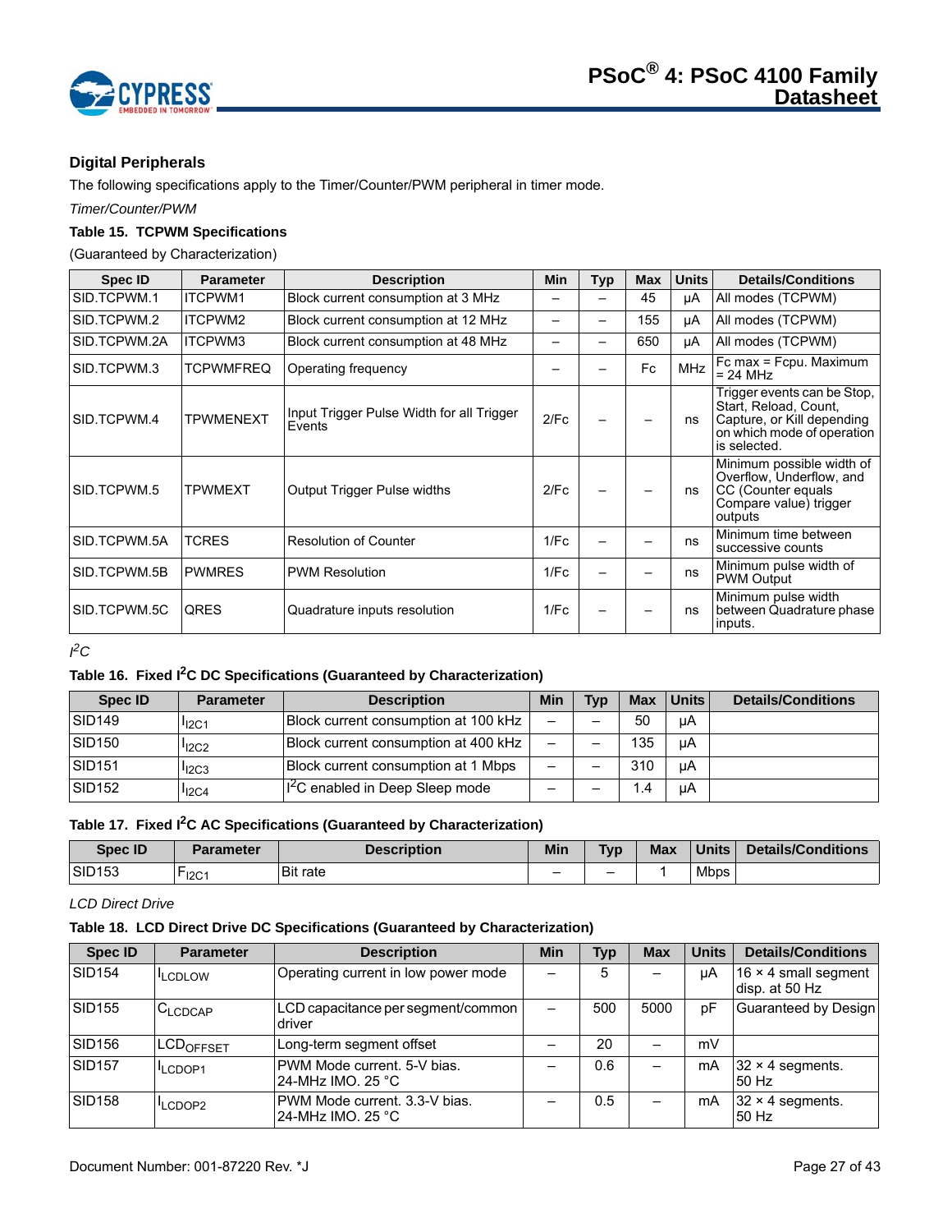### Digital Peripherals

The following specifications apply to the Timer/Counter/PWM peripheral in timer mode.

*Timer/Counter/PWM*

**Table 15. TCPWM Specifications**

(Guaranteed by Characterization)

| Spec ID | Parameter | Description | Min | Typ | Max | Units | Details/Conditions |
|---|---|---|---|---|---|---|---|
| SID.TCPWM.1 | ITCPWM1 | Block current consumption at 3 MHz | – | – | 45 | µA | All modes (TCPWM) |
| SID.TCPWM.2 | ITCPWM2 | Block current consumption at 12 MHz | – | – | 155 | µA | All modes (TCPWM) |
| SID.TCPWM.2A | ITCPWM3 | Block current consumption at 48 MHz | – | – | 650 | µA | All modes (TCPWM) |
| SID.TCPWM.3 | TCPWMFREQ | Operating frequency | – | – | Fc | MHz | Fc max = Fcpu. Maximum = 24 MHz |
| SID.TCPWM.4 | TPWMENEXT | Input Trigger Pulse Width for all Trigger Events | 2/Fc | – | – | ns | Trigger events can be Stop, Start, Reload, Count, Capture, or Kill depending on which mode of operation is selected. |
| SID.TCPWM.5 | TPWMEXT | Output Trigger Pulse widths | 2/Fc | – | – | ns | Minimum possible width of Overflow, Underflow, and CC (Counter equals Compare value) trigger outputs |
| SID.TCPWM.5A | TCRES | Resolution of Counter | 1/Fc | – | – | ns | Minimum time between successive counts |
| SID.TCPWM.5B | PWMRES | PWM Resolution | 1/Fc | – | – | ns | Minimum pulse width of PWM Output |
| SID.TCPWM.5C | QRES | Quadrature inputs resolution | 1/Fc | – | – | ns | Minimum pulse width between Quadrature phase inputs. |

*$I^2C$*

**Table 16. Fixed $I^2C$ DC Specifications (Guaranteed by Characterization)**

| Spec ID | Parameter | Description | Min | Typ | Max | Units | Details/Conditions |
|---|---|---|---|---|---|---|---|
| SID149 | $I_{I2C1}$ | Block current consumption at 100 kHz | – | – | 50 | µA | |
| SID150 | $I_{I2C2}$ | Block current consumption at 400 kHz | – | – | 135 | µA | |
| SID151 | $I_{I2C3}$ | Block current consumption at 1 Mbps | – | – | 310 | µA | |
| SID152 | $I_{I2C4}$ | $I^2C$ enabled in Deep Sleep mode | – | – | 1.4 | µA | |

**Table 17. Fixed $I^2C$ AC Specifications (Guaranteed by Characterization)**

| Spec ID | Parameter | Description | Min | Typ | Max | Units | Details/Conditions |
|---|---|---|---|---|---|---|---|
| SID153 | $F_{I2C1}$ | Bit rate | – | – | 1 | Mbps | |

*LCD Direct Drive*

**Table 18. LCD Direct Drive DC Specifications (Guaranteed by Characterization)**

| Spec ID | Parameter | Description | Min | Typ | Max | Units | Details/Conditions |
|---|---|---|---|---|---|---|---|
| SID154 | $I_{LCDLOW}$ | Operating current in low power mode | – | 5 | – | µA | 16 × 4 small segment disp. at 50 Hz |
| SID155 | $C_{LCDCAP}$ | LCD capacitance per segment/common driver | – | 500 | 5000 | pF | Guaranteed by Design |
| SID156 | $LCD_{OFFSET}$ | Long-term segment offset | – | 20 | – | mV | |
| SID157 | $I_{LCDOP1}$ | PWM Mode current. 5-V bias. 24-MHz IMO. 25 °C | – | 0.6 | – | mA | 32 × 4 segments. 50 Hz |
| SID158 | $I_{LCDOP2}$ | PWM Mode current. 3.3-V bias. 24-MHz IMO. 25 °C | – | 0.5 | – | mA | 32 × 4 segments. 50 Hz |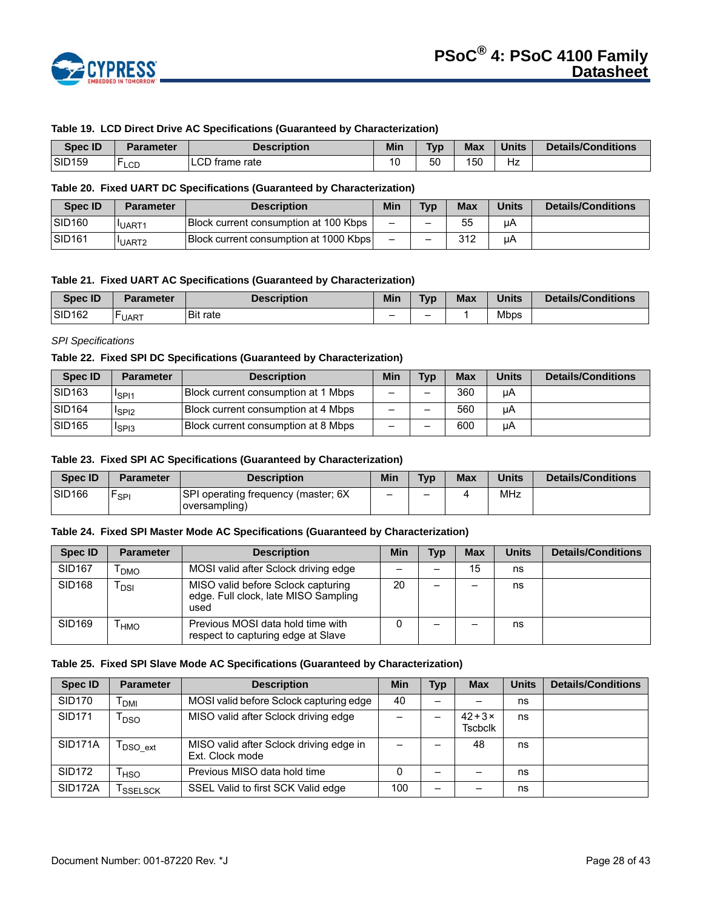**Table 19. LCD Direct Drive AC Specifications (Guaranteed by Characterization)**

| Spec ID | Parameter | Description | Min | Typ | Max | Units | Details/Conditions |
|---|---|---|---|---|---|---|---|
| SID159 | $F_{LCD}$ | LCD frame rate | 10 | 50 | 150 | Hz | |

**Table 20. Fixed UART DC Specifications (Guaranteed by Characterization)**

| Spec ID | Parameter | Description | Min | Typ | Max | Units | Details/Conditions |
|---|---|---|---|---|---|---|---|
| SID160 | $I_{UART1}$ | Block current consumption at 100 Kbps | – | – | 55 | µA | |
| SID161 | $I_{UART2}$ | Block current consumption at 1000 Kbps | – | – | 312 | µA | |

**Table 21. Fixed UART AC Specifications (Guaranteed by Characterization)**

| Spec ID | Parameter | Description | Min | Typ | Max | Units | Details/Conditions |
|---|---|---|---|---|---|---|---|
| SID162 | $F_{UART}$ | Bit rate | – | – | 1 | Mbps | |

*SPI Specifications*

**Table 22. Fixed SPI DC Specifications (Guaranteed by Characterization)**

| Spec ID | Parameter | Description | Min | Typ | Max | Units | Details/Conditions |
|---|---|---|---|---|---|---|---|
| SID163 | $I_{SPI1}$ | Block current consumption at 1 Mbps | – | – | 360 | µA | |
| SID164 | $I_{SPI2}$ | Block current consumption at 4 Mbps | – | – | 560 | µA | |
| SID165 | $I_{SPI3}$ | Block current consumption at 8 Mbps | – | – | 600 | µA | |

**Table 23. Fixed SPI AC Specifications (Guaranteed by Characterization)**

| Spec ID | Parameter | Description | Min | Typ | Max | Units | Details/Conditions |
|---|---|---|---|---|---|---|---|
| SID166 | $F_{SPI}$ | SPI operating frequency (master; 6X oversampling) | – | – | 4 | MHz | |

**Table 24. Fixed SPI Master Mode AC Specifications (Guaranteed by Characterization)**

| Spec ID | Parameter | Description | Min | Typ | Max | Units | Details/Conditions |
|---|---|---|---|---|---|---|---|
| SID167 | $T_{DMO}$ | MOSI valid after Sclock driving edge | – | – | 15 | ns | |
| SID168 | $T_{DSI}$ | MISO valid before Sclock capturing edge. Full clock, late MISO Sampling used | 20 | – | – | ns | |
| SID169 | $T_{HMO}$ | Previous MOSI data hold time with respect to capturing edge at Slave | 0 | – | – | ns | |

**Table 25. Fixed SPI Slave Mode AC Specifications (Guaranteed by Characterization)**

| Spec ID | Parameter | Description | Min | Typ | Max | Units | Details/Conditions |
|---|---|---|---|---|---|---|---|
| SID170 | $T_{DMI}$ | MOSI valid before Sclock capturing edge | 40 | – | – | ns | |
| SID171 | $T_{DSO}$ | MISO valid after Sclock driving edge | – | – | 42 + 3 × Tscbclk | ns | |
| SID171A | $T_{DSO\_ext}$ | MISO valid after Sclock driving edge in Ext. Clock mode | – | – | 48 | ns | |
| SID172 | $T_{HSO}$ | Previous MISO data hold time | 0 | – | – | ns | |
| SID172A | $T_{SSELSCK}$ | SSEL Valid to first SCK Valid edge | 100 | – | – | ns | |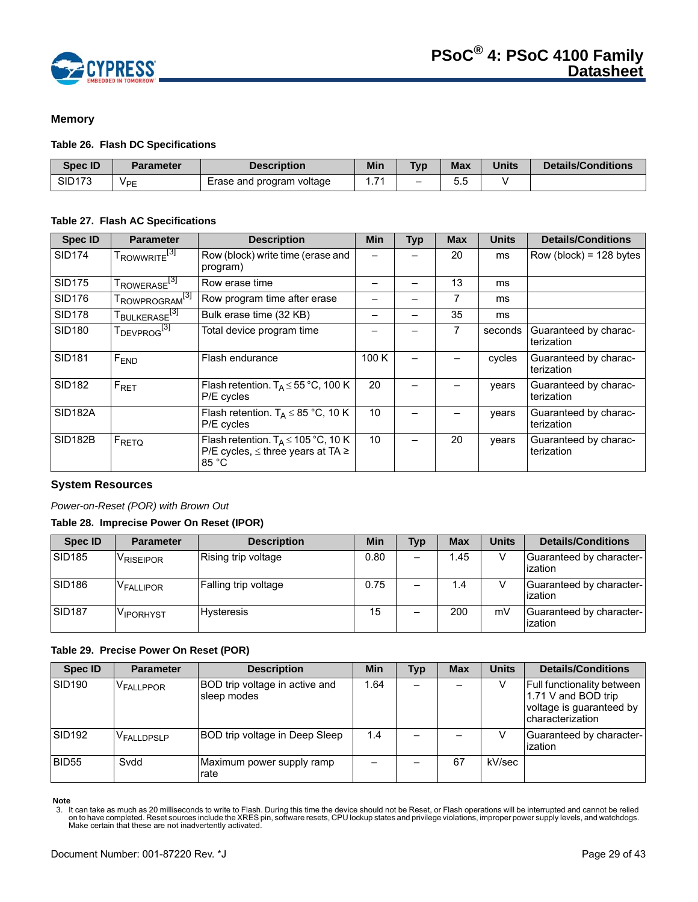## Memory

**Table 26. Flash DC Specifications**

| Spec ID | Parameter | Description | Min | Typ | Max | Units | Details/Conditions |
|---|---|---|---|---|---|---|---|
| SID173 | $V_{PE}$ | Erase and program voltage | 1.71 | – | 5.5 | V | |

**Table 27. Flash AC Specifications**

| Spec ID | Parameter | Description | Min | Typ | Max | Units | Details/Conditions |
|---|---|---|---|---|---|---|---|
| SID174 | $T_{ROWWRITE}$[3] | Row (block) write time (erase and program) | – | – | 20 | ms | Row (block) = 128 bytes |
| SID175 | $T_{ROWERASE}$[3] | Row erase time | – | – | 13 | ms | |
| SID176 | $T_{ROWPROGRAM}$[3] | Row program time after erase | – | – | 7 | ms | |
| SID178 | $T_{BULKERASE}$[3] | Bulk erase time (32 KB) | – | – | 35 | ms | |
| SID180 | $T_{DEVPROG}$[3] | Total device program time | – | – | 7 | seconds | Guaranteed by characterization |
| SID181 | $F_{END}$ | Flash endurance | 100 K | – | – | cycles | Guaranteed by characterization |
| SID182 | $F_{RET}$ | Flash retention. $T_A \leq 55$ °C, 100 K P/E cycles | 20 | – | – | years | Guaranteed by characterization |
| SID182A | | Flash retention. $T_A \leq 85$ °C, 10 K P/E cycles | 10 | – | – | years | Guaranteed by characterization |
| SID182B | $F_{RETQ}$ | Flash retention. $T_A \leq 105$ °C, 10 K P/E cycles, ≤ three years at TA ≥ 85 °C | 10 | – | 20 | years | Guaranteed by characterization |

## System Resources

*Power-on-Reset (POR) with Brown Out*

**Table 28. Imprecise Power On Reset (IPOR)**

| Spec ID | Parameter | Description | Min | Typ | Max | Units | Details/Conditions |
|---|---|---|---|---|---|---|---|
| SID185 | $V_{RISEIPOR}$ | Rising trip voltage | 0.80 | – | 1.45 | V | Guaranteed by characterization |
| SID186 | $V_{FALLIPOR}$ | Falling trip voltage | 0.75 | – | 1.4 | V | Guaranteed by characterization |
| SID187 | $V_{IPORHYST}$ | Hysteresis | 15 | – | 200 | mV | Guaranteed by characterization |

**Table 29. Precise Power On Reset (POR)**

| Spec ID | Parameter | Description | Min | Typ | Max | Units | Details/Conditions |
|---|---|---|---|---|---|---|---|
| SID190 | $V_{FALLPPOR}$ | BOD trip voltage in active and sleep modes | 1.64 | – | – | V | Full functionality between 1.71 V and BOD trip voltage is guaranteed by characterization |
| SID192 | $V_{FALLDPSLP}$ | BOD trip voltage in Deep Sleep | 1.4 | – | – | V | Guaranteed by characterization |
| BID55 | Svdd | Maximum power supply ramp rate | – | – | 67 | kV/sec | |

**Note**

3. It can take as much as 20 milliseconds to write to Flash. During this time the device should not be Reset, or Flash operations will be interrupted and cannot be relied on to have completed. Reset sources include the XRES pin, software resets, CPU lockup states and privilege violations, improper power supply levels, and watchdogs. Make certain that these are not inadvertently activated.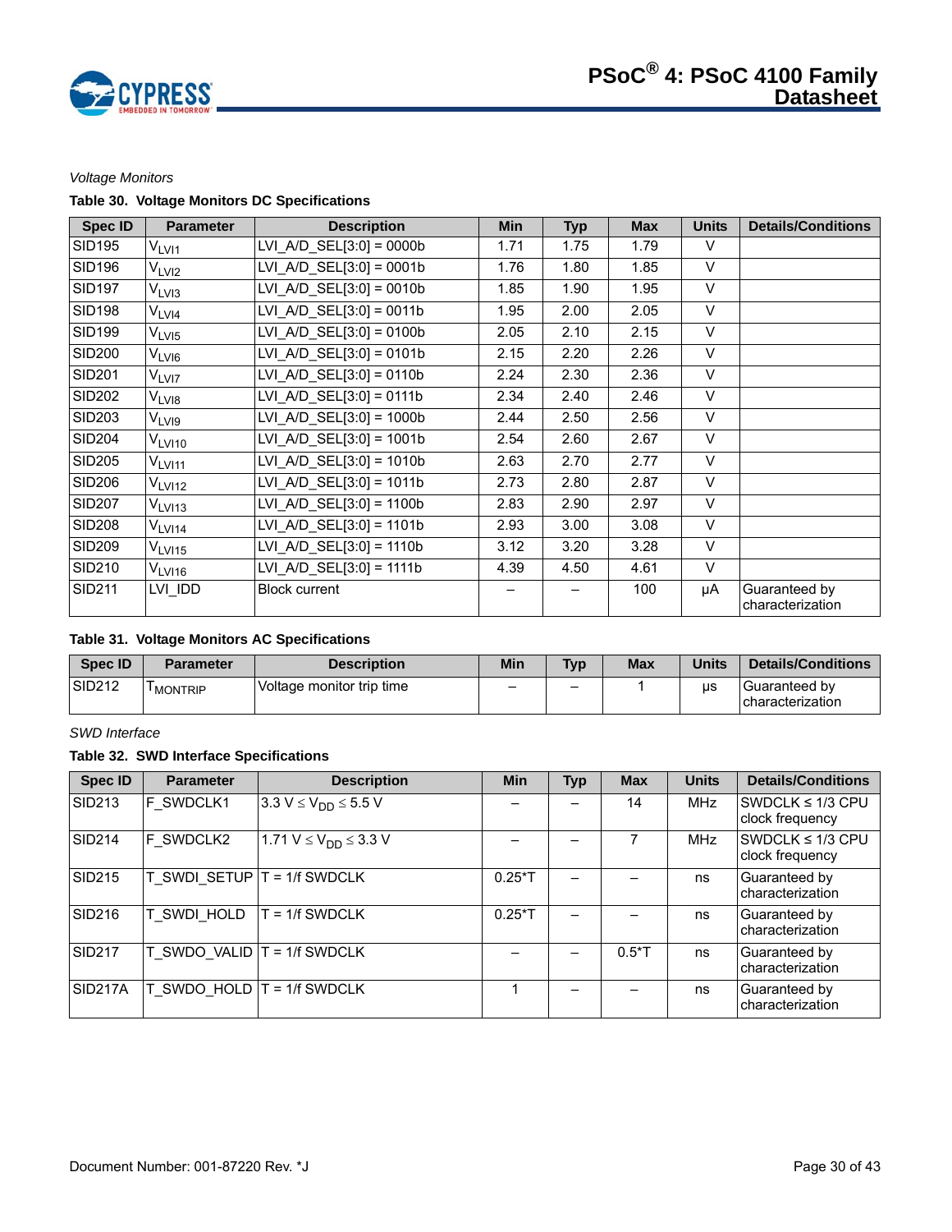*Voltage Monitors*

**Table 30. Voltage Monitors DC Specifications**

| Spec ID | Parameter | Description | Min | Typ | Max | Units | Details/Conditions |
|---|---|---|---|---|---|---|---|
| SID195 | $V_{LVI1}$ | LVI_A/D_SEL[3:0] = 0000b | 1.71 | 1.75 | 1.79 | V | |
| SID196 | $V_{LVI2}$ | LVI_A/D_SEL[3:0] = 0001b | 1.76 | 1.80 | 1.85 | V | |
| SID197 | $V_{LVI3}$ | LVI_A/D_SEL[3:0] = 0010b | 1.85 | 1.90 | 1.95 | V | |
| SID198 | $V_{LVI4}$ | LVI_A/D_SEL[3:0] = 0011b | 1.95 | 2.00 | 2.05 | V | |
| SID199 | $V_{LVI5}$ | LVI_A/D_SEL[3:0] = 0100b | 2.05 | 2.10 | 2.15 | V | |
| SID200 | $V_{LVI6}$ | LVI_A/D_SEL[3:0] = 0101b | 2.15 | 2.20 | 2.26 | V | |
| SID201 | $V_{LVI7}$ | LVI_A/D_SEL[3:0] = 0110b | 2.24 | 2.30 | 2.36 | V | |
| SID202 | $V_{LVI8}$ | LVI_A/D_SEL[3:0] = 0111b | 2.34 | 2.40 | 2.46 | V | |
| SID203 | $V_{LVI9}$ | LVI_A/D_SEL[3:0] = 1000b | 2.44 | 2.50 | 2.56 | V | |
| SID204 | $V_{LVI10}$ | LVI_A/D_SEL[3:0] = 1001b | 2.54 | 2.60 | 2.67 | V | |
| SID205 | $V_{LVI11}$ | LVI_A/D_SEL[3:0] = 1010b | 2.63 | 2.70 | 2.77 | V | |
| SID206 | $V_{LVI12}$ | LVI_A/D_SEL[3:0] = 1011b | 2.73 | 2.80 | 2.87 | V | |
| SID207 | $V_{LVI13}$ | LVI_A/D_SEL[3:0] = 1100b | 2.83 | 2.90 | 2.97 | V | |
| SID208 | $V_{LVI14}$ | LVI_A/D_SEL[3:0] = 1101b | 2.93 | 3.00 | 3.08 | V | |
| SID209 | $V_{LVI15}$ | LVI_A/D_SEL[3:0] = 1110b | 3.12 | 3.20 | 3.28 | V | |
| SID210 | $V_{LVI16}$ | LVI_A/D_SEL[3:0] = 1111b | 4.39 | 4.50 | 4.61 | V | |
| SID211 | LVI_IDD | Block current | – | – | 100 | µA | Guaranteed by characterization |

**Table 31. Voltage Monitors AC Specifications**

| Spec ID | Parameter | Description | Min | Typ | Max | Units | Details/Conditions |
|---|---|---|---|---|---|---|---|
| SID212 | $T_{MONTRIP}$ | Voltage monitor trip time | – | – | 1 | µs | Guaranteed by characterization |

*SWD Interface*

**Table 32. SWD Interface Specifications**

| Spec ID | Parameter | Description | Min | Typ | Max | Units | Details/Conditions |
|---|---|---|---|---|---|---|---|
| SID213 | F_SWDCLK1 | $3.3\ V \le V_{DD} \le 5.5\ V$ | – | – | 14 | MHz | SWDCLK ≤ 1/3 CPU clock frequency |
| SID214 | F_SWDCLK2 | $1.71\ V \le V_{DD} \le 3.3\ V$ | – | – | 7 | MHz | SWDCLK ≤ 1/3 CPU clock frequency |
| SID215 | T_SWDI_SETUP | T = 1/f SWDCLK | 0.25*T | – | – | ns | Guaranteed by characterization |
| SID216 | T_SWDI_HOLD | T = 1/f SWDCLK | 0.25*T | – | – | ns | Guaranteed by characterization |
| SID217 | T_SWDO_VALID | T = 1/f SWDCLK | – | – | 0.5*T | ns | Guaranteed by characterization |
| SID217A | T_SWDO_HOLD | T = 1/f SWDCLK | 1 | – | – | ns | Guaranteed by characterization |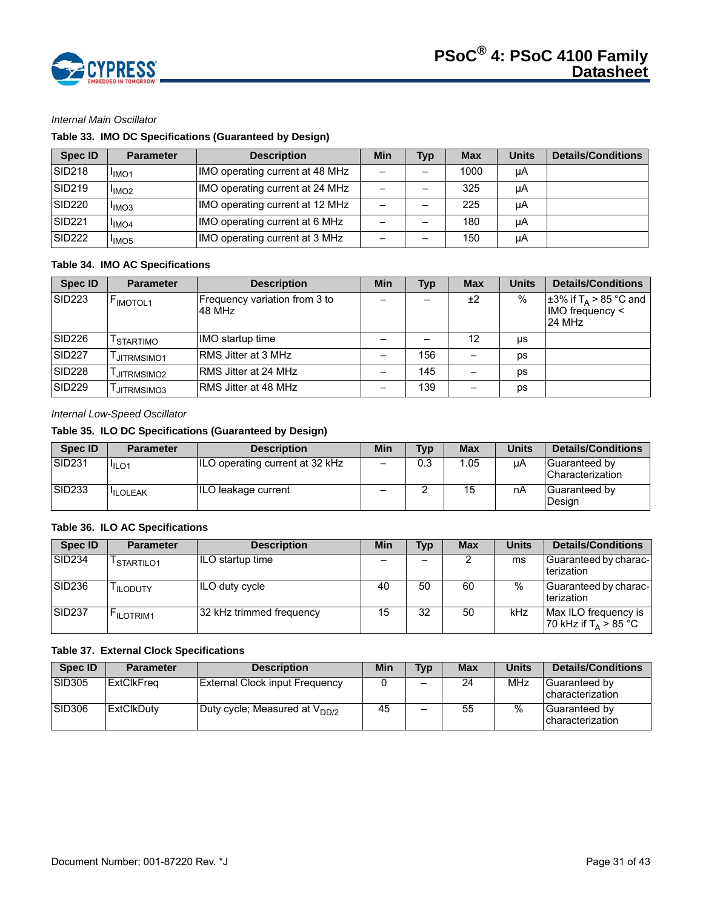*Internal Main Oscillator*

**Table 33. IMO DC Specifications (Guaranteed by Design)**

| Spec ID | Parameter | Description | Min | Typ | Max | Units | Details/Conditions |
|---|---|---|---|---|---|---|---|
| SID218 | $I_{IMO1}$ | IMO operating current at 48 MHz | – | – | 1000 | µA | |
| SID219 | $I_{IMO2}$ | IMO operating current at 24 MHz | – | – | 325 | µA | |
| SID220 | $I_{IMO3}$ | IMO operating current at 12 MHz | – | – | 225 | µA | |
| SID221 | $I_{IMO4}$ | IMO operating current at 6 MHz | – | – | 180 | µA | |
| SID222 | $I_{IMO5}$ | IMO operating current at 3 MHz | – | – | 150 | µA | |

**Table 34. IMO AC Specifications**

| Spec ID | Parameter | Description | Min | Typ | Max | Units | Details/Conditions |
|---|---|---|---|---|---|---|---|
| SID223 | $F_{IMOTOL1}$ | Frequency variation from 3 to 48 MHz | – | – | ±2 | % | ±3% if $T_A$ > 85 °C and IMO frequency < 24 MHz |
| SID226 | $T_{STARTIMO}$ | IMO startup time | – | – | 12 | µs | |
| SID227 | $T_{JITRMSIMO1}$ | RMS Jitter at 3 MHz | – | 156 | – | ps | |
| SID228 | $T_{JITRMSIMO2}$ | RMS Jitter at 24 MHz | – | 145 | – | ps | |
| SID229 | $T_{JITRMSIMO3}$ | RMS Jitter at 48 MHz | – | 139 | – | ps | |

*Internal Low-Speed Oscillator*

**Table 35. ILO DC Specifications (Guaranteed by Design)**

| Spec ID | Parameter | Description | Min | Typ | Max | Units | Details/Conditions |
|---|---|---|---|---|---|---|---|
| SID231 | $I_{ILO1}$ | ILO operating current at 32 kHz | – | 0.3 | 1.05 | µA | Guaranteed by Characterization |
| SID233 | $I_{ILOLEAK}$ | ILO leakage current | – | 2 | 15 | nA | Guaranteed by Design |

**Table 36. ILO AC Specifications**

| Spec ID | Parameter | Description | Min | Typ | Max | Units | Details/Conditions |
|---|---|---|---|---|---|---|---|
| SID234 | $T_{STARTILO1}$ | ILO startup time | – | – | 2 | ms | Guaranteed by characterization |
| SID236 | $T_{ILODUTY}$ | ILO duty cycle | 40 | 50 | 60 | % | Guaranteed by characterization |
| SID237 | $F_{ILOTRIM1}$ | 32 kHz trimmed frequency | 15 | 32 | 50 | kHz | Max ILO frequency is 70 kHz if $T_A$ > 85 °C |

**Table 37. External Clock Specifications**

| Spec ID | Parameter | Description | Min | Typ | Max | Units | Details/Conditions |
|---|---|---|---|---|---|---|---|
| SID305 | ExtClkFreq | External Clock input Frequency | 0 | – | 24 | MHz | Guaranteed by characterization |
| SID306 | ExtClkDuty | Duty cycle; Measured at $V_{DD/2}$ | 45 | – | 55 | % | Guaranteed by characterization |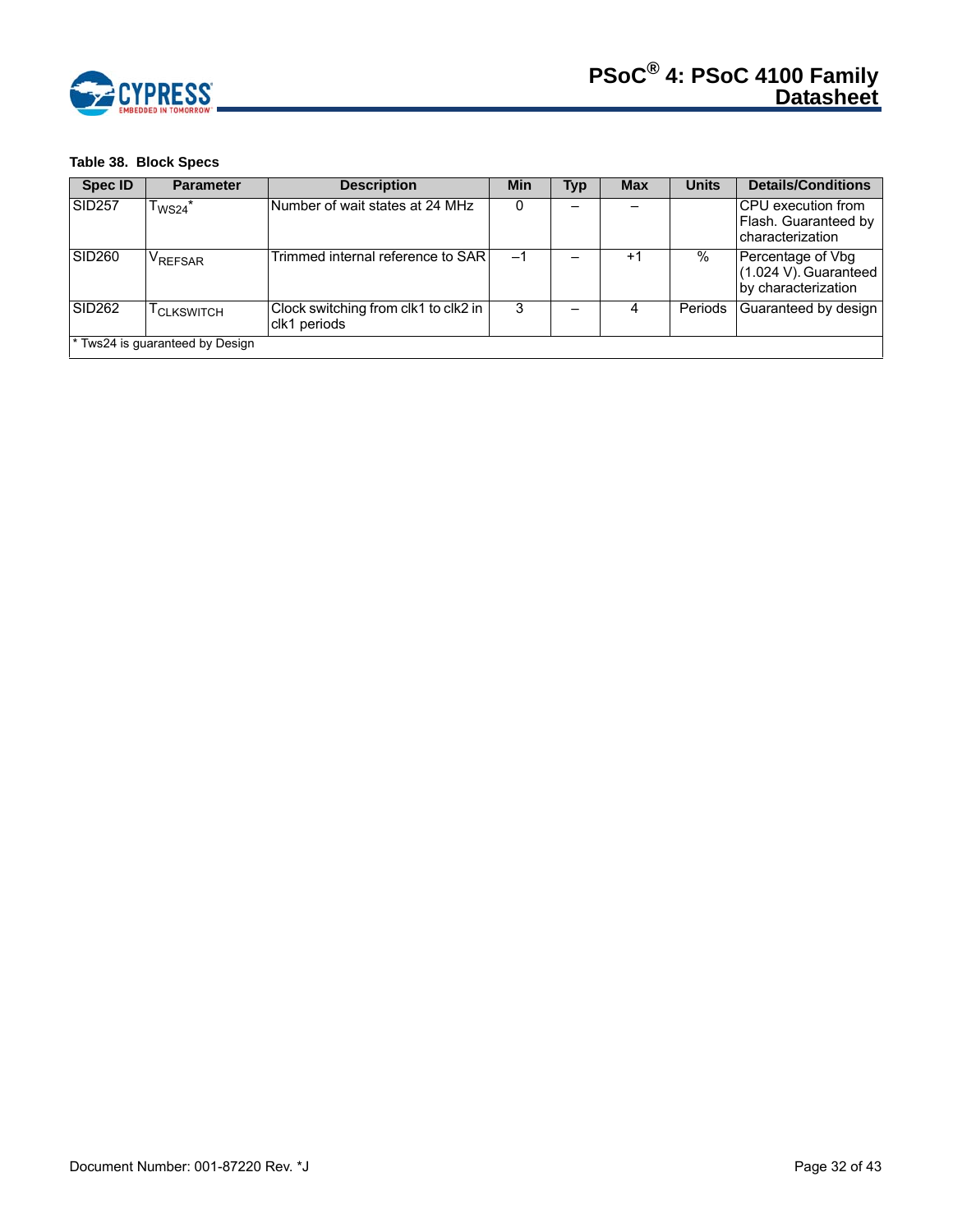**Table 38. Block Specs**

| Spec ID | Parameter | Description | Min | Typ | Max | Units | Details/Conditions |
|---|---|---|---|---|---|---|---|
| SID257 | $T_{WS24}$* | Number of wait states at 24 MHz | 0 | – | – | | CPU execution from Flash. Guaranteed by characterization |
| SID260 | $V_{REFSAR}$ | Trimmed internal reference to SAR | –1 | – | +1 | % | Percentage of Vbg (1.024 V). Guaranteed by characterization |
| SID262 | $T_{CLKSWITCH}$ | Clock switching from clk1 to clk2 in clk1 periods | 3 | – | 4 | Periods | Guaranteed by design |

\* Tws24 is guaranteed by Design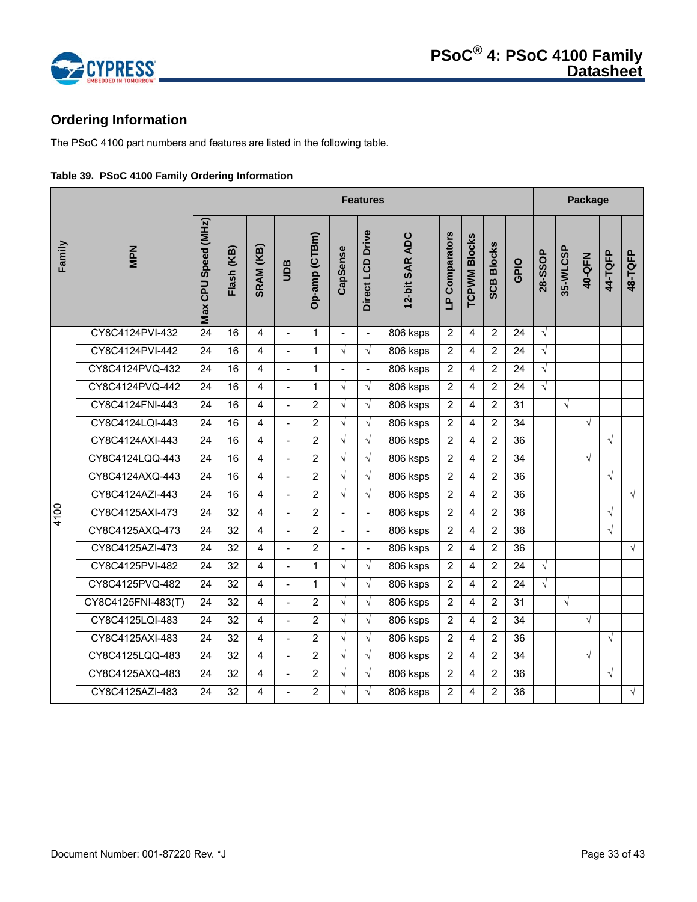## Ordering Information

The PSoC 4100 part numbers and features are listed in the following table.

**Table 39. PSoC 4100 Family Ordering Information**

| Family | MPN | Features | | | | | | | | | | | | Package | | | | |
|---|---|---|---|---|---|---|---|---|---|---|---|---|---|---|---|---|---|---|
| | | Max CPU Speed (MHz) | Flash (KB) | SRAM (KB) | UDB | Op-amp (CTBm) | CapSense | Direct LCD Drive | 12-bit SAR ADC | LP Comparators | TCPWM Blocks | SCB Blocks | GPIO | 28-SSOP | 35-WLCSP | 40-QFN | 44-TQFP | 48-TQFP |
| 4100 | CY8C4124PVI-432 | 24 | 16 | 4 | - | 1 | - | - | 806 ksps | 2 | 4 | 2 | 24 | √ | | | | |
| | CY8C4124PVI-442 | 24 | 16 | 4 | - | 1 | √ | √ | 806 ksps | 2 | 4 | 2 | 24 | √ | | | | |
| | CY8C4124PVQ-432 | 24 | 16 | 4 | - | 1 | - | - | 806 ksps | 2 | 4 | 2 | 24 | √ | | | | |
| | CY8C4124PVQ-442 | 24 | 16 | 4 | - | 1 | √ | √ | 806 ksps | 2 | 4 | 2 | 24 | √ | | | | |
| | CY8C4124FNI-443 | 24 | 16 | 4 | - | 2 | √ | √ | 806 ksps | 2 | 4 | 2 | 31 | | √ | | | |
| | CY8C4124LQI-443 | 24 | 16 | 4 | - | 2 | √ | √ | 806 ksps | 2 | 4 | 2 | 34 | | | √ | | |
| | CY8C4124AXI-443 | 24 | 16 | 4 | - | 2 | √ | √ | 806 ksps | 2 | 4 | 2 | 36 | | | | √ | |
| | CY8C4124LQQ-443 | 24 | 16 | 4 | - | 2 | √ | √ | 806 ksps | 2 | 4 | 2 | 34 | | | √ | | |
| | CY8C4124AXQ-443 | 24 | 16 | 4 | - | 2 | √ | √ | 806 ksps | 2 | 4 | 2 | 36 | | | | √ | |
| | CY8C4124AZI-443 | 24 | 16 | 4 | - | 2 | √ | √ | 806 ksps | 2 | 4 | 2 | 36 | | | | | √ |
| | CY8C4125AXI-473 | 24 | 32 | 4 | - | 2 | - | - | 806 ksps | 2 | 4 | 2 | 36 | | | | √ | |
| | CY8C4125AXQ-473 | 24 | 32 | 4 | - | 2 | - | - | 806 ksps | 2 | 4 | 2 | 36 | | | | √ | |
| | CY8C4125AZI-473 | 24 | 32 | 4 | - | 2 | - | - | 806 ksps | 2 | 4 | 2 | 36 | | | | | √ |
| | CY8C4125PVI-482 | 24 | 32 | 4 | - | 1 | √ | √ | 806 ksps | 2 | 4 | 2 | 24 | √ | | | | |
| | CY8C4125PVQ-482 | 24 | 32 | 4 | - | 1 | √ | √ | 806 ksps | 2 | 4 | 2 | 24 | √ | | | | |
| | CY8C4125FNI-483(T) | 24 | 32 | 4 | - | 2 | √ | √ | 806 ksps | 2 | 4 | 2 | 31 | | √ | | | |
| | CY8C4125LQI-483 | 24 | 32 | 4 | - | 2 | √ | √ | 806 ksps | 2 | 4 | 2 | 34 | | | √ | | |
| | CY8C4125AXI-483 | 24 | 32 | 4 | - | 2 | √ | √ | 806 ksps | 2 | 4 | 2 | 36 | | | | √ | |
| | CY8C4125LQQ-483 | 24 | 32 | 4 | - | 2 | √ | √ | 806 ksps | 2 | 4 | 2 | 34 | | | √ | | |
| | CY8C4125AXQ-483 | 24 | 32 | 4 | - | 2 | √ | √ | 806 ksps | 2 | 4 | 2 | 36 | | | | √ | |
| | CY8C4125AZI-483 | 24 | 32 | 4 | - | 2 | √ | √ | 806 ksps | 2 | 4 | 2 | 36 | | | | | √ |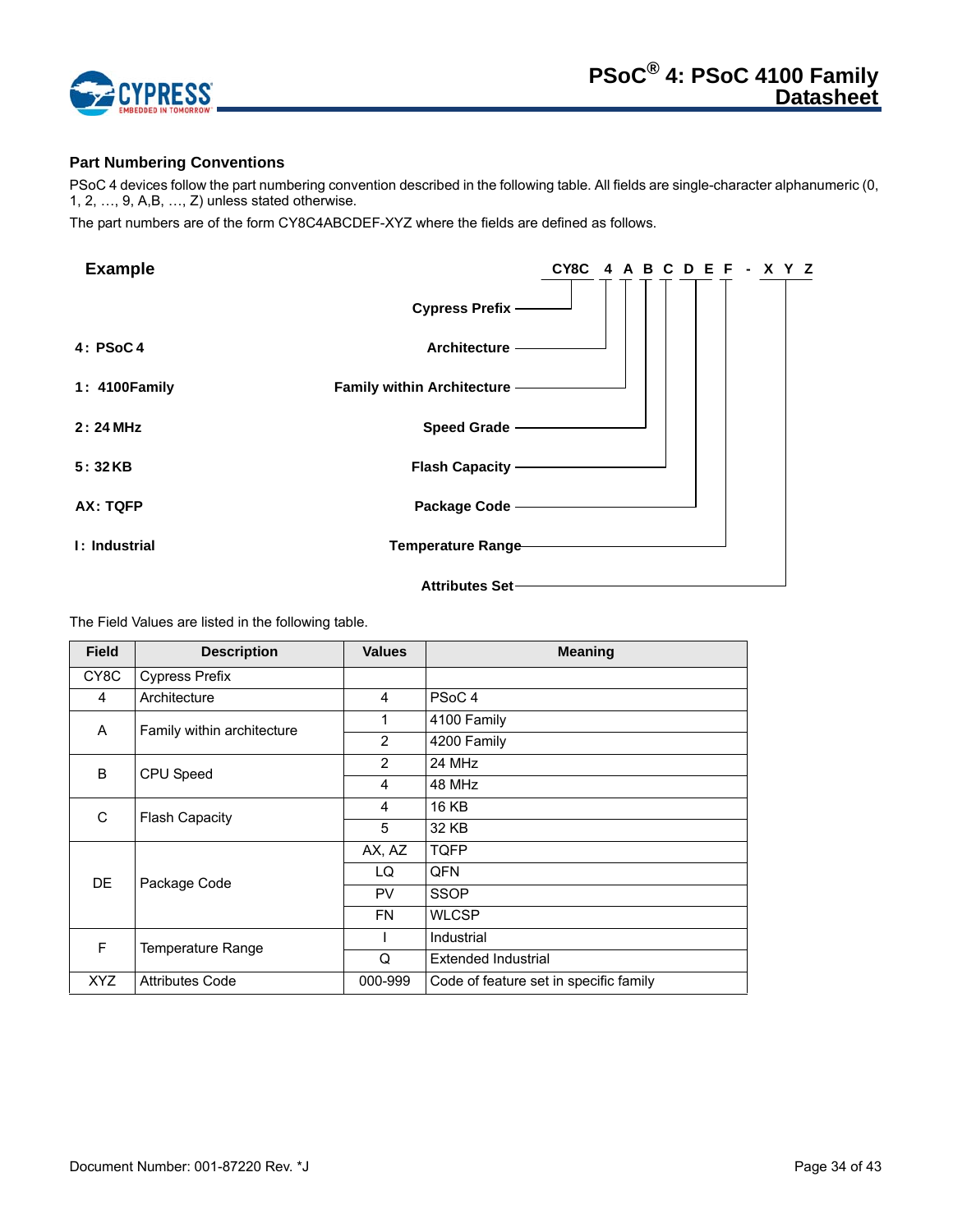## Part Numbering Conventions

PSoC 4 devices follow the part numbering convention described in the following table. All fields are single-character alphanumeric (0, 1, 2, …, 9, A,B, …, Z) unless stated otherwise.

The part numbers are of the form CY8C4ABCDEF-XYZ where the fields are defined as follows.

**Example**

**CY8C 4 A B C D E F - X Y Z**

| Example | Field |
|---|---|
| | Cypress Prefix |
| 4 : PSoC 4 | Architecture |
| 1 : 4100Family | Family within Architecture |
| 2 : 24 MHz | Speed Grade |
| 5 : 32 KB | Flash Capacity |
| AX : TQFP | Package Code |
| I : Industrial | Temperature Range |
| | Attributes Set |

The Field Values are listed in the following table.

| Field | Description | Values | Meaning |
|---|---|---|---|
| CY8C | Cypress Prefix | | |
| 4 | Architecture | 4 | PSoC 4 |
| A | Family within architecture | 1 | 4100 Family |
| | | 2 | 4200 Family |
| B | CPU Speed | 2 | 24 MHz |
| | | 4 | 48 MHz |
| C | Flash Capacity | 4 | 16 KB |
| | | 5 | 32 KB |
| DE | Package Code | AX, AZ | TQFP |
| | | LQ | QFN |
| | | PV | SSOP |
| | | FN | WLCSP |
| F | Temperature Range | I | Industrial |
| | | Q | Extended Industrial |
| XYZ | Attributes Code | 000-999 | Code of feature set in specific family |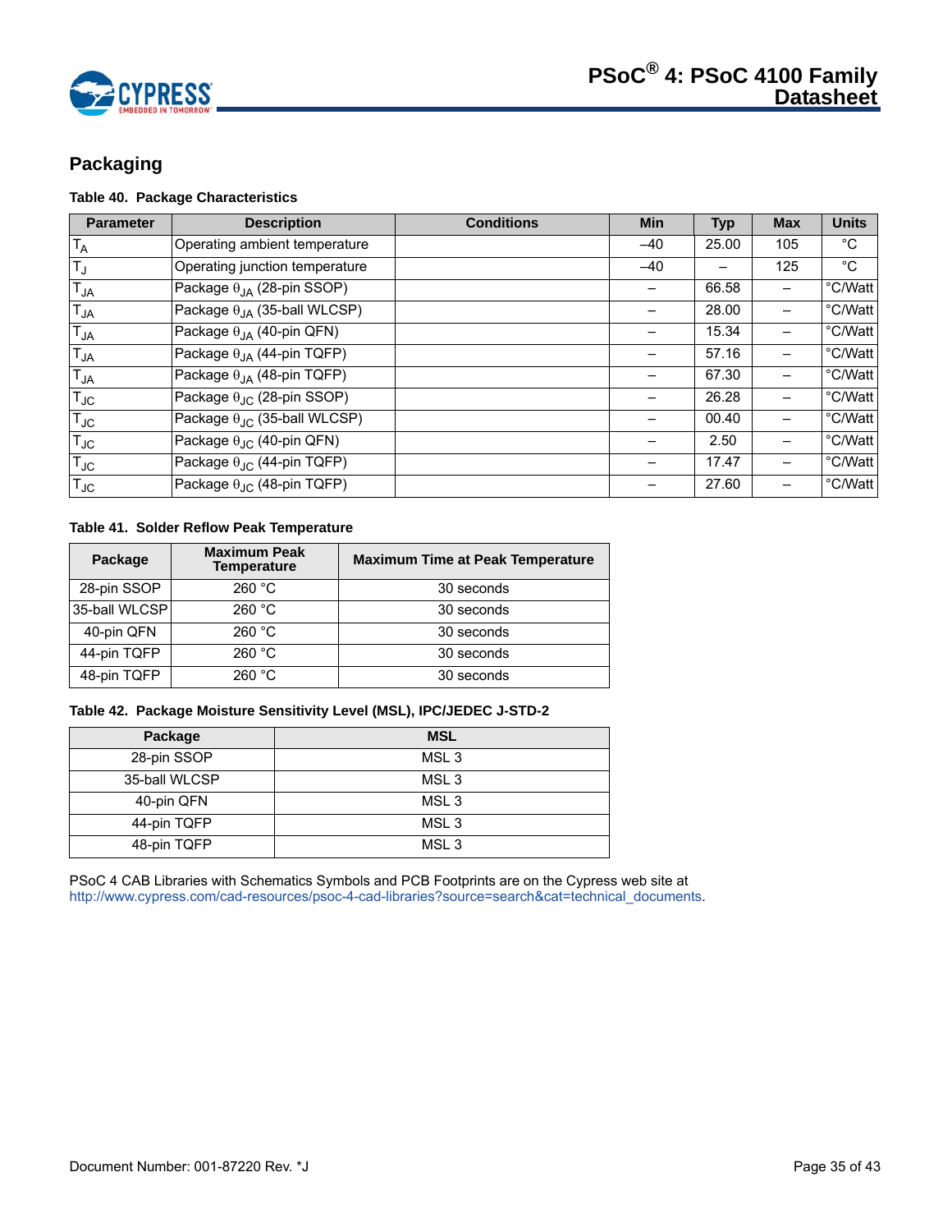## Packaging

**Table 40. Package Characteristics**

| Parameter | Description | Conditions | Min | Typ | Max | Units |
|---|---|---|---|---|---|---|
| $T_A$ | Operating ambient temperature | | –40 | 25.00 | 105 | °C |
| $T_J$ | Operating junction temperature | | –40 | – | 125 | °C |
| $T_{JA}$ | Package $\theta_{JA}$ (28-pin SSOP) | | – | 66.58 | – | °C/Watt |
| $T_{JA}$ | Package $\theta_{JA}$ (35-ball WLCSP) | | – | 28.00 | – | °C/Watt |
| $T_{JA}$ | Package $\theta_{JA}$ (40-pin QFN) | | – | 15.34 | – | °C/Watt |
| $T_{JA}$ | Package $\theta_{JA}$ (44-pin TQFP) | | – | 57.16 | – | °C/Watt |
| $T_{JA}$ | Package $\theta_{JA}$ (48-pin TQFP) | | – | 67.30 | – | °C/Watt |
| $T_{JC}$ | Package $\theta_{JC}$ (28-pin SSOP) | | – | 26.28 | – | °C/Watt |
| $T_{JC}$ | Package $\theta_{JC}$ (35-ball WLCSP) | | – | 00.40 | – | °C/Watt |
| $T_{JC}$ | Package $\theta_{JC}$ (40-pin QFN) | | – | 2.50 | – | °C/Watt |
| $T_{JC}$ | Package $\theta_{JC}$ (44-pin TQFP) | | – | 17.47 | – | °C/Watt |
| $T_{JC}$ | Package $\theta_{JC}$ (48-pin TQFP) | | – | 27.60 | – | °C/Watt |

**Table 41. Solder Reflow Peak Temperature**

| Package | Maximum Peak Temperature | Maximum Time at Peak Temperature |
|---|---|---|
| 28-pin SSOP | 260 °C | 30 seconds |
| 35-ball WLCSP | 260 °C | 30 seconds |
| 40-pin QFN | 260 °C | 30 seconds |
| 44-pin TQFP | 260 °C | 30 seconds |
| 48-pin TQFP | 260 °C | 30 seconds |

**Table 42. Package Moisture Sensitivity Level (MSL), IPC/JEDEC J-STD-2**

| Package | MSL |
|---|---|
| 28-pin SSOP | MSL 3 |
| 35-ball WLCSP | MSL 3 |
| 40-pin QFN | MSL 3 |
| 44-pin TQFP | MSL 3 |
| 48-pin TQFP | MSL 3 |

PSoC 4 CAB Libraries with Schematics Symbols and PCB Footprints are on the Cypress web site at http://www.cypress.com/cad-resources/psoc-4-cad-libraries?source=search&cat=technical_documents.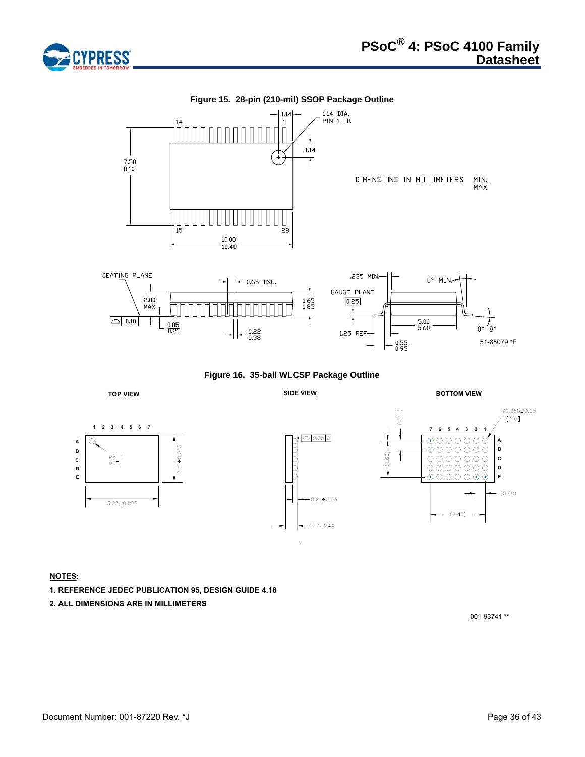Figure 15. 28-pin (210-mil) SSOP Package Outline

Figure 16. 35-ball WLCSP Package Outline

**NOTES:**

1. REFERENCE JEDEC PUBLICATION 95, DESIGN GUIDE 4.18
2. ALL DIMENSIONS ARE IN MILLIMETERS

001-93741 **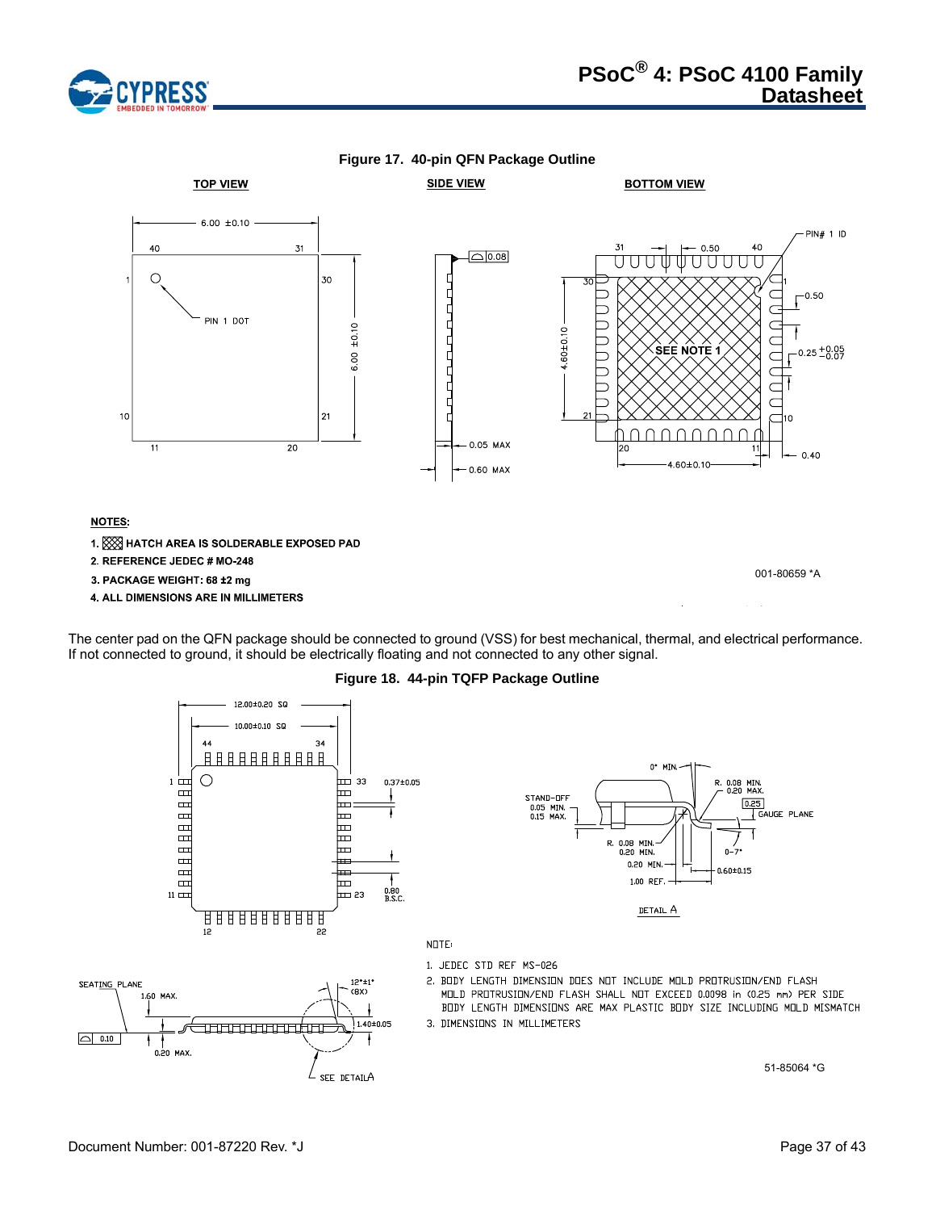**Figure 17. 40-pin QFN Package Outline**

TOP VIEW — SIDE VIEW — BOTTOM VIEW

**NOTES:**

1. HATCH AREA IS SOLDERABLE EXPOSED PAD
2. REFERENCE JEDEC # MO-248
3. PACKAGE WEIGHT: 68 ±2 mg
4. ALL DIMENSIONS ARE IN MILLIMETERS

001-80659 *A

The center pad on the QFN package should be connected to ground (VSS) for best mechanical, thermal, and electrical performance. If not connected to ground, it should be electrically floating and not connected to any other signal.

**Figure 18. 44-pin TQFP Package Outline**

NOTE:

1. JEDEC STD REF MS-026
2. BODY LENGTH DIMENSION DOES NOT INCLUDE MOLD PROTRUSION/END FLASH
   MOLD PROTRUSION/END FLASH SHALL NOT EXCEED 0.0098 in (0.25 mm) PER SIDE
   BODY LENGTH DIMENSIONS ARE MAX PLASTIC BODY SIZE INCLUDING MOLD MISMATCH
3. DIMENSIONS IN MILLIMETERS

51-85064 *G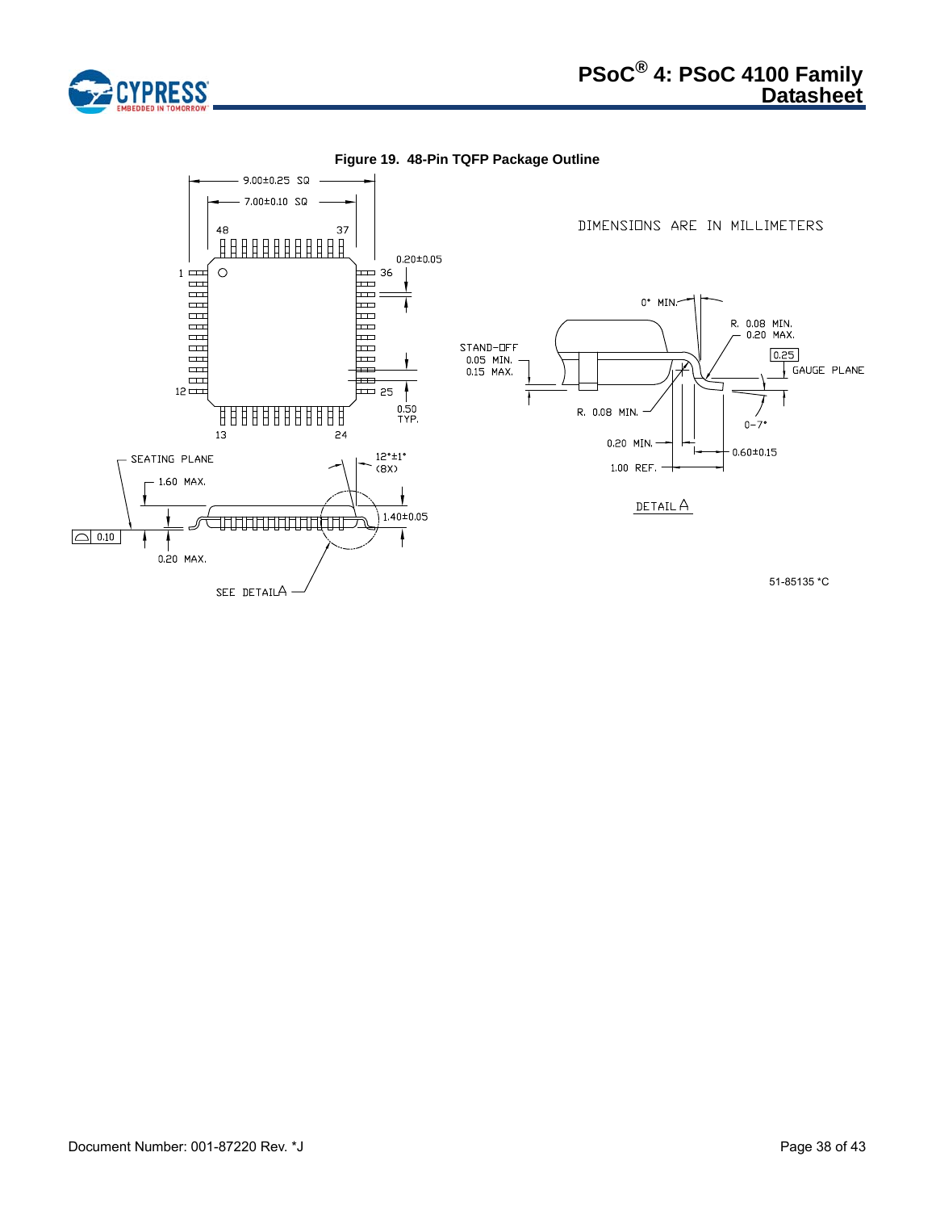**Figure 19. 48-Pin TQFP Package Outline**

DIMENSIONS ARE IN MILLIMETERS

9.00±0.25 SQ

7.00±0.10 SQ

48 37

1 36

12 25

13 24

0.20±0.05

0.50 TYP.

SEATING PLANE

1.60 MAX.

0.10

0.20 MAX.

12°±1° (8X)

1.40±0.05

SEE DETAIL A

0° MIN.

R. 0.08 MIN. 0.20 MAX.

STAND-OFF 0.05 MIN. 0.15 MAX.

0.25

GAUGE PLANE

R. 0.08 MIN.

0-7°

0.20 MIN.

0.60±0.15

1.00 REF.

DETAIL A

51-85135 *C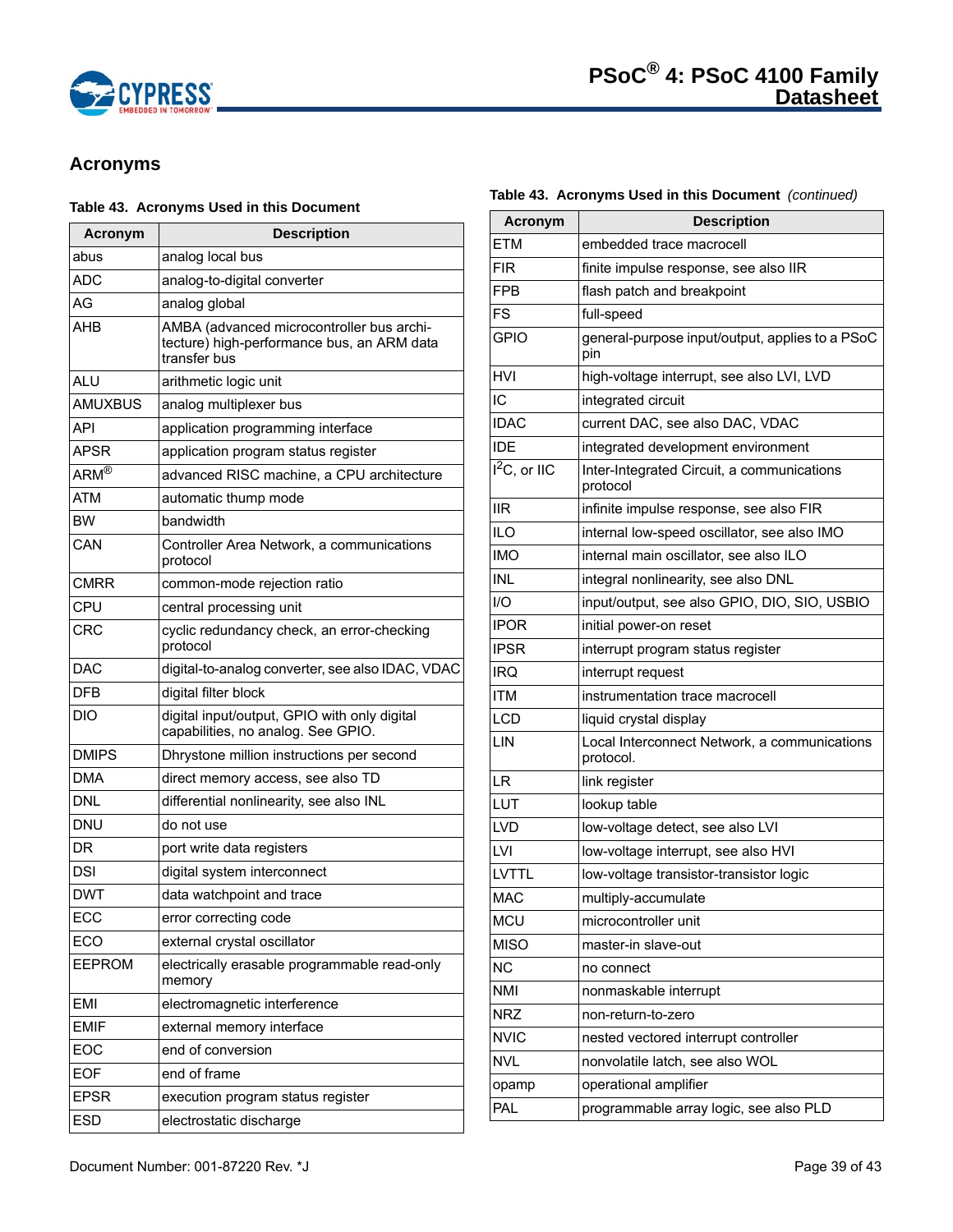## Acronyms

**Table 43. Acronyms Used in this Document**

| Acronym | Description |
|---|---|
| abus | analog local bus |
| ADC | analog-to-digital converter |
| AG | analog global |
| AHB | AMBA (advanced microcontroller bus architecture) high-performance bus, an ARM data transfer bus |
| ALU | arithmetic logic unit |
| AMUXBUS | analog multiplexer bus |
| API | application programming interface |
| APSR | application program status register |
| ARM® | advanced RISC machine, a CPU architecture |
| ATM | automatic thump mode |
| BW | bandwidth |
| CAN | Controller Area Network, a communications protocol |
| CMRR | common-mode rejection ratio |
| CPU | central processing unit |
| CRC | cyclic redundancy check, an error-checking protocol |
| DAC | digital-to-analog converter, see also IDAC, VDAC |
| DFB | digital filter block |
| DIO | digital input/output, GPIO with only digital capabilities, no analog. See GPIO. |
| DMIPS | Dhrystone million instructions per second |
| DMA | direct memory access, see also TD |
| DNL | differential nonlinearity, see also INL |
| DNU | do not use |
| DR | port write data registers |
| DSI | digital system interconnect |
| DWT | data watchpoint and trace |
| ECC | error correcting code |
| ECO | external crystal oscillator |
| EEPROM | electrically erasable programmable read-only memory |
| EMI | electromagnetic interference |
| EMIF | external memory interface |
| EOC | end of conversion |
| EOF | end of frame |
| EPSR | execution program status register |
| ESD | electrostatic discharge |
| ETM | embedded trace macrocell |
| FIR | finite impulse response, see also IIR |
| FPB | flash patch and breakpoint |
| FS | full-speed |
| GPIO | general-purpose input/output, applies to a PSoC pin |
| HVI | high-voltage interrupt, see also LVI, LVD |
| IC | integrated circuit |
| IDAC | current DAC, see also DAC, VDAC |
| IDE | integrated development environment |
| $I^2C$, or IIC | Inter-Integrated Circuit, a communications protocol |
| IIR | infinite impulse response, see also FIR |
| ILO | internal low-speed oscillator, see also IMO |
| IMO | internal main oscillator, see also ILO |
| INL | integral nonlinearity, see also DNL |
| I/O | input/output, see also GPIO, DIO, SIO, USBIO |
| IPOR | initial power-on reset |
| IPSR | interrupt program status register |
| IRQ | interrupt request |
| ITM | instrumentation trace macrocell |
| LCD | liquid crystal display |
| LIN | Local Interconnect Network, a communications protocol. |
| LR | link register |
| LUT | lookup table |
| LVD | low-voltage detect, see also LVI |
| LVI | low-voltage interrupt, see also HVI |
| LVTTL | low-voltage transistor-transistor logic |
| MAC | multiply-accumulate |
| MCU | microcontroller unit |
| MISO | master-in slave-out |
| NC | no connect |
| NMI | nonmaskable interrupt |
| NRZ | non-return-to-zero |
| NVIC | nested vectored interrupt controller |
| NVL | nonvolatile latch, see also WOL |
| opamp | operational amplifier |
| PAL | programmable array logic, see also PLD |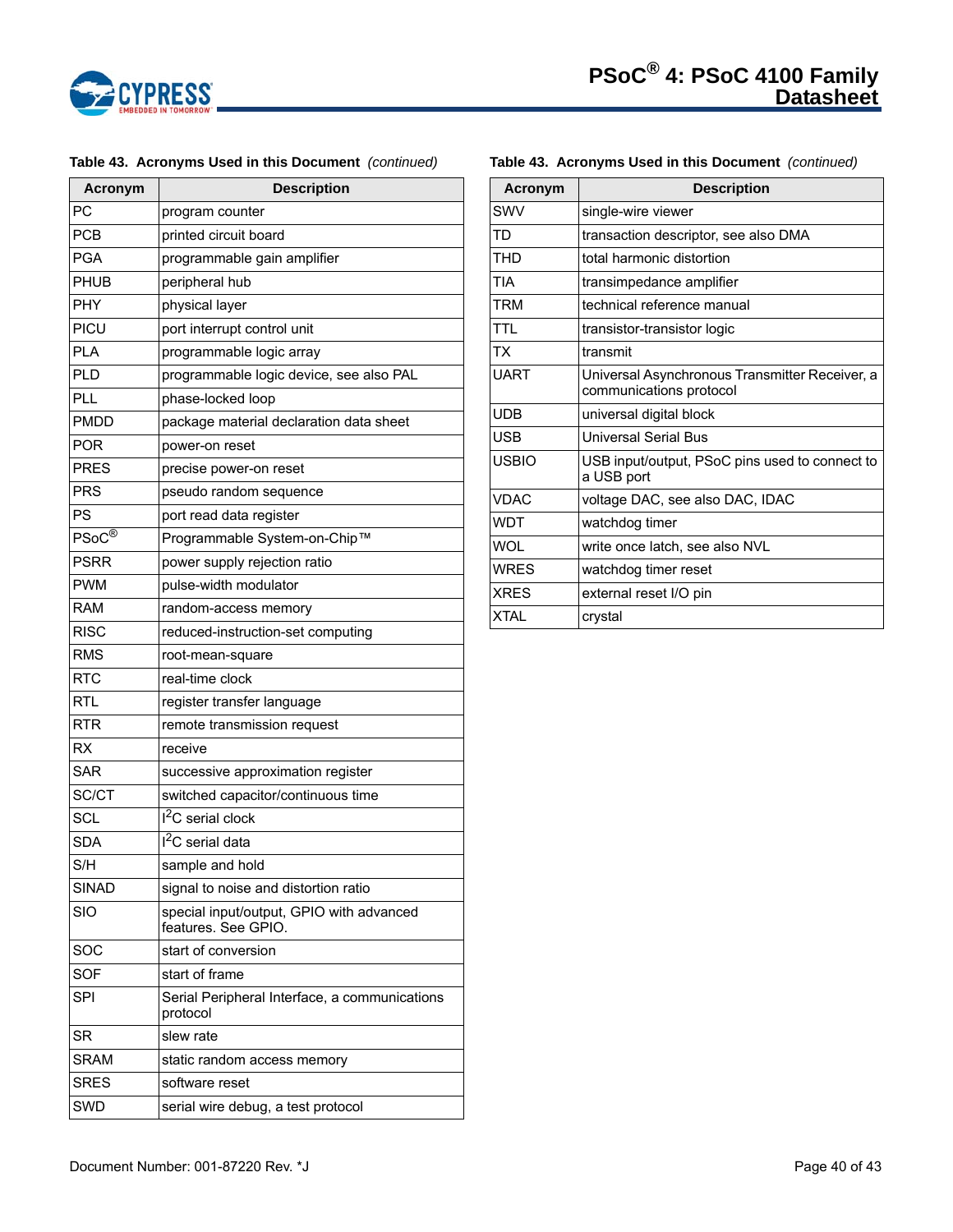**Table 43. Acronyms Used in this Document** *(continued)*

| Acronym | Description |
|---|---|
| PC | program counter |
| PCB | printed circuit board |
| PGA | programmable gain amplifier |
| PHUB | peripheral hub |
| PHY | physical layer |
| PICU | port interrupt control unit |
| PLA | programmable logic array |
| PLD | programmable logic device, see also PAL |
| PLL | phase-locked loop |
| PMDD | package material declaration data sheet |
| POR | power-on reset |
| PRES | precise power-on reset |
| PRS | pseudo random sequence |
| PS | port read data register |
| PSoC® | Programmable System-on-Chip™ |
| PSRR | power supply rejection ratio |
| PWM | pulse-width modulator |
| RAM | random-access memory |
| RISC | reduced-instruction-set computing |
| RMS | root-mean-square |
| RTC | real-time clock |
| RTL | register transfer language |
| RTR | remote transmission request |
| RX | receive |
| SAR | successive approximation register |
| SC/CT | switched capacitor/continuous time |
| SCL | $I^2C$ serial clock |
| SDA | $I^2C$ serial data |
| S/H | sample and hold |
| SINAD | signal to noise and distortion ratio |
| SIO | special input/output, GPIO with advanced features. See GPIO. |
| SOC | start of conversion |
| SOF | start of frame |
| SPI | Serial Peripheral Interface, a communications protocol |
| SR | slew rate |
| SRAM | static random access memory |
| SRES | software reset |
| SWD | serial wire debug, a test protocol |
| SWV | single-wire viewer |
| TD | transaction descriptor, see also DMA |
| THD | total harmonic distortion |
| TIA | transimpedance amplifier |
| TRM | technical reference manual |
| TTL | transistor-transistor logic |
| TX | transmit |
| UART | Universal Asynchronous Transmitter Receiver, a communications protocol |
| UDB | universal digital block |
| USB | Universal Serial Bus |
| USBIO | USB input/output, PSoC pins used to connect to a USB port |
| VDAC | voltage DAC, see also DAC, IDAC |
| WDT | watchdog timer |
| WOL | write once latch, see also NVL |
| WRES | watchdog timer reset |
| XRES | external reset I/O pin |
| XTAL | crystal |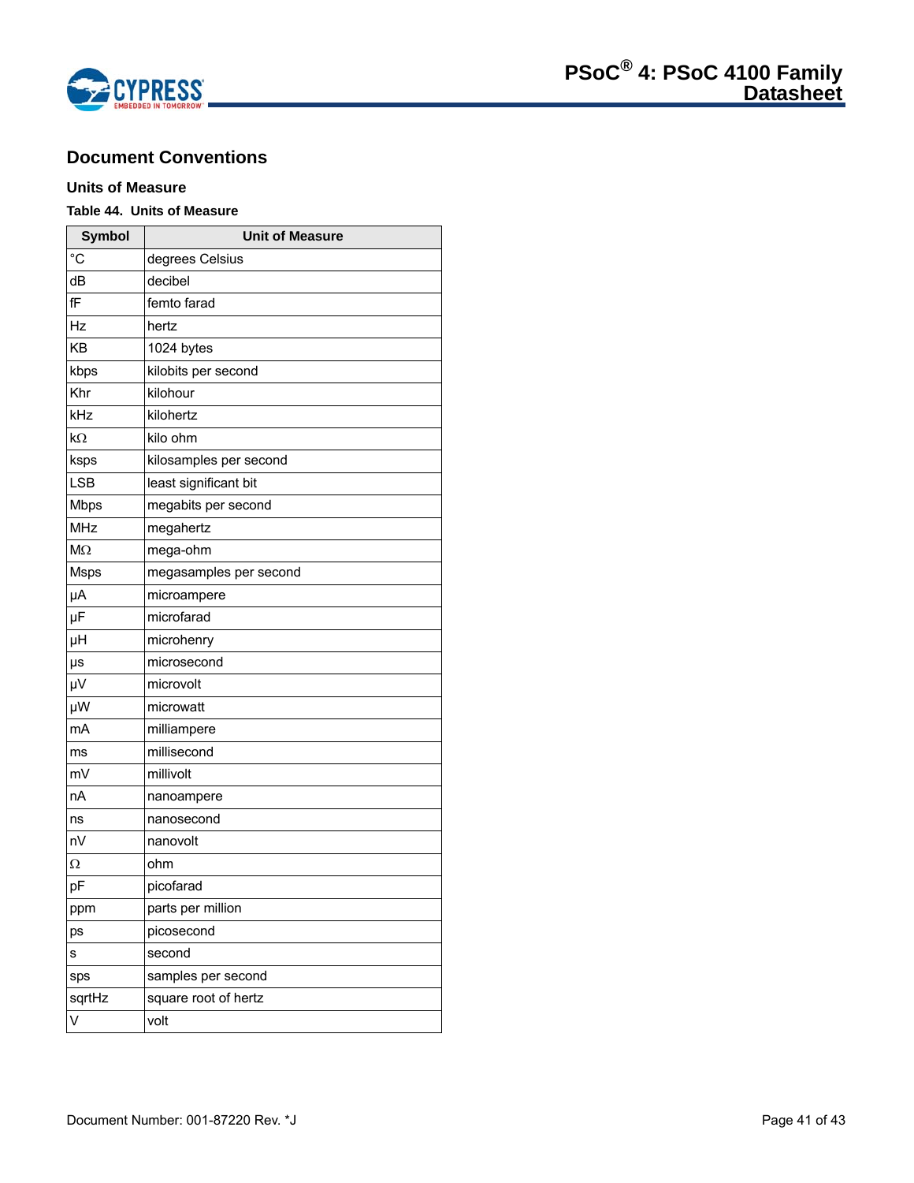## Document Conventions

### Units of Measure

**Table 44. Units of Measure**

| Symbol | Unit of Measure |
|---|---|
| °C | degrees Celsius |
| dB | decibel |
| fF | femto farad |
| Hz | hertz |
| KB | 1024 bytes |
| kbps | kilobits per second |
| Khr | kilohour |
| kHz | kilohertz |
| kΩ | kilo ohm |
| ksps | kilosamples per second |
| LSB | least significant bit |
| Mbps | megabits per second |
| MHz | megahertz |
| MΩ | mega-ohm |
| Msps | megasamples per second |
| µA | microampere |
| µF | microfarad |
| µH | microhenry |
| µs | microsecond |
| µV | microvolt |
| µW | microwatt |
| mA | milliampere |
| ms | millisecond |
| mV | millivolt |
| nA | nanoampere |
| ns | nanosecond |
| nV | nanovolt |
| Ω | ohm |
| pF | picofarad |
| ppm | parts per million |
| ps | picosecond |
| s | second |
| sps | samples per second |
| sqrtHz | square root of hertz |
| V | volt |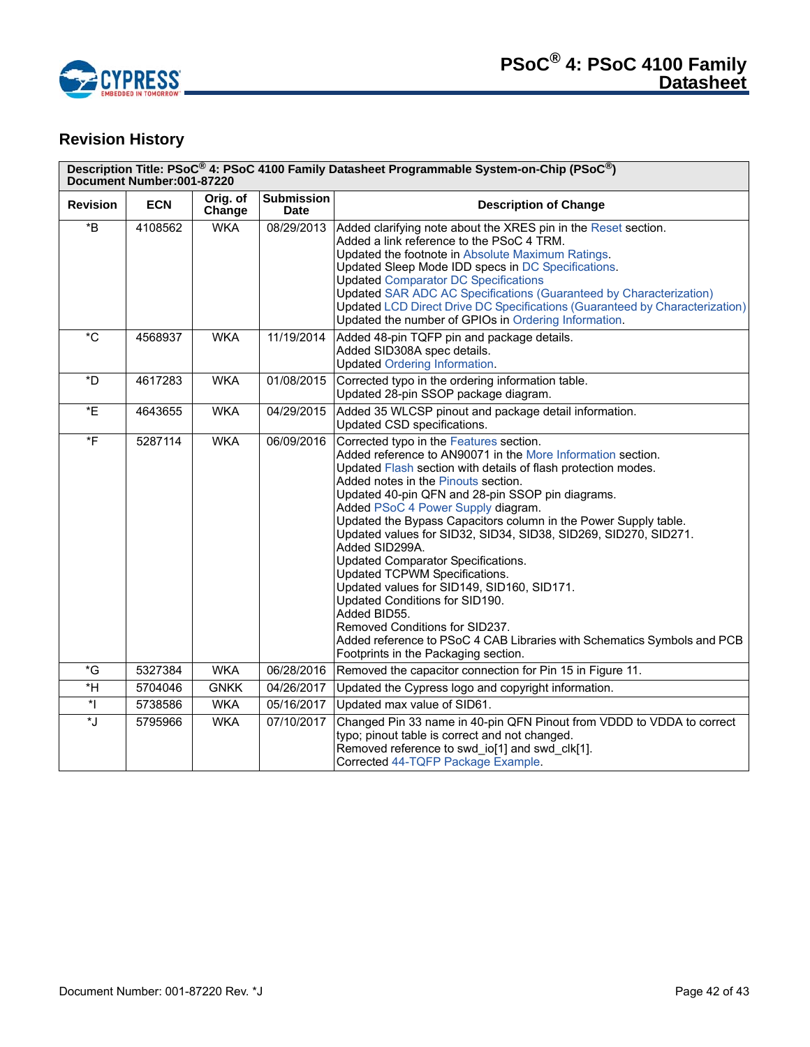## Revision History

| Description Title: PSoC® 4: PSoC 4100 Family Datasheet Programmable System-on-Chip (PSoC®)<br>Document Number:001-87220 | | | | |
|---|---|---|---|---|
| **Revision** | **ECN** | **Orig. of Change** | **Submission Date** | **Description of Change** |
| *B | 4108562 | WKA | 08/29/2013 | Added clarifying note about the XRES pin in the Reset section.<br>Added a link reference to the PSoC 4 TRM.<br>Updated the footnote in Absolute Maximum Ratings.<br>Updated Sleep Mode IDD specs in DC Specifications.<br>Updated Comparator DC Specifications<br>Updated SAR ADC AC Specifications (Guaranteed by Characterization)<br>Updated LCD Direct Drive DC Specifications (Guaranteed by Characterization)<br>Updated the number of GPIOs in Ordering Information. |
| *C | 4568937 | WKA | 11/19/2014 | Added 48-pin TQFP pin and package details.<br>Added SID308A spec details.<br>Updated Ordering Information. |
| *D | 4617283 | WKA | 01/08/2015 | Corrected typo in the ordering information table.<br>Updated 28-pin SSOP package diagram. |
| *E | 4643655 | WKA | 04/29/2015 | Added 35 WLCSP pinout and package detail information.<br>Updated CSD specifications. |
| *F | 5287114 | WKA | 06/09/2016 | Corrected typo in the Features section.<br>Added reference to AN90071 in the More Information section.<br>Updated Flash section with details of flash protection modes.<br>Added notes in the Pinouts section.<br>Updated 40-pin QFN and 28-pin SSOP pin diagrams.<br>Added PSoC 4 Power Supply diagram.<br>Updated the Bypass Capacitors column in the Power Supply table.<br>Updated values for SID32, SID34, SID38, SID269, SID270, SID271.<br>Added SID299A.<br>Updated Comparator Specifications.<br>Updated TCPWM Specifications.<br>Updated values for SID149, SID160, SID171.<br>Updated Conditions for SID190.<br>Added BID55.<br>Removed Conditions for SID237.<br>Added reference to PSoC 4 CAB Libraries with Schematics Symbols and PCB Footprints in the Packaging section. |
| *G | 5327384 | WKA | 06/28/2016 | Removed the capacitor connection for Pin 15 in Figure 11. |
| *H | 5704046 | GNKK | 04/26/2017 | Updated the Cypress logo and copyright information. |
| *I | 5738586 | WKA | 05/16/2017 | Updated max value of SID61. |
| *J | 5795966 | WKA | 07/10/2017 | Changed Pin 33 name in 40-pin QFN Pinout from VDDD to VDDA to correct typo; pinout table is correct and not changed.<br>Removed reference to swd_io[1] and swd_clk[1].<br>Corrected 44-TQFP Package Example. |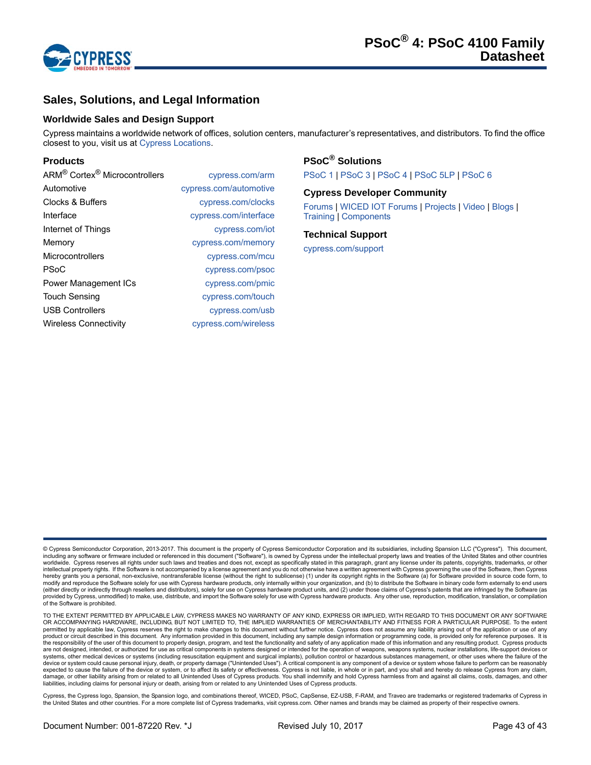## Sales, Solutions, and Legal Information

### Worldwide Sales and Design Support

Cypress maintains a worldwide network of offices, solution centers, manufacturer's representatives, and distributors. To find the office closest to you, visit us at Cypress Locations.

### Products

| | |
|---|---|
| ARM® Cortex® Microcontrollers | cypress.com/arm |
| Automotive | cypress.com/automotive |
| Clocks & Buffers | cypress.com/clocks |
| Interface | cypress.com/interface |
| Internet of Things | cypress.com/iot |
| Memory | cypress.com/memory |
| Microcontrollers | cypress.com/mcu |
| PSoC | cypress.com/psoc |
| Power Management ICs | cypress.com/pmic |
| Touch Sensing | cypress.com/touch |
| USB Controllers | cypress.com/usb |
| Wireless Connectivity | cypress.com/wireless |

### PSoC® Solutions

PSoC 1 | PSoC 3 | PSoC 4 | PSoC 5LP | PSoC 6

### Cypress Developer Community

Forums | WICED IOT Forums | Projects | Video | Blogs | Training | Components

### Technical Support

cypress.com/support

© Cypress Semiconductor Corporation, 2013-2017. This document is the property of Cypress Semiconductor Corporation and its subsidiaries, including Spansion LLC ("Cypress"). This document, including any software or firmware included or referenced in this document ("Software"), is owned by Cypress under the intellectual property laws and treaties of the United States and other countries worldwide. Cypress reserves all rights under such laws and treaties and does not, except as specifically stated in this paragraph, grant any license under its patents, copyrights, trademarks, or other intellectual property rights. If the Software is not accompanied by a license agreement and you do not otherwise have a written agreement with Cypress governing the use of the Software, then Cypress hereby grants you a personal, non-exclusive, nontransferable license (without the right to sublicense) (1) under its copyright rights in the Software (a) for Software provided in source code form, to modify and reproduce the Software solely for use with Cypress hardware products, only internally within your organization, and (b) to distribute the Software in binary code form externally to end users (either directly or indirectly through resellers and distributors), solely for use on Cypress hardware product units, and (2) under those claims of Cypress's patents that are infringed by the Software (as provided by Cypress, unmodified) to make, use, distribute, and import the Software solely for use with Cypress hardware products. Any other use, reproduction, modification, translation, or compilation of the Software is prohibited.

TO THE EXTENT PERMITTED BY APPLICABLE LAW, CYPRESS MAKES NO WARRANTY OF ANY KIND, EXPRESS OR IMPLIED, WITH REGARD TO THIS DOCUMENT OR ANY SOFTWARE OR ACCOMPANYING HARDWARE, INCLUDING, BUT NOT LIMITED TO, THE IMPLIED WARRANTIES OF MERCHANTABILITY AND FITNESS FOR A PARTICULAR PURPOSE. To the extent permitted by applicable law, Cypress reserves the right to make changes to this document without further notice. Cypress does not assume any liability arising out of the application or use of any product or circuit described in this document. Any information provided in this document, including any sample design information or programming code, is provided only for reference purposes. It is the responsibility of the user of this document to properly design, program, and test the functionality and safety of any application made of this information and any resulting product. Cypress products are not designed, intended, or authorized for use as critical components in systems designed or intended for the operation of weapons, weapons systems, nuclear installations, life-support devices or systems, other medical devices or systems (including resuscitation equipment and surgical implants), pollution control or hazardous substances management, or other uses where the failure of the device or system could cause personal injury, death, or property damage ("Unintended Uses"). A critical component is any component of a device or system whose failure to perform can be reasonably expected to cause the failure of the device or system, or to affect its safety or effectiveness. Cypress is not liable, in whole or in part, and you shall and hereby do release Cypress from any claim, damage, or other liability arising from or related to all Unintended Uses of Cypress products. You shall indemnify and hold Cypress harmless from and against all claims, costs, damages, and other liabilities, including claims for personal injury or death, arising from or related to any Unintended Uses of Cypress products.

Cypress, the Cypress logo, Spansion, the Spansion logo, and combinations thereof, WICED, PSoC, CapSense, EZ-USB, F-RAM, and Traveo are trademarks or registered trademarks of Cypress in the United States and other countries. For a more complete list of Cypress trademarks, visit cypress.com. Other names and brands may be claimed as property of their respective owners.

Document Number: 001-87220 Rev. *J Revised July 10, 2017